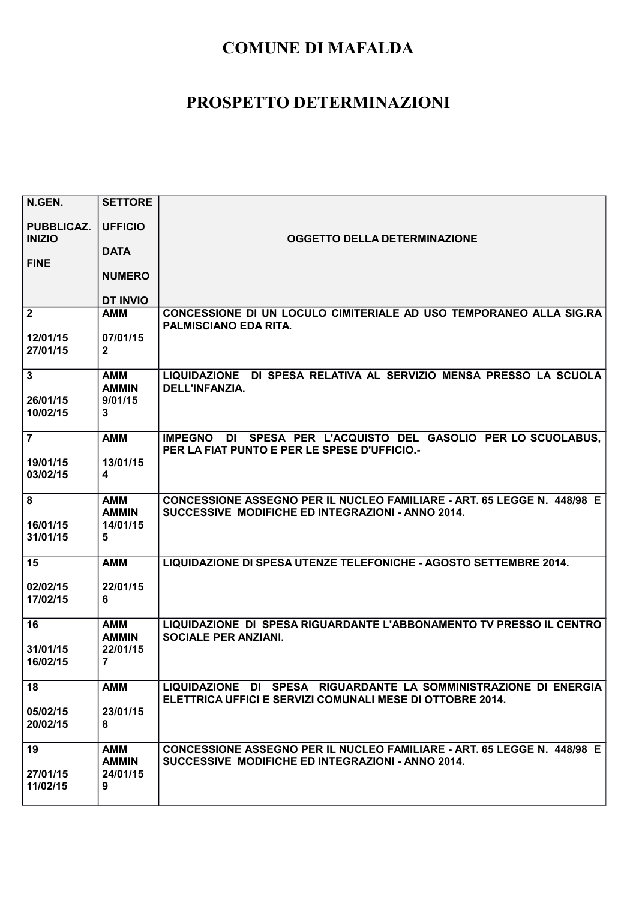# COMUNE DI MAFALDA

# PROSPETTO DETERMINAZIONI

| N.GEN.<br><br>PUBBLICAZ. INIZIO<br><br>FINE | SETTORE<br><br>UFFICIO<br><br>DATA<br><br>NUMERO<br><br>DT INVIO | OGGETTO DELLA DETERMINAZIONE |
|---|---|---|
| 2<br><br>12/01/15<br>27/01/15 | AMM<br><br>07/01/15<br>2 | CONCESSIONE DI UN LOCULO CIMITERIALE AD USO TEMPORANEO ALLA SIG.RA PALMISCIANO EDA RITA. |
| 3<br><br>26/01/15<br>10/02/15 | AMM<br>AMMIN<br>9/01/15<br>3 | LIQUIDAZIONE DI SPESA RELATIVA AL SERVIZIO MENSA PRESSO LA SCUOLA DELL'INFANZIA. |
| 7<br><br>19/01/15<br>03/02/15 | AMM<br><br>13/01/15<br>4 | IMPEGNO DI SPESA PER L'ACQUISTO DEL GASOLIO PER LO SCUOLABUS, PER LA FIAT PUNTO E PER LE SPESE D'UFFICIO.- |
| 8<br><br>16/01/15<br>31/01/15 | AMM<br>AMMIN<br>14/01/15<br>5 | CONCESSIONE ASSEGNO PER IL NUCLEO FAMILIARE - ART. 65 LEGGE N. 448/98 E SUCCESSIVE MODIFICHE ED INTEGRAZIONI - ANNO 2014. |
| 15<br><br>02/02/15<br>17/02/15 | AMM<br><br>22/01/15<br>6 | LIQUIDAZIONE DI SPESA UTENZE TELEFONICHE - AGOSTO SETTEMBRE 2014. |
| 16<br><br>31/01/15<br>16/02/15 | AMM<br>AMMIN<br>22/01/15<br>7 | LIQUIDAZIONE DI SPESA RIGUARDANTE L'ABBONAMENTO TV PRESSO IL CENTRO SOCIALE PER ANZIANI. |
| 18<br><br>05/02/15<br>20/02/15 | AMM<br><br>23/01/15<br>8 | LIQUIDAZIONE DI SPESA RIGUARDANTE LA SOMMINISTRAZIONE DI ENERGIA ELETTRICA UFFICI E SERVIZI COMUNALI MESE DI OTTOBRE 2014. |
| 19<br><br>27/01/15<br>11/02/15 | AMM<br>AMMIN<br>24/01/15<br>9 | CONCESSIONE ASSEGNO PER IL NUCLEO FAMILIARE - ART. 65 LEGGE N. 448/98 E SUCCESSIVE MODIFICHE ED INTEGRAZIONI - ANNO 2014. |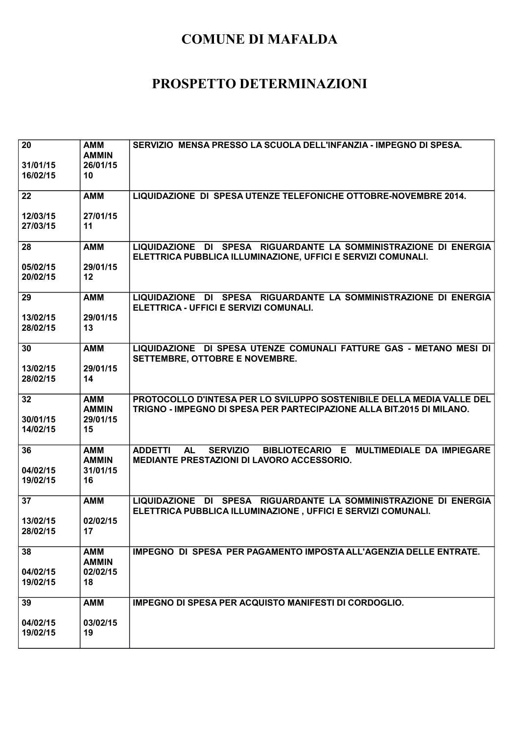# COMUNE DI MAFALDA

# PROSPETTO DETERMINAZIONI

| | | |
|---|---|---|
| 20<br><br>31/01/15<br>16/02/15 | AMM<br>AMMIN<br>26/01/15<br>10 | SERVIZIO MENSA PRESSO LA SCUOLA DELL'INFANZIA - IMPEGNO DI SPESA. |
| 22<br><br>12/03/15<br>27/03/15 | AMM<br><br>27/01/15<br>11 | LIQUIDAZIONE DI SPESA UTENZE TELEFONICHE OTTOBRE-NOVEMBRE 2014. |
| 28<br><br>05/02/15<br>20/02/15 | AMM<br><br>29/01/15<br>12 | LIQUIDAZIONE DI SPESA RIGUARDANTE LA SOMMINISTRAZIONE DI ENERGIA ELETTRICA PUBBLICA ILLUMINAZIONE, UFFICI E SERVIZI COMUNALI. |
| 29<br><br>13/02/15<br>28/02/15 | AMM<br><br>29/01/15<br>13 | LIQUIDAZIONE DI SPESA RIGUARDANTE LA SOMMINISTRAZIONE DI ENERGIA ELETTRICA - UFFICI E SERVIZI COMUNALI. |
| 30<br><br>13/02/15<br>28/02/15 | AMM<br><br>29/01/15<br>14 | LIQUIDAZIONE DI SPESA UTENZE COMUNALI FATTURE GAS - METANO MESI DI SETTEMBRE, OTTOBRE E NOVEMBRE. |
| 32<br><br>30/01/15<br>14/02/15 | AMM<br>AMMIN<br>29/01/15<br>15 | PROTOCOLLO D'INTESA PER LO SVILUPPO SOSTENIBILE DELLA MEDIA VALLE DEL TRIGNO - IMPEGNO DI SPESA PER PARTECIPAZIONE ALLA BIT.2015 DI MILANO. |
| 36<br><br>04/02/15<br>19/02/15 | AMM<br>AMMIN<br>31/01/15<br>16 | ADDETTI AL SERVIZIO BIBLIOTECARIO E MULTIMEDIALE DA IMPIEGARE MEDIANTE PRESTAZIONI DI LAVORO ACCESSORIO. |
| 37<br><br>13/02/15<br>28/02/15 | AMM<br><br>02/02/15<br>17 | LIQUIDAZIONE DI SPESA RIGUARDANTE LA SOMMINISTRAZIONE DI ENERGIA ELETTRICA PUBBLICA ILLUMINAZIONE , UFFICI E SERVIZI COMUNALI. |
| 38<br><br>04/02/15<br>19/02/15 | AMM<br>AMMIN<br>02/02/15<br>18 | IMPEGNO DI SPESA PER PAGAMENTO IMPOSTA ALL'AGENZIA DELLE ENTRATE. |
| 39<br><br>04/02/15<br>19/02/15 | AMM<br><br>03/02/15<br>19 | IMPEGNO DI SPESA PER ACQUISTO MANIFESTI DI CORDOGLIO. |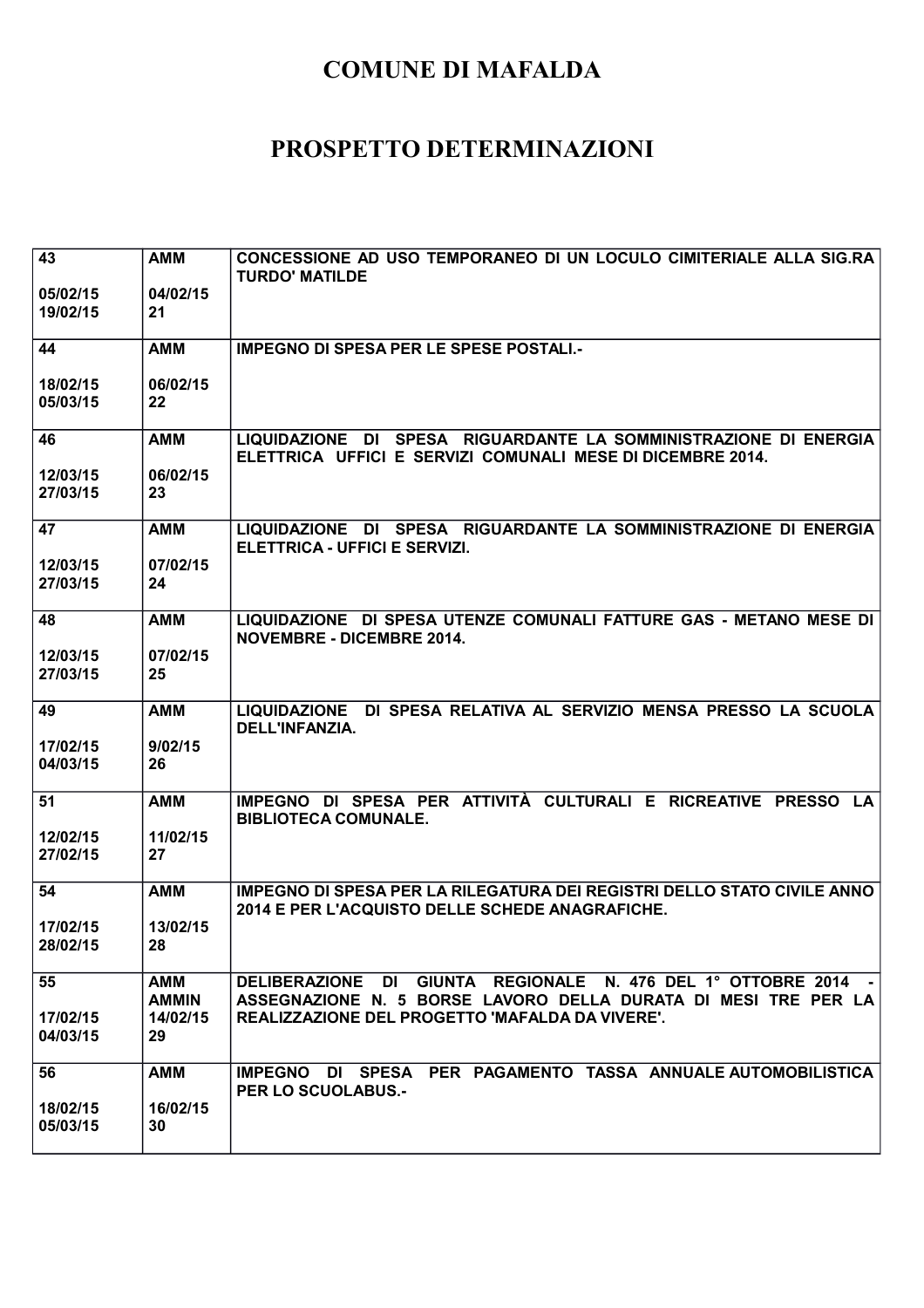# COMUNE DI MAFALDA

# PROSPETTO DETERMINAZIONI

| | | |
|---|---|---|
| **43**<br><br>**05/02/15**<br>**19/02/15** | **AMM**<br><br>**04/02/15**<br>**21** | **CONCESSIONE AD USO TEMPORANEO DI UN LOCULO CIMITERIALE ALLA SIG.RA TURDO' MATILDE** |
| **44**<br><br>**18/02/15**<br>**05/03/15** | **AMM**<br><br>**06/02/15**<br>**22** | **IMPEGNO DI SPESA PER LE SPESE POSTALI.-** |
| **46**<br><br>**12/03/15**<br>**27/03/15** | **AMM**<br><br>**06/02/15**<br>**23** | **LIQUIDAZIONE DI SPESA RIGUARDANTE LA SOMMINISTRAZIONE DI ENERGIA ELETTRICA UFFICI E SERVIZI COMUNALI MESE DI DICEMBRE 2014.** |
| **47**<br><br>**12/03/15**<br>**27/03/15** | **AMM**<br><br>**07/02/15**<br>**24** | **LIQUIDAZIONE DI SPESA RIGUARDANTE LA SOMMINISTRAZIONE DI ENERGIA ELETTRICA - UFFICI E SERVIZI.** |
| **48**<br><br>**12/03/15**<br>**27/03/15** | **AMM**<br><br>**07/02/15**<br>**25** | **LIQUIDAZIONE DI SPESA UTENZE COMUNALI FATTURE GAS - METANO MESE DI NOVEMBRE - DICEMBRE 2014.** |
| **49**<br><br>**17/02/15**<br>**04/03/15** | **AMM**<br><br>**9/02/15**<br>**26** | **LIQUIDAZIONE DI SPESA RELATIVA AL SERVIZIO MENSA PRESSO LA SCUOLA DELL'INFANZIA.** |
| **51**<br><br>**12/02/15**<br>**27/02/15** | **AMM**<br><br>**11/02/15**<br>**27** | **IMPEGNO DI SPESA PER ATTIVITÀ CULTURALI E RICREATIVE PRESSO LA BIBLIOTECA COMUNALE.** |
| **54**<br><br>**17/02/15**<br>**28/02/15** | **AMM**<br><br>**13/02/15**<br>**28** | **IMPEGNO DI SPESA PER LA RILEGATURA DEI REGISTRI DELLO STATO CIVILE ANNO 2014 E PER L'ACQUISTO DELLE SCHEDE ANAGRAFICHE.** |
| **55**<br><br>**17/02/15**<br>**04/03/15** | **AMM**<br>**AMMIN**<br>**14/02/15**<br>**29** | **DELIBERAZIONE DI GIUNTA REGIONALE N. 476 DEL 1° OTTOBRE 2014 - ASSEGNAZIONE N. 5 BORSE LAVORO DELLA DURATA DI MESI TRE PER LA REALIZZAZIONE DEL PROGETTO 'MAFALDA DA VIVERE'.** |
| **56**<br><br>**18/02/15**<br>**05/03/15** | **AMM**<br><br>**16/02/15**<br>**30** | **IMPEGNO DI SPESA PER PAGAMENTO TASSA ANNUALE AUTOMOBILISTICA PER LO SCUOLABUS.-** |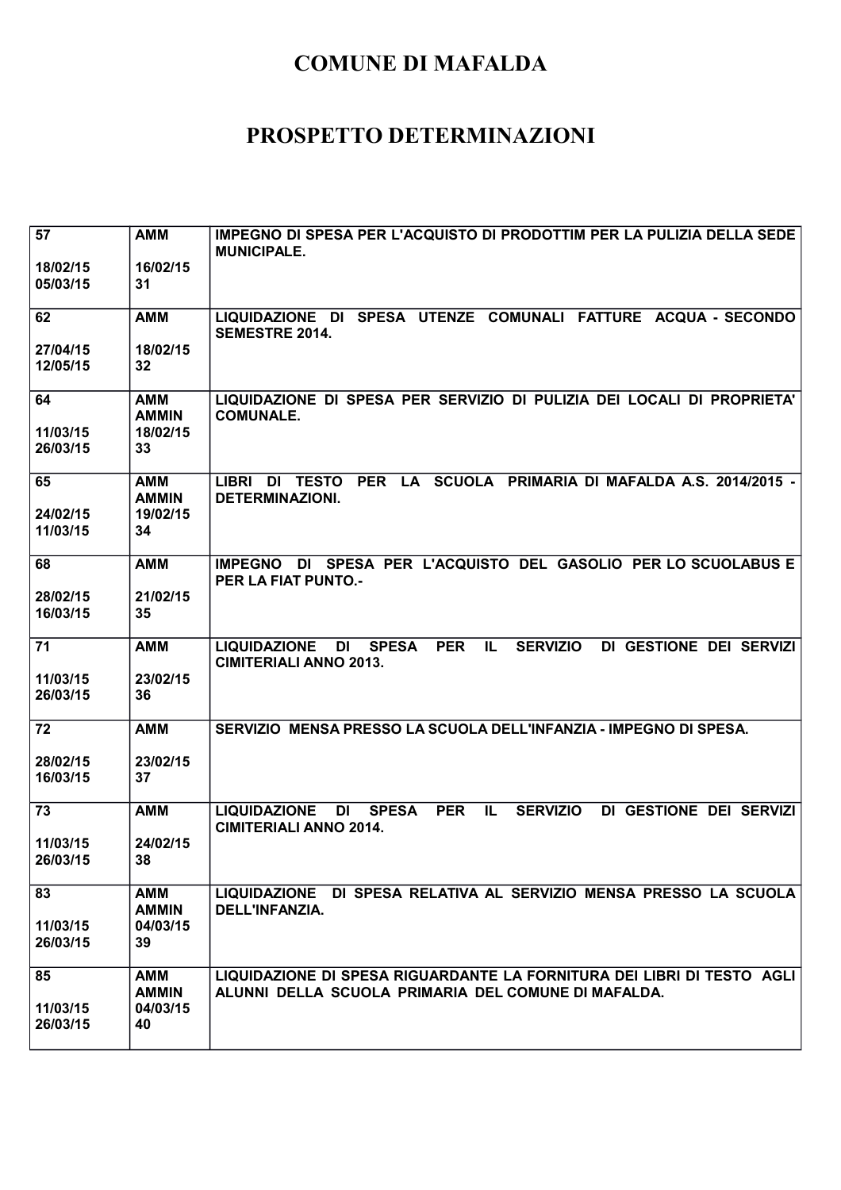# COMUNE DI MAFALDA

# PROSPETTO DETERMINAZIONI

| | | |
|---|---|---|
| **57**<br><br>**18/02/15**<br>**05/03/15** | **AMM**<br><br>**16/02/15**<br>**31** | **IMPEGNO DI SPESA PER L'ACQUISTO DI PRODOTTIM PER LA PULIZIA DELLA SEDE MUNICIPALE.** |
| **62**<br><br>**27/04/15**<br>**12/05/15** | **AMM**<br><br>**18/02/15**<br>**32** | **LIQUIDAZIONE DI SPESA UTENZE COMUNALI FATTURE ACQUA - SECONDO SEMESTRE 2014.** |
| **64**<br><br>**11/03/15**<br>**26/03/15** | **AMM**<br>**AMMIN**<br>**18/02/15**<br>**33** | **LIQUIDAZIONE DI SPESA PER SERVIZIO DI PULIZIA DEI LOCALI DI PROPRIETA' COMUNALE.** |
| **65**<br><br>**24/02/15**<br>**11/03/15** | **AMM**<br>**AMMIN**<br>**19/02/15**<br>**34** | **LIBRI DI TESTO PER LA SCUOLA PRIMARIA DI MAFALDA A.S. 2014/2015 - DETERMINAZIONI.** |
| **68**<br><br>**28/02/15**<br>**16/03/15** | **AMM**<br><br>**21/02/15**<br>**35** | **IMPEGNO DI SPESA PER L'ACQUISTO DEL GASOLIO PER LO SCUOLABUS E PER LA FIAT PUNTO.-** |
| **71**<br><br>**11/03/15**<br>**26/03/15** | **AMM**<br><br>**23/02/15**<br>**36** | **LIQUIDAZIONE DI SPESA PER IL SERVIZIO DI GESTIONE DEI SERVIZI CIMITERIALI ANNO 2013.** |
| **72**<br><br>**28/02/15**<br>**16/03/15** | **AMM**<br><br>**23/02/15**<br>**37** | **SERVIZIO MENSA PRESSO LA SCUOLA DELL'INFANZIA - IMPEGNO DI SPESA.** |
| **73**<br><br>**11/03/15**<br>**26/03/15** | **AMM**<br><br>**24/02/15**<br>**38** | **LIQUIDAZIONE DI SPESA PER IL SERVIZIO DI GESTIONE DEI SERVIZI CIMITERIALI ANNO 2014.** |
| **83**<br><br>**11/03/15**<br>**26/03/15** | **AMM**<br>**AMMIN**<br>**04/03/15**<br>**39** | **LIQUIDAZIONE DI SPESA RELATIVA AL SERVIZIO MENSA PRESSO LA SCUOLA DELL'INFANZIA.** |
| **85**<br><br>**11/03/15**<br>**26/03/15** | **AMM**<br>**AMMIN**<br>**04/03/15**<br>**40** | **LIQUIDAZIONE DI SPESA RIGUARDANTE LA FORNITURA DEI LIBRI DI TESTO AGLI ALUNNI DELLA SCUOLA PRIMARIA DEL COMUNE DI MAFALDA.** |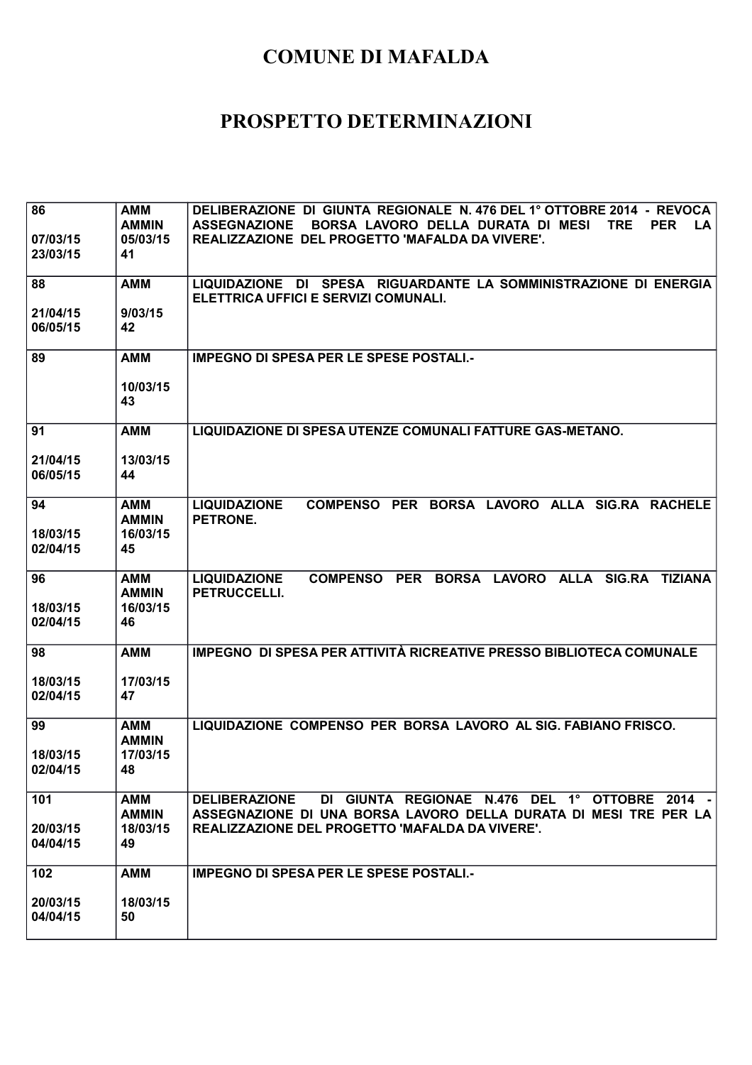# COMUNE DI MAFALDA

# PROSPETTO DETERMINAZIONI

| | | |
|---|---|---|
| 86<br><br>07/03/15<br>23/03/15 | AMM<br>AMMIN<br>05/03/15<br>41 | DELIBERAZIONE DI GIUNTA REGIONALE N. 476 DEL 1° OTTOBRE 2014 - REVOCA ASSEGNAZIONE BORSA LAVORO DELLA DURATA DI MESI TRE PER LA REALIZZAZIONE DEL PROGETTO 'MAFALDA DA VIVERE'. |
| 88<br><br>21/04/15<br>06/05/15 | AMM<br><br>9/03/15<br>42 | LIQUIDAZIONE DI SPESA RIGUARDANTE LA SOMMINISTRAZIONE DI ENERGIA ELETTRICA UFFICI E SERVIZI COMUNALI. |
| 89 | AMM<br><br>10/03/15<br>43 | IMPEGNO DI SPESA PER LE SPESE POSTALI.- |
| 91<br><br>21/04/15<br>06/05/15 | AMM<br><br>13/03/15<br>44 | LIQUIDAZIONE DI SPESA UTENZE COMUNALI FATTURE GAS-METANO. |
| 94<br><br>18/03/15<br>02/04/15 | AMM<br>AMMIN<br>16/03/15<br>45 | LIQUIDAZIONE COMPENSO PER BORSA LAVORO ALLA SIG.RA RACHELE PETRONE. |
| 96<br><br>18/03/15<br>02/04/15 | AMM<br>AMMIN<br>16/03/15<br>46 | LIQUIDAZIONE COMPENSO PER BORSA LAVORO ALLA SIG.RA TIZIANA PETRUCCELLI. |
| 98<br><br>18/03/15<br>02/04/15 | AMM<br><br>17/03/15<br>47 | IMPEGNO DI SPESA PER ATTIVITÀ RICREATIVE PRESSO BIBLIOTECA COMUNALE |
| 99<br><br>18/03/15<br>02/04/15 | AMM<br>AMMIN<br>17/03/15<br>48 | LIQUIDAZIONE COMPENSO PER BORSA LAVORO AL SIG. FABIANO FRISCO. |
| 101<br><br>20/03/15<br>04/04/15 | AMM<br>AMMIN<br>18/03/15<br>49 | DELIBERAZIONE DI GIUNTA REGIONAE N.476 DEL 1° OTTOBRE 2014 - ASSEGNAZIONE DI UNA BORSA LAVORO DELLA DURATA DI MESI TRE PER LA REALIZZAZIONE DEL PROGETTO 'MAFALDA DA VIVERE'. |
| 102<br><br>20/03/15<br>04/04/15 | AMM<br><br>18/03/15<br>50 | IMPEGNO DI SPESA PER LE SPESE POSTALI.- |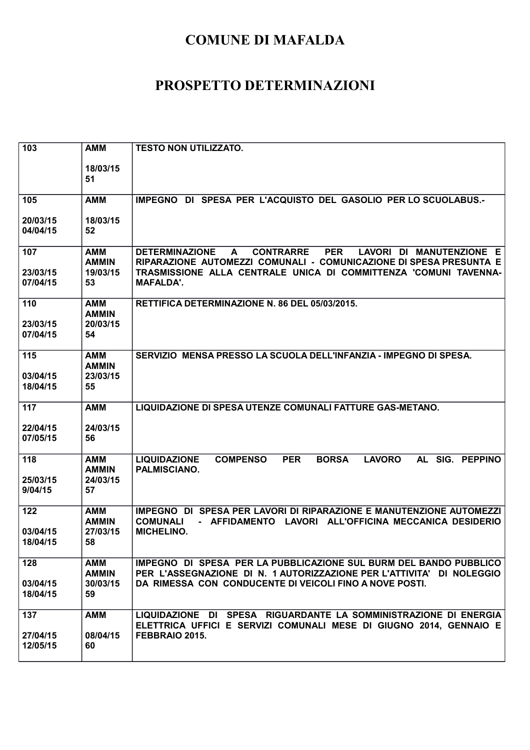# COMUNE DI MAFALDA

# PROSPETTO DETERMINAZIONI

| | | |
|---|---|---|
| 103 | AMM<br><br>18/03/15<br>51 | TESTO NON UTILIZZATO. |
| 105<br><br>20/03/15<br>04/04/15 | AMM<br><br>18/03/15<br>52 | IMPEGNO DI SPESA PER L'ACQUISTO DEL GASOLIO PER LO SCUOLABUS.- |
| 107<br><br>23/03/15<br>07/04/15 | AMM<br>AMMIN<br>19/03/15<br>53 | DETERMINAZIONE A CONTRARRE PER LAVORI DI MANUTENZIONE E RIPARAZIONE AUTOMEZZI COMUNALI - COMUNICAZIONE DI SPESA PRESUNTA E TRASMISSIONE ALLA CENTRALE UNICA DI COMMITTENZA 'COMUNI TAVENNA-MAFALDA'. |
| 110<br><br>23/03/15<br>07/04/15 | AMM<br>AMMIN<br>20/03/15<br>54 | RETTIFICA DETERMINAZIONE N. 86 DEL 05/03/2015. |
| 115<br><br>03/04/15<br>18/04/15 | AMM<br>AMMIN<br>23/03/15<br>55 | SERVIZIO MENSA PRESSO LA SCUOLA DELL'INFANZIA - IMPEGNO DI SPESA. |
| 117<br><br>22/04/15<br>07/05/15 | AMM<br><br>24/03/15<br>56 | LIQUIDAZIONE DI SPESA UTENZE COMUNALI FATTURE GAS-METANO. |
| 118<br><br>25/03/15<br>9/04/15 | AMM<br>AMMIN<br>24/03/15<br>57 | LIQUIDAZIONE COMPENSO PER BORSA LAVORO AL SIG. PEPPINO PALMISCIANO. |
| 122<br><br>03/04/15<br>18/04/15 | AMM<br>AMMIN<br>27/03/15<br>58 | IMPEGNO DI SPESA PER LAVORI DI RIPARAZIONE E MANUTENZIONE AUTOMEZZI COMUNALI - AFFIDAMENTO LAVORI ALL'OFFICINA MECCANICA DESIDERIO MICHELINO. |
| 128<br><br>03/04/15<br>18/04/15 | AMM<br>AMMIN<br>30/03/15<br>59 | IMPEGNO DI SPESA PER LA PUBBLICAZIONE SUL BURM DEL BANDO PUBBLICO PER L'ASSEGNAZIONE DI N. 1 AUTORIZZAZIONE PER L'ATTIVITA' DI NOLEGGIO DA RIMESSA CON CONDUCENTE DI VEICOLI FINO A NOVE POSTI. |
| 137<br><br>27/04/15<br>12/05/15 | AMM<br><br>08/04/15<br>60 | LIQUIDAZIONE DI SPESA RIGUARDANTE LA SOMMINISTRAZIONE DI ENERGIA ELETTRICA UFFICI E SERVIZI COMUNALI MESE DI GIUGNO 2014, GENNAIO E FEBBRAIO 2015. |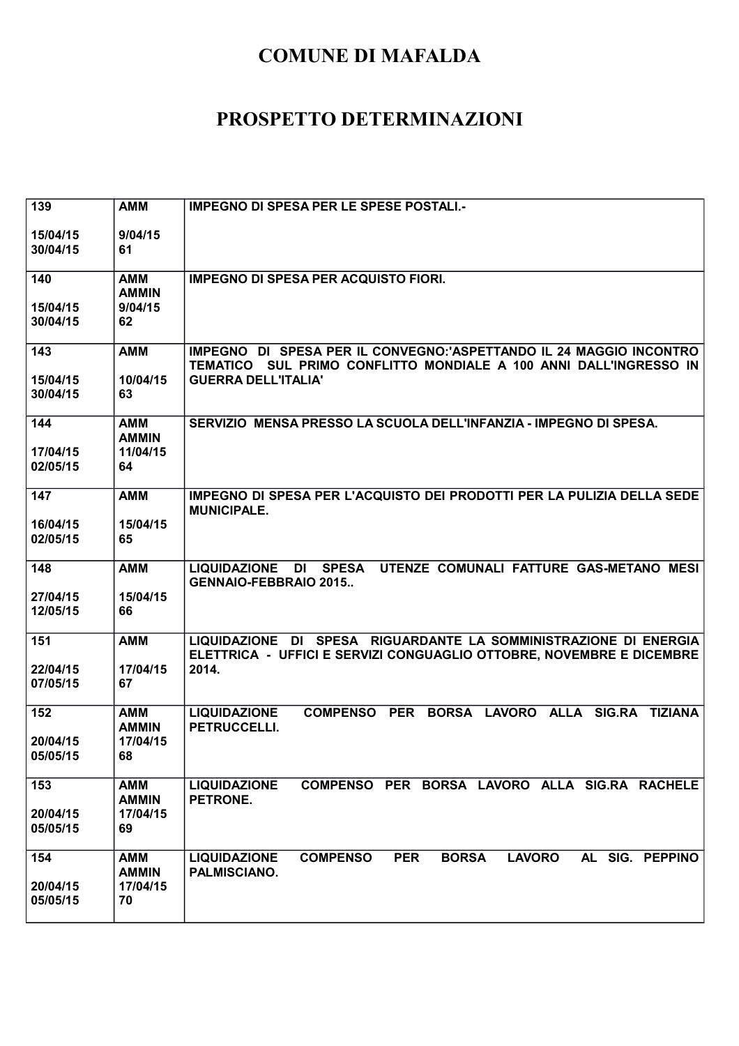# COMUNE DI MAFALDA

# PROSPETTO DETERMINAZIONI

| | | |
|---|---|---|
| 139<br><br>15/04/15<br>30/04/15 | AMM<br><br>9/04/15<br>61 | IMPEGNO DI SPESA PER LE SPESE POSTALI.- |
| 140<br><br>15/04/15<br>30/04/15 | AMM<br>AMMIN<br>9/04/15<br>62 | IMPEGNO DI SPESA PER ACQUISTO FIORI. |
| 143<br><br>15/04/15<br>30/04/15 | AMM<br><br>10/04/15<br>63 | IMPEGNO DI SPESA PER IL CONVEGNO:'ASPETTANDO IL 24 MAGGIO INCONTRO TEMATICO SUL PRIMO CONFLITTO MONDIALE A 100 ANNI DALL'INGRESSO IN GUERRA DELL'ITALIA' |
| 144<br><br>17/04/15<br>02/05/15 | AMM<br>AMMIN<br>11/04/15<br>64 | SERVIZIO MENSA PRESSO LA SCUOLA DELL'INFANZIA - IMPEGNO DI SPESA. |
| 147<br><br>16/04/15<br>02/05/15 | AMM<br><br>15/04/15<br>65 | IMPEGNO DI SPESA PER L'ACQUISTO DEI PRODOTTI PER LA PULIZIA DELLA SEDE MUNICIPALE. |
| 148<br><br>27/04/15<br>12/05/15 | AMM<br><br>15/04/15<br>66 | LIQUIDAZIONE DI SPESA UTENZE COMUNALI FATTURE GAS-METANO MESI GENNAIO-FEBBRAIO 2015.. |
| 151<br><br>22/04/15<br>07/05/15 | AMM<br><br>17/04/15<br>67 | LIQUIDAZIONE DI SPESA RIGUARDANTE LA SOMMINISTRAZIONE DI ENERGIA ELETTRICA - UFFICI E SERVIZI CONGUAGLIO OTTOBRE, NOVEMBRE E DICEMBRE 2014. |
| 152<br><br>20/04/15<br>05/05/15 | AMM<br>AMMIN<br>17/04/15<br>68 | LIQUIDAZIONE COMPENSO PER BORSA LAVORO ALLA SIG.RA TIZIANA PETRUCCELLI. |
| 153<br><br>20/04/15<br>05/05/15 | AMM<br>AMMIN<br>17/04/15<br>69 | LIQUIDAZIONE COMPENSO PER BORSA LAVORO ALLA SIG.RA RACHELE PETRONE. |
| 154<br><br>20/04/15<br>05/05/15 | AMM<br>AMMIN<br>17/04/15<br>70 | LIQUIDAZIONE COMPENSO PER BORSA LAVORO AL SIG. PEPPINO PALMISCIANO. |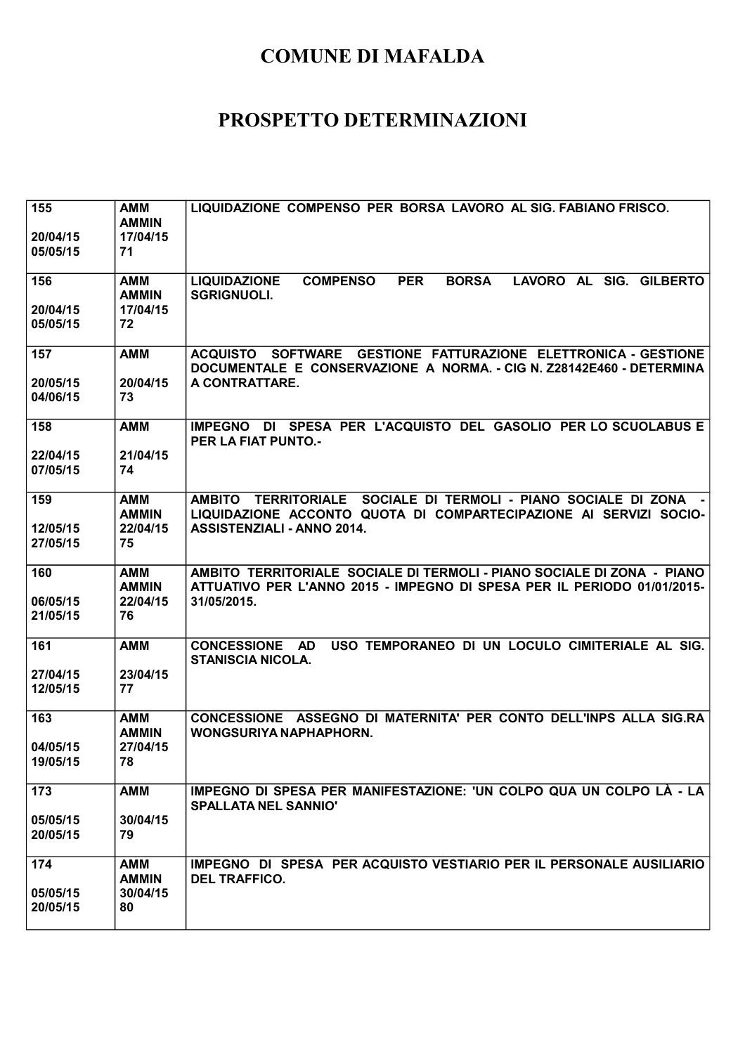# COMUNE DI MAFALDA

# PROSPETTO DETERMINAZIONI

| | | |
|---|---|---|
| 155<br><br>20/04/15<br>05/05/15 | AMM<br>AMMIN<br>17/04/15<br>71 | LIQUIDAZIONE COMPENSO PER BORSA LAVORO AL SIG. FABIANO FRISCO. |
| 156<br><br>20/04/15<br>05/05/15 | AMM<br>AMMIN<br>17/04/15<br>72 | LIQUIDAZIONE COMPENSO PER BORSA LAVORO AL SIG. GILBERTO SGRIGNUOLI. |
| 157<br><br>20/05/15<br>04/06/15 | AMM<br><br>20/04/15<br>73 | ACQUISTO SOFTWARE GESTIONE FATTURAZIONE ELETTRONICA - GESTIONE DOCUMENTALE E CONSERVAZIONE A NORMA. - CIG N. Z28142E460 - DETERMINA A CONTRATTARE. |
| 158<br><br>22/04/15<br>07/05/15 | AMM<br><br>21/04/15<br>74 | IMPEGNO DI SPESA PER L'ACQUISTO DEL GASOLIO PER LO SCUOLABUS E PER LA FIAT PUNTO.- |
| 159<br><br>12/05/15<br>27/05/15 | AMM<br>AMMIN<br>22/04/15<br>75 | AMBITO TERRITORIALE SOCIALE DI TERMOLI - PIANO SOCIALE DI ZONA - LIQUIDAZIONE ACCONTO QUOTA DI COMPARTECIPAZIONE AI SERVIZI SOCIO-ASSISTENZIALI - ANNO 2014. |
| 160<br><br>06/05/15<br>21/05/15 | AMM<br>AMMIN<br>22/04/15<br>76 | AMBITO TERRITORIALE SOCIALE DI TERMOLI - PIANO SOCIALE DI ZONA - PIANO ATTUATIVO PER L'ANNO 2015 - IMPEGNO DI SPESA PER IL PERIODO 01/01/2015-31/05/2015. |
| 161<br><br>27/04/15<br>12/05/15 | AMM<br><br>23/04/15<br>77 | CONCESSIONE AD USO TEMPORANEO DI UN LOCULO CIMITERIALE AL SIG. STANISCIA NICOLA. |
| 163<br><br>04/05/15<br>19/05/15 | AMM<br>AMMIN<br>27/04/15<br>78 | CONCESSIONE ASSEGNO DI MATERNITA' PER CONTO DELL'INPS ALLA SIG.RA WONGSURIYA NAPHAPHORN. |
| 173<br><br>05/05/15<br>20/05/15 | AMM<br><br>30/04/15<br>79 | IMPEGNO DI SPESA PER MANIFESTAZIONE: 'UN COLPO QUA UN COLPO LÀ - LA SPALLATA NEL SANNIO' |
| 174<br><br>05/05/15<br>20/05/15 | AMM<br>AMMIN<br>30/04/15<br>80 | IMPEGNO DI SPESA PER ACQUISTO VESTIARIO PER IL PERSONALE AUSILIARIO DEL TRAFFICO. |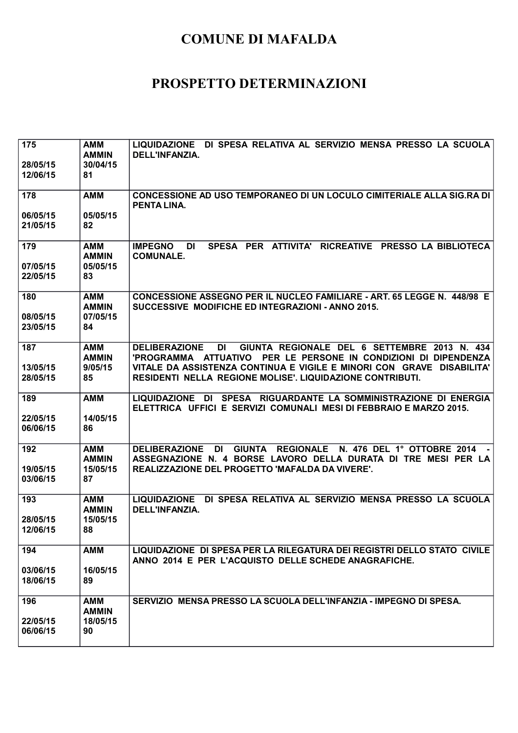# COMUNE DI MAFALDA

# PROSPETTO DETERMINAZIONI

| | | |
|---|---|---|
| 175<br><br>28/05/15<br>12/06/15 | AMM<br>AMMIN<br>30/04/15<br>81 | LIQUIDAZIONE DI SPESA RELATIVA AL SERVIZIO MENSA PRESSO LA SCUOLA DELL'INFANZIA. |
| 178<br><br>06/05/15<br>21/05/15 | AMM<br><br>05/05/15<br>82 | CONCESSIONE AD USO TEMPORANEO DI UN LOCULO CIMITERIALE ALLA SIG.RA DI PENTA LINA. |
| 179<br><br>07/05/15<br>22/05/15 | AMM<br>AMMIN<br>05/05/15<br>83 | IMPEGNO DI SPESA PER ATTIVITA' RICREATIVE PRESSO LA BIBLIOTECA COMUNALE. |
| 180<br><br>08/05/15<br>23/05/15 | AMM<br>AMMIN<br>07/05/15<br>84 | CONCESSIONE ASSEGNO PER IL NUCLEO FAMILIARE - ART. 65 LEGGE N. 448/98 E SUCCESSIVE MODIFICHE ED INTEGRAZIONI - ANNO 2015. |
| 187<br><br>13/05/15<br>28/05/15 | AMM<br>AMMIN<br>9/05/15<br>85 | DELIBERAZIONE DI GIUNTA REGIONALE DEL 6 SETTEMBRE 2013 N. 434 'PROGRAMMA ATTUATIVO PER LE PERSONE IN CONDIZIONI DI DIPENDENZA VITALE DA ASSISTENZA CONTINUA E VIGILE E MINORI CON GRAVE DISABILITA' RESIDENTI NELLA REGIONE MOLISE'. LIQUIDAZIONE CONTRIBUTI. |
| 189<br><br>22/05/15<br>06/06/15 | AMM<br><br>14/05/15<br>86 | LIQUIDAZIONE DI SPESA RIGUARDANTE LA SOMMINISTRAZIONE DI ENERGIA ELETTRICA UFFICI E SERVIZI COMUNALI MESI DI FEBBRAIO E MARZO 2015. |
| 192<br><br>19/05/15<br>03/06/15 | AMM<br>AMMIN<br>15/05/15<br>87 | DELIBERAZIONE DI GIUNTA REGIONALE N. 476 DEL 1° OTTOBRE 2014 - ASSEGNAZIONE N. 4 BORSE LAVORO DELLA DURATA DI TRE MESI PER LA REALIZZAZIONE DEL PROGETTO 'MAFALDA DA VIVERE'. |
| 193<br><br>28/05/15<br>12/06/15 | AMM<br>AMMIN<br>15/05/15<br>88 | LIQUIDAZIONE DI SPESA RELATIVA AL SERVIZIO MENSA PRESSO LA SCUOLA DELL'INFANZIA. |
| 194<br><br>03/06/15<br>18/06/15 | AMM<br><br>16/05/15<br>89 | LIQUIDAZIONE DI SPESA PER LA RILEGATURA DEI REGISTRI DELLO STATO CIVILE ANNO 2014 E PER L'ACQUISTO DELLE SCHEDE ANAGRAFICHE. |
| 196<br><br>22/05/15<br>06/06/15 | AMM<br>AMMIN<br>18/05/15<br>90 | SERVIZIO MENSA PRESSO LA SCUOLA DELL'INFANZIA - IMPEGNO DI SPESA. |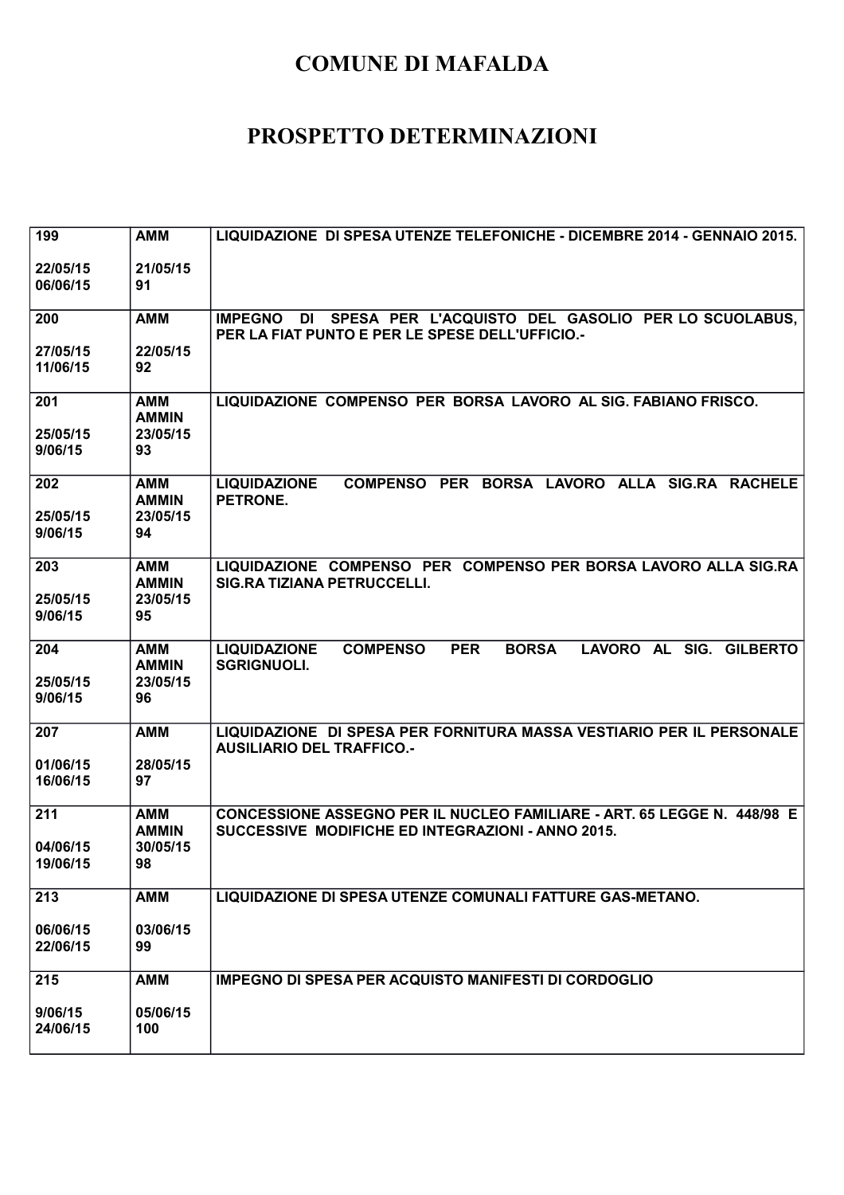# COMUNE DI MAFALDA

# PROSPETTO DETERMINAZIONI

| | | |
|---|---|---|
| 199<br><br>22/05/15<br>06/06/15 | AMM<br><br>21/05/15<br>91 | LIQUIDAZIONE DI SPESA UTENZE TELEFONICHE - DICEMBRE 2014 - GENNAIO 2015. |
| 200<br><br>27/05/15<br>11/06/15 | AMM<br><br>22/05/15<br>92 | IMPEGNO DI SPESA PER L'ACQUISTO DEL GASOLIO PER LO SCUOLABUS, PER LA FIAT PUNTO E PER LE SPESE DELL'UFFICIO.- |
| 201<br><br>25/05/15<br>9/06/15 | AMM<br>AMMIN<br>23/05/15<br>93 | LIQUIDAZIONE COMPENSO PER BORSA LAVORO AL SIG. FABIANO FRISCO. |
| 202<br><br>25/05/15<br>9/06/15 | AMM<br>AMMIN<br>23/05/15<br>94 | LIQUIDAZIONE COMPENSO PER BORSA LAVORO ALLA SIG.RA RACHELE PETRONE. |
| 203<br><br>25/05/15<br>9/06/15 | AMM<br>AMMIN<br>23/05/15<br>95 | LIQUIDAZIONE COMPENSO PER COMPENSO PER BORSA LAVORO ALLA SIG.RA SIG.RA TIZIANA PETRUCCELLI. |
| 204<br><br>25/05/15<br>9/06/15 | AMM<br>AMMIN<br>23/05/15<br>96 | LIQUIDAZIONE COMPENSO PER BORSA LAVORO AL SIG. GILBERTO SGRIGNUOLI. |
| 207<br><br>01/06/15<br>16/06/15 | AMM<br><br>28/05/15<br>97 | LIQUIDAZIONE DI SPESA PER FORNITURA MASSA VESTIARIO PER IL PERSONALE AUSILIARIO DEL TRAFFICO.- |
| 211<br><br>04/06/15<br>19/06/15 | AMM<br>AMMIN<br>30/05/15<br>98 | CONCESSIONE ASSEGNO PER IL NUCLEO FAMILIARE - ART. 65 LEGGE N. 448/98 E SUCCESSIVE MODIFICHE ED INTEGRAZIONI - ANNO 2015. |
| 213<br><br>06/06/15<br>22/06/15 | AMM<br><br>03/06/15<br>99 | LIQUIDAZIONE DI SPESA UTENZE COMUNALI FATTURE GAS-METANO. |
| 215<br><br>9/06/15<br>24/06/15 | AMM<br><br>05/06/15<br>100 | IMPEGNO DI SPESA PER ACQUISTO MANIFESTI DI CORDOGLIO |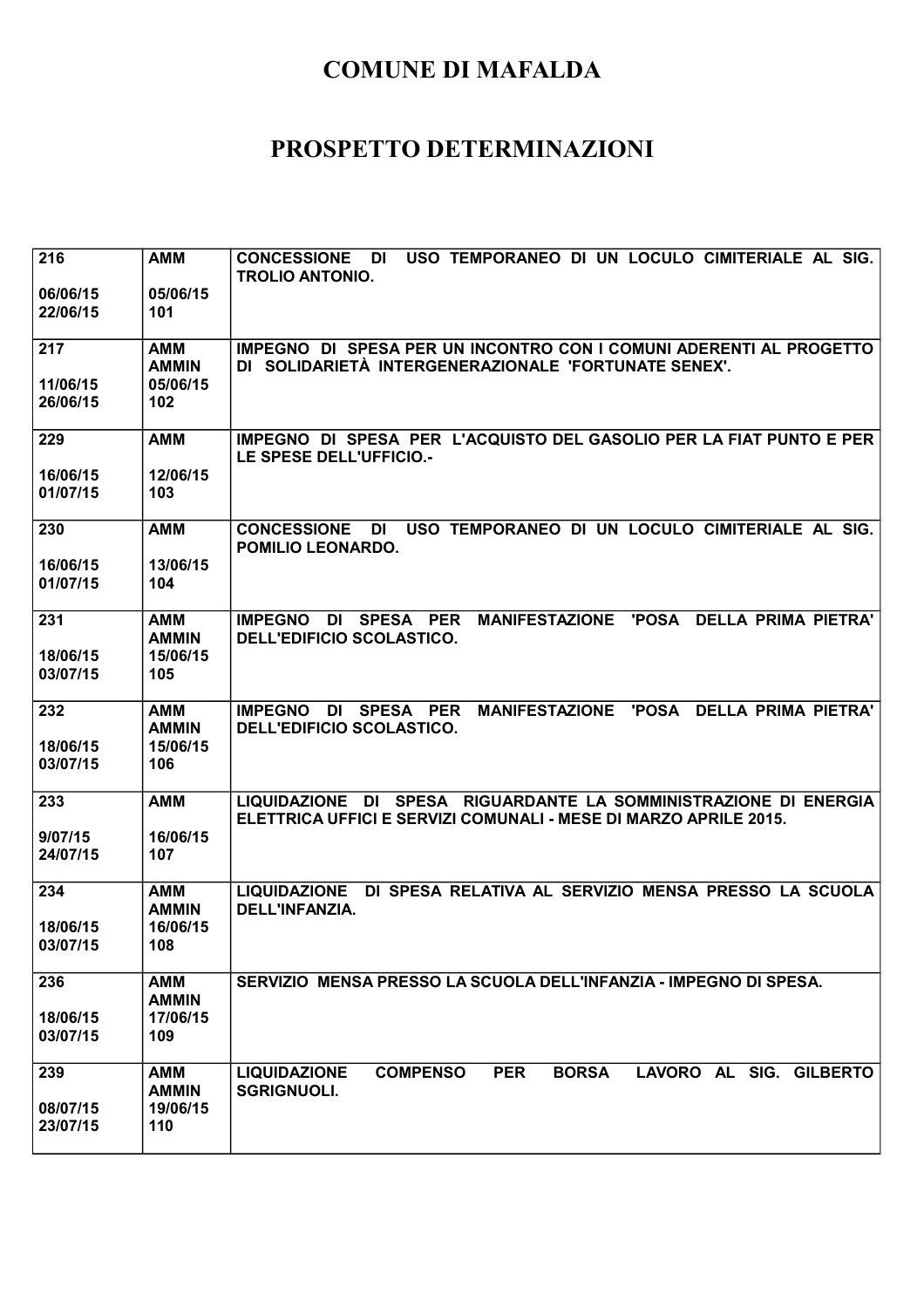# COMUNE DI MAFALDA

# PROSPETTO DETERMINAZIONI

| | | |
|---|---|---|
| 216<br><br>06/06/15<br>22/06/15 | AMM<br><br>05/06/15<br>101 | CONCESSIONE DI USO TEMPORANEO DI UN LOCULO CIMITERIALE AL SIG. TROLIO ANTONIO. |
| 217<br><br>11/06/15<br>26/06/15 | AMM<br>AMMIN<br>05/06/15<br>102 | IMPEGNO DI SPESA PER UN INCONTRO CON I COMUNI ADERENTI AL PROGETTO DI SOLIDARIETÀ INTERGENERAZIONALE 'FORTUNATE SENEX'. |
| 229<br><br>16/06/15<br>01/07/15 | AMM<br><br>12/06/15<br>103 | IMPEGNO DI SPESA PER L'ACQUISTO DEL GASOLIO PER LA FIAT PUNTO E PER LE SPESE DELL'UFFICIO.- |
| 230<br><br>16/06/15<br>01/07/15 | AMM<br><br>13/06/15<br>104 | CONCESSIONE DI USO TEMPORANEO DI UN LOCULO CIMITERIALE AL SIG. POMILIO LEONARDO. |
| 231<br><br>18/06/15<br>03/07/15 | AMM<br>AMMIN<br>15/06/15<br>105 | IMPEGNO DI SPESA PER MANIFESTAZIONE 'POSA DELLA PRIMA PIETRA' DELL'EDIFICIO SCOLASTICO. |
| 232<br><br>18/06/15<br>03/07/15 | AMM<br>AMMIN<br>15/06/15<br>106 | IMPEGNO DI SPESA PER MANIFESTAZIONE 'POSA DELLA PRIMA PIETRA' DELL'EDIFICIO SCOLASTICO. |
| 233<br><br>9/07/15<br>24/07/15 | AMM<br><br>16/06/15<br>107 | LIQUIDAZIONE DI SPESA RIGUARDANTE LA SOMMINISTRAZIONE DI ENERGIA ELETTRICA UFFICI E SERVIZI COMUNALI - MESE DI MARZO APRILE 2015. |
| 234<br><br>18/06/15<br>03/07/15 | AMM<br>AMMIN<br>16/06/15<br>108 | LIQUIDAZIONE DI SPESA RELATIVA AL SERVIZIO MENSA PRESSO LA SCUOLA DELL'INFANZIA. |
| 236<br><br>18/06/15<br>03/07/15 | AMM<br>AMMIN<br>17/06/15<br>109 | SERVIZIO MENSA PRESSO LA SCUOLA DELL'INFANZIA - IMPEGNO DI SPESA. |
| 239<br><br>08/07/15<br>23/07/15 | AMM<br>AMMIN<br>19/06/15<br>110 | LIQUIDAZIONE COMPENSO PER BORSA LAVORO AL SIG. GILBERTO SGRIGNUOLI. |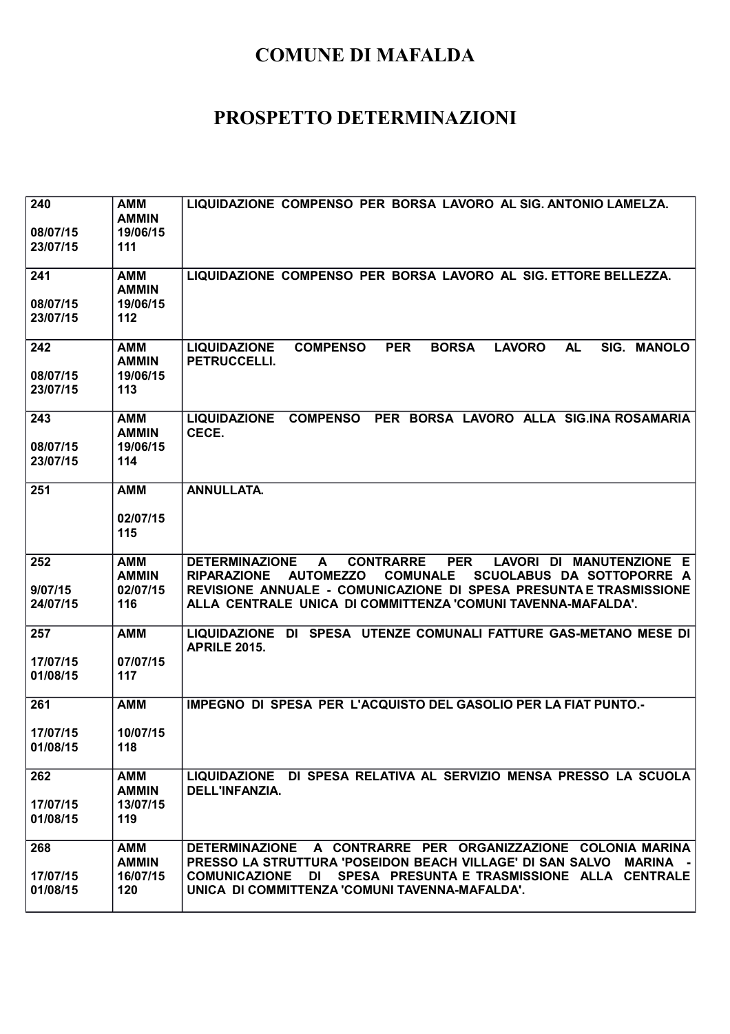# COMUNE DI MAFALDA

## PROSPETTO DETERMINAZIONI

| | | |
|---|---|---|
| 240<br><br>08/07/15<br>23/07/15 | AMM<br>AMMIN<br>19/06/15<br>111 | LIQUIDAZIONE COMPENSO PER BORSA LAVORO AL SIG. ANTONIO LAMELZA. |
| 241<br><br>08/07/15<br>23/07/15 | AMM<br>AMMIN<br>19/06/15<br>112 | LIQUIDAZIONE COMPENSO PER BORSA LAVORO AL SIG. ETTORE BELLEZZA. |
| 242<br><br>08/07/15<br>23/07/15 | AMM<br>AMMIN<br>19/06/15<br>113 | LIQUIDAZIONE COMPENSO PER BORSA LAVORO AL SIG. MANOLO PETRUCCELLI. |
| 243<br><br>08/07/15<br>23/07/15 | AMM<br>AMMIN<br>19/06/15<br>114 | LIQUIDAZIONE COMPENSO PER BORSA LAVORO ALLA SIG.INA ROSAMARIA CECE. |
| 251 | AMM<br><br>02/07/15<br>115 | ANNULLATA. |
| 252<br><br>9/07/15<br>24/07/15 | AMM<br>AMMIN<br>02/07/15<br>116 | DETERMINAZIONE A CONTRARRE PER LAVORI DI MANUTENZIONE E RIPARAZIONE AUTOMEZZO COMUNALE SCUOLABUS DA SOTTOPORRE A REVISIONE ANNUALE - COMUNICAZIONE DI SPESA PRESUNTA E TRASMISSIONE ALLA CENTRALE UNICA DI COMMITTENZA 'COMUNI TAVENNA-MAFALDA'. |
| 257<br><br>17/07/15<br>01/08/15 | AMM<br><br>07/07/15<br>117 | LIQUIDAZIONE DI SPESA UTENZE COMUNALI FATTURE GAS-METANO MESE DI APRILE 2015. |
| 261<br><br>17/07/15<br>01/08/15 | AMM<br><br>10/07/15<br>118 | IMPEGNO DI SPESA PER L'ACQUISTO DEL GASOLIO PER LA FIAT PUNTO.- |
| 262<br><br>17/07/15<br>01/08/15 | AMM<br>AMMIN<br>13/07/15<br>119 | LIQUIDAZIONE DI SPESA RELATIVA AL SERVIZIO MENSA PRESSO LA SCUOLA DELL'INFANZIA. |
| 268<br><br>17/07/15<br>01/08/15 | AMM<br>AMMIN<br>16/07/15<br>120 | DETERMINAZIONE A CONTRARRE PER ORGANIZZAZIONE COLONIA MARINA PRESSO LA STRUTTURA 'POSEIDON BEACH VILLAGE' DI SAN SALVO MARINA - COMUNICAZIONE DI SPESA PRESUNTA E TRASMISSIONE ALLA CENTRALE UNICA DI COMMITTENZA 'COMUNI TAVENNA-MAFALDA'. |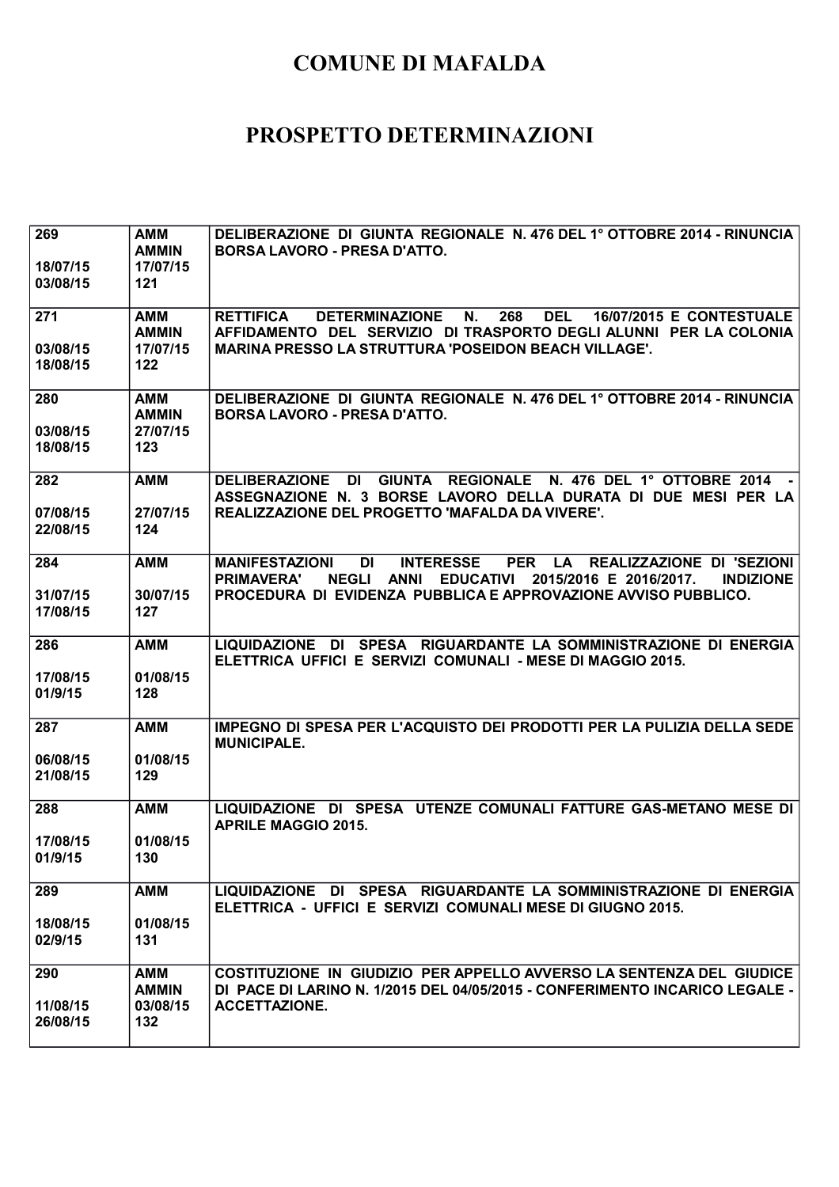# COMUNE DI MAFALDA

# PROSPETTO DETERMINAZIONI

| | | |
|---|---|---|
| 269<br><br>18/07/15<br>03/08/15 | AMM<br>AMMIN<br>17/07/15<br>121 | DELIBERAZIONE DI GIUNTA REGIONALE N. 476 DEL 1° OTTOBRE 2014 - RINUNCIA BORSA LAVORO - PRESA D'ATTO. |
| 271<br><br>03/08/15<br>18/08/15 | AMM<br>AMMIN<br>17/07/15<br>122 | RETTIFICA DETERMINAZIONE N. 268 DEL 16/07/2015 E CONTESTUALE AFFIDAMENTO DEL SERVIZIO DI TRASPORTO DEGLI ALUNNI PER LA COLONIA MARINA PRESSO LA STRUTTURA 'POSEIDON BEACH VILLAGE'. |
| 280<br><br>03/08/15<br>18/08/15 | AMM<br>AMMIN<br>27/07/15<br>123 | DELIBERAZIONE DI GIUNTA REGIONALE N. 476 DEL 1° OTTOBRE 2014 - RINUNCIA BORSA LAVORO - PRESA D'ATTO. |
| 282<br><br>07/08/15<br>22/08/15 | AMM<br><br>27/07/15<br>124 | DELIBERAZIONE DI GIUNTA REGIONALE N. 476 DEL 1° OTTOBRE 2014 - ASSEGNAZIONE N. 3 BORSE LAVORO DELLA DURATA DI DUE MESI PER LA REALIZZAZIONE DEL PROGETTO 'MAFALDA DA VIVERE'. |
| 284<br><br>31/07/15<br>17/08/15 | AMM<br><br>30/07/15<br>127 | MANIFESTAZIONI DI INTERESSE PER LA REALIZZAZIONE DI 'SEZIONI PRIMAVERA' NEGLI ANNI EDUCATIVI 2015/2016 E 2016/2017. INDIZIONE PROCEDURA DI EVIDENZA PUBBLICA E APPROVAZIONE AVVISO PUBBLICO. |
| 286<br><br>17/08/15<br>01/9/15 | AMM<br><br>01/08/15<br>128 | LIQUIDAZIONE DI SPESA RIGUARDANTE LA SOMMINISTRAZIONE DI ENERGIA ELETTRICA UFFICI E SERVIZI COMUNALI - MESE DI MAGGIO 2015. |
| 287<br><br>06/08/15<br>21/08/15 | AMM<br><br>01/08/15<br>129 | IMPEGNO DI SPESA PER L'ACQUISTO DEI PRODOTTI PER LA PULIZIA DELLA SEDE MUNICIPALE. |
| 288<br><br>17/08/15<br>01/9/15 | AMM<br><br>01/08/15<br>130 | LIQUIDAZIONE DI SPESA UTENZE COMUNALI FATTURE GAS-METANO MESE DI APRILE MAGGIO 2015. |
| 289<br><br>18/08/15<br>02/9/15 | AMM<br><br>01/08/15<br>131 | LIQUIDAZIONE DI SPESA RIGUARDANTE LA SOMMINISTRAZIONE DI ENERGIA ELETTRICA - UFFICI E SERVIZI COMUNALI MESE DI GIUGNO 2015. |
| 290<br><br>11/08/15<br>26/08/15 | AMM<br>AMMIN<br>03/08/15<br>132 | COSTITUZIONE IN GIUDIZIO PER APPELLO AVVERSO LA SENTENZA DEL GIUDICE DI PACE DI LARINO N. 1/2015 DEL 04/05/2015 - CONFERIMENTO INCARICO LEGALE - ACCETTAZIONE. |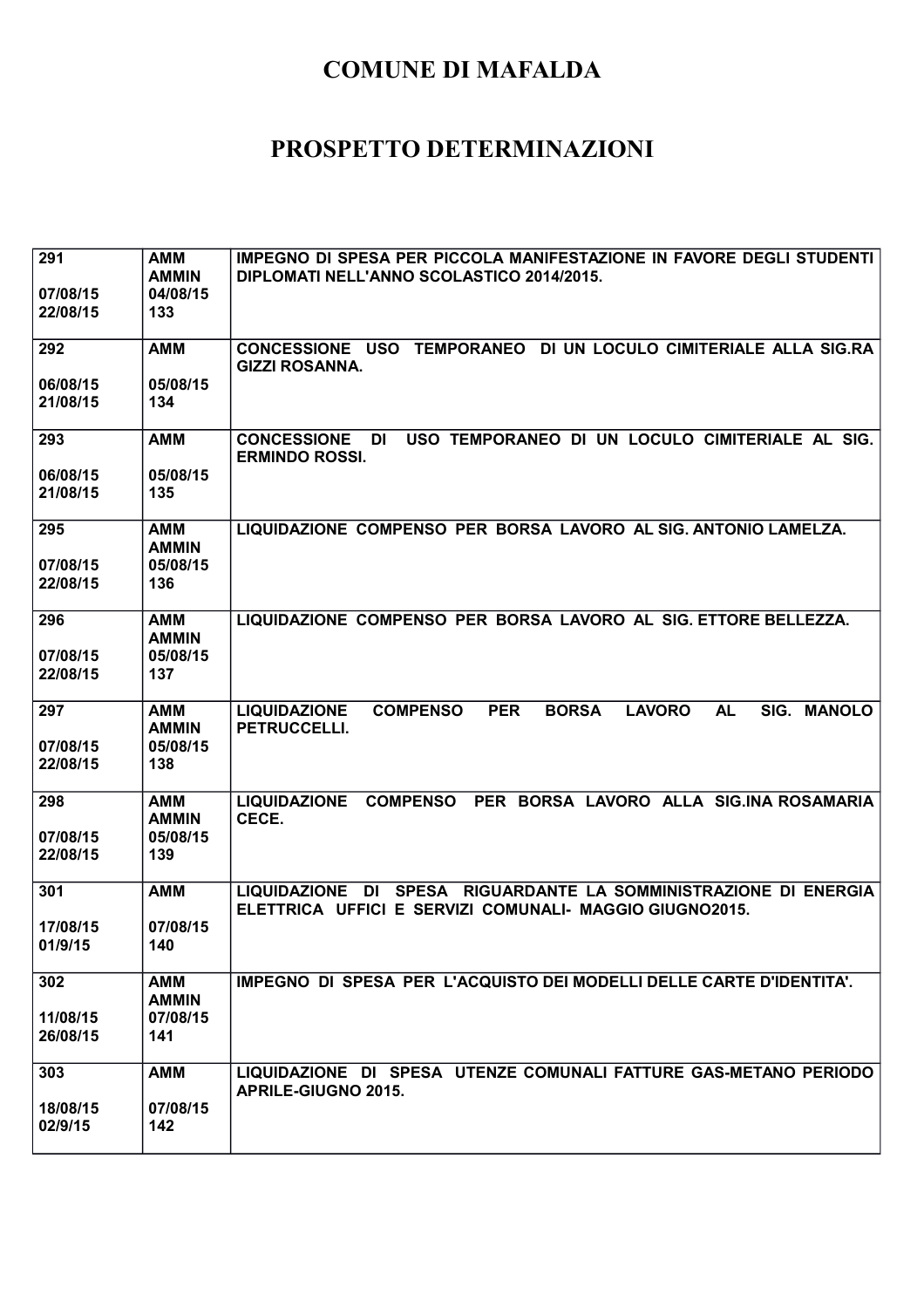# COMUNE DI MAFALDA

# PROSPETTO DETERMINAZIONI

| | | |
|---|---|---|
| 291<br><br>07/08/15<br>22/08/15 | AMM<br>AMMIN<br>04/08/15<br>133 | IMPEGNO DI SPESA PER PICCOLA MANIFESTAZIONE IN FAVORE DEGLI STUDENTI DIPLOMATI NELL'ANNO SCOLASTICO 2014/2015. |
| 292<br><br>06/08/15<br>21/08/15 | AMM<br><br>05/08/15<br>134 | CONCESSIONE USO TEMPORANEO DI UN LOCULO CIMITERIALE ALLA SIG.RA GIZZI ROSANNA. |
| 293<br><br>06/08/15<br>21/08/15 | AMM<br><br>05/08/15<br>135 | CONCESSIONE DI USO TEMPORANEO DI UN LOCULO CIMITERIALE AL SIG. ERMINDO ROSSI. |
| 295<br><br>07/08/15<br>22/08/15 | AMM<br>AMMIN<br>05/08/15<br>136 | LIQUIDAZIONE COMPENSO PER BORSA LAVORO AL SIG. ANTONIO LAMELZA. |
| 296<br><br>07/08/15<br>22/08/15 | AMM<br>AMMIN<br>05/08/15<br>137 | LIQUIDAZIONE COMPENSO PER BORSA LAVORO AL SIG. ETTORE BELLEZZA. |
| 297<br><br>07/08/15<br>22/08/15 | AMM<br>AMMIN<br>05/08/15<br>138 | LIQUIDAZIONE COMPENSO PER BORSA LAVORO AL SIG. MANOLO PETRUCCELLI. |
| 298<br><br>07/08/15<br>22/08/15 | AMM<br>AMMIN<br>05/08/15<br>139 | LIQUIDAZIONE COMPENSO PER BORSA LAVORO ALLA SIG.INA ROSAMARIA CECE. |
| 301<br><br>17/08/15<br>01/9/15 | AMM<br><br>07/08/15<br>140 | LIQUIDAZIONE DI SPESA RIGUARDANTE LA SOMMINISTRAZIONE DI ENERGIA ELETTRICA UFFICI E SERVIZI COMUNALI- MAGGIO GIUGNO2015. |
| 302<br><br>11/08/15<br>26/08/15 | AMM<br>AMMIN<br>07/08/15<br>141 | IMPEGNO DI SPESA PER L'ACQUISTO DEI MODELLI DELLE CARTE D'IDENTITA'. |
| 303<br><br>18/08/15<br>02/9/15 | AMM<br><br>07/08/15<br>142 | LIQUIDAZIONE DI SPESA UTENZE COMUNALI FATTURE GAS-METANO PERIODO APRILE-GIUGNO 2015. |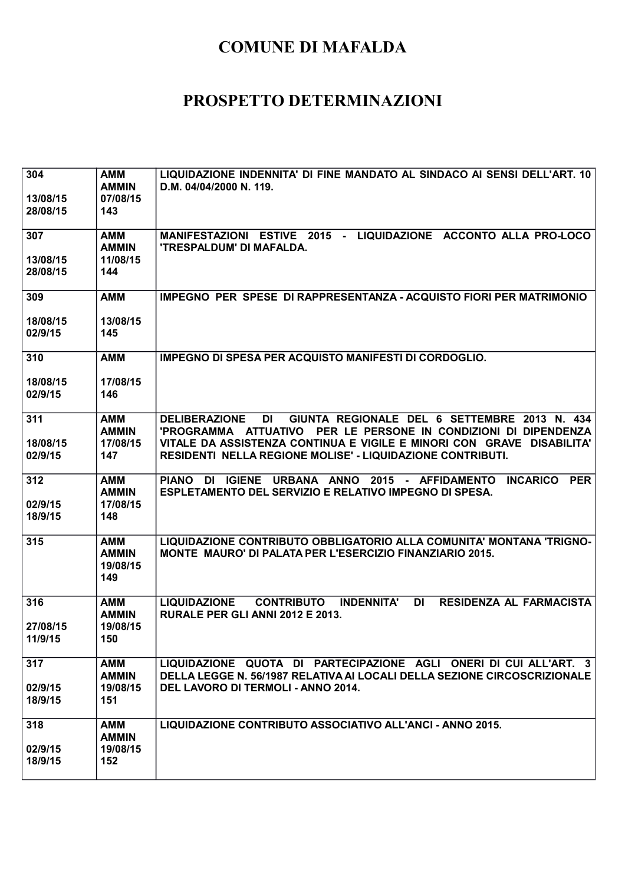# COMUNE DI MAFALDA

# PROSPETTO DETERMINAZIONI

| | | |
|---|---|---|
| 304<br><br>13/08/15<br>28/08/15 | AMM<br>AMMIN<br>07/08/15<br>143 | LIQUIDAZIONE INDENNITA' DI FINE MANDATO AL SINDACO AI SENSI DELL'ART. 10 D.M. 04/04/2000 N. 119. |
| 307<br><br>13/08/15<br>28/08/15 | AMM<br>AMMIN<br>11/08/15<br>144 | MANIFESTAZIONI ESTIVE 2015 - LIQUIDAZIONE ACCONTO ALLA PRO-LOCO 'TRESPALDUM' DI MAFALDA. |
| 309<br><br>18/08/15<br>02/9/15 | AMM<br><br>13/08/15<br>145 | IMPEGNO PER SPESE DI RAPPRESENTANZA - ACQUISTO FIORI PER MATRIMONIO |
| 310<br><br>18/08/15<br>02/9/15 | AMM<br><br>17/08/15<br>146 | IMPEGNO DI SPESA PER ACQUISTO MANIFESTI DI CORDOGLIO. |
| 311<br><br>18/08/15<br>02/9/15 | AMM<br>AMMIN<br>17/08/15<br>147 | DELIBERAZIONE DI GIUNTA REGIONALE DEL 6 SETTEMBRE 2013 N. 434 'PROGRAMMA ATTUATIVO PER LE PERSONE IN CONDIZIONI DI DIPENDENZA VITALE DA ASSISTENZA CONTINUA E VIGILE E MINORI CON GRAVE DISABILITA' RESIDENTI NELLA REGIONE MOLISE' - LIQUIDAZIONE CONTRIBUTI. |
| 312<br><br>02/9/15<br>18/9/15 | AMM<br>AMMIN<br>17/08/15<br>148 | PIANO DI IGIENE URBANA ANNO 2015 - AFFIDAMENTO INCARICO PER ESPLETAMENTO DEL SERVIZIO E RELATIVO IMPEGNO DI SPESA. |
| 315 | AMM<br>AMMIN<br>19/08/15<br>149 | LIQUIDAZIONE CONTRIBUTO OBBLIGATORIO ALLA COMUNITA' MONTANA 'TRIGNO-MONTE MAURO' DI PALATA PER L'ESERCIZIO FINANZIARIO 2015. |
| 316<br><br>27/08/15<br>11/9/15 | AMM<br>AMMIN<br>19/08/15<br>150 | LIQUIDAZIONE CONTRIBUTO INDENNITA' DI RESIDENZA AL FARMACISTA RURALE PER GLI ANNI 2012 E 2013. |
| 317<br><br>02/9/15<br>18/9/15 | AMM<br>AMMIN<br>19/08/15<br>151 | LIQUIDAZIONE QUOTA DI PARTECIPAZIONE AGLI ONERI DI CUI ALL'ART. 3 DELLA LEGGE N. 56/1987 RELATIVA AI LOCALI DELLA SEZIONE CIRCOSCRIZIONALE DEL LAVORO DI TERMOLI - ANNO 2014. |
| 318<br><br>02/9/15<br>18/9/15 | AMM<br>AMMIN<br>19/08/15<br>152 | LIQUIDAZIONE CONTRIBUTO ASSOCIATIVO ALL'ANCI - ANNO 2015. |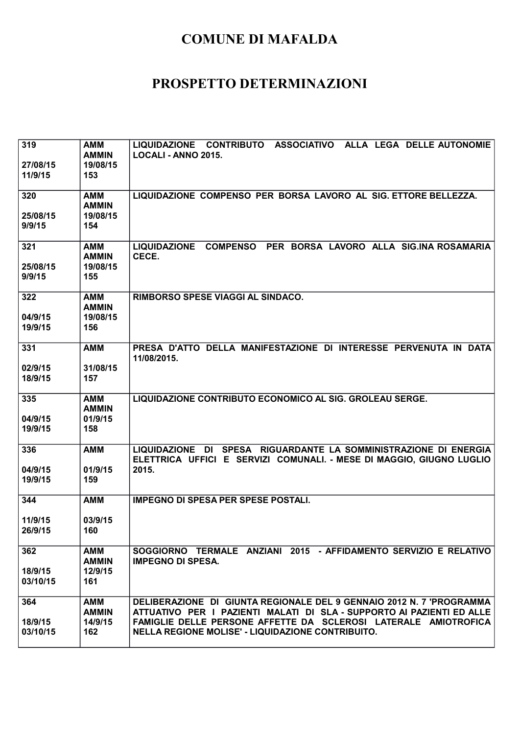# COMUNE DI MAFALDA

# PROSPETTO DETERMINAZIONI

| | | |
|---|---|---|
| 319<br><br>27/08/15<br>11/9/15 | AMM<br>AMMIN<br>19/08/15<br>153 | LIQUIDAZIONE CONTRIBUTO ASSOCIATIVO ALLA LEGA DELLE AUTONOMIE LOCALI - ANNO 2015. |
| 320<br><br>25/08/15<br>9/9/15 | AMM<br>AMMIN<br>19/08/15<br>154 | LIQUIDAZIONE COMPENSO PER BORSA LAVORO AL SIG. ETTORE BELLEZZA. |
| 321<br><br>25/08/15<br>9/9/15 | AMM<br>AMMIN<br>19/08/15<br>155 | LIQUIDAZIONE COMPENSO PER BORSA LAVORO ALLA SIG.INA ROSAMARIA CECE. |
| 322<br><br>04/9/15<br>19/9/15 | AMM<br>AMMIN<br>19/08/15<br>156 | RIMBORSO SPESE VIAGGI AL SINDACO. |
| 331<br><br>02/9/15<br>18/9/15 | AMM<br><br>31/08/15<br>157 | PRESA D'ATTO DELLA MANIFESTAZIONE DI INTERESSE PERVENUTA IN DATA 11/08/2015. |
| 335<br><br>04/9/15<br>19/9/15 | AMM<br>AMMIN<br>01/9/15<br>158 | LIQUIDAZIONE CONTRIBUTO ECONOMICO AL SIG. GROLEAU SERGE. |
| 336<br><br>04/9/15<br>19/9/15 | AMM<br><br>01/9/15<br>159 | LIQUIDAZIONE DI SPESA RIGUARDANTE LA SOMMINISTRAZIONE DI ENERGIA ELETTRICA UFFICI E SERVIZI COMUNALI. - MESE DI MAGGIO, GIUGNO LUGLIO 2015. |
| 344<br><br>11/9/15<br>26/9/15 | AMM<br><br>03/9/15<br>160 | IMPEGNO DI SPESA PER SPESE POSTALI. |
| 362<br><br>18/9/15<br>03/10/15 | AMM<br>AMMIN<br>12/9/15<br>161 | SOGGIORNO TERMALE ANZIANI 2015 - AFFIDAMENTO SERVIZIO E RELATIVO IMPEGNO DI SPESA. |
| 364<br><br>18/9/15<br>03/10/15 | AMM<br>AMMIN<br>14/9/15<br>162 | DELIBERAZIONE DI GIUNTA REGIONALE DEL 9 GENNAIO 2012 N. 7 'PROGRAMMA ATTUATIVO PER I PAZIENTI MALATI DI SLA - SUPPORTO AI PAZIENTI ED ALLE FAMIGLIE DELLE PERSONE AFFETTE DA SCLEROSI LATERALE AMIOTROFICA NELLA REGIONE MOLISE' - LIQUIDAZIONE CONTRIBUITO. |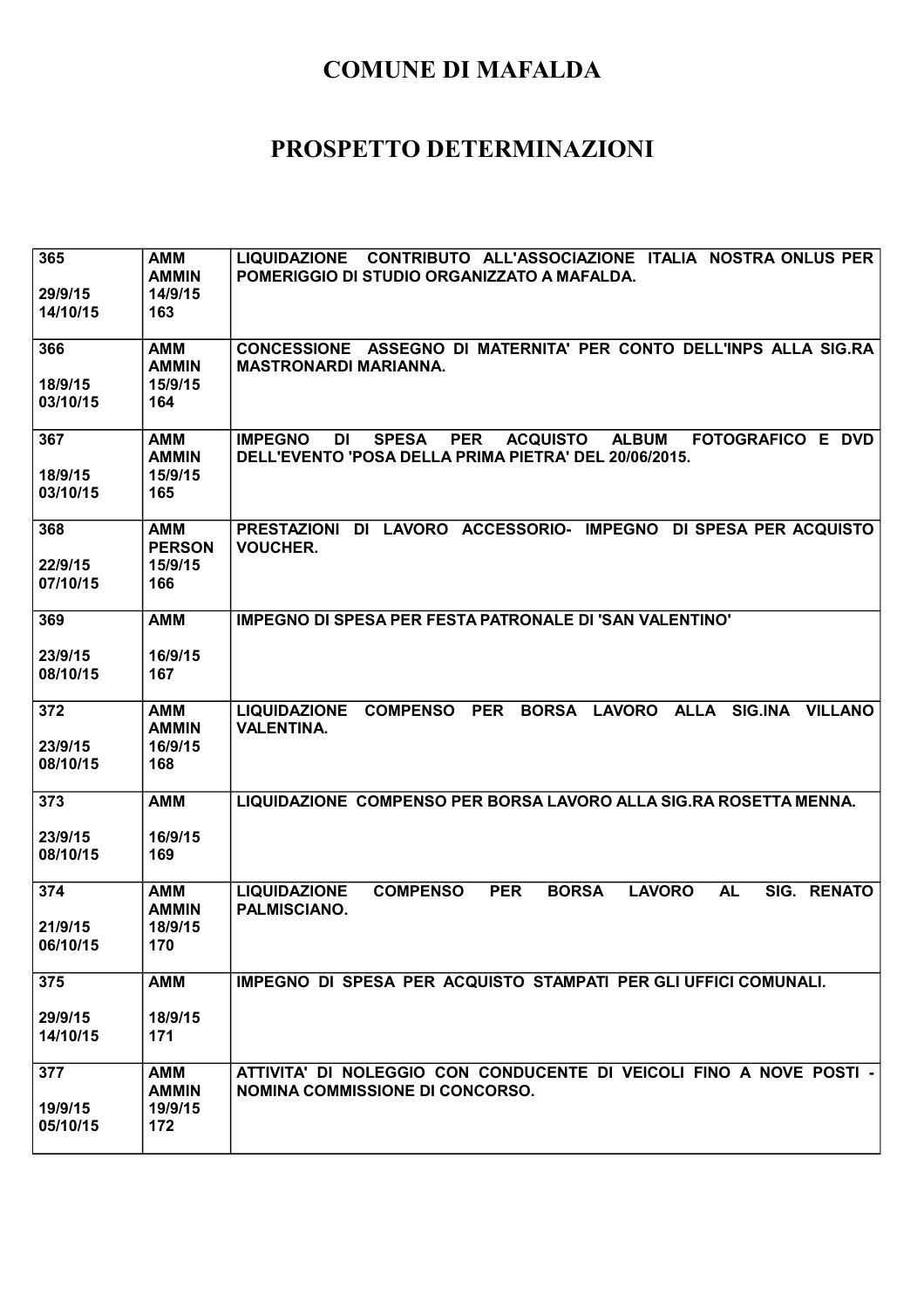# COMUNE DI MAFALDA

# PROSPETTO DETERMINAZIONI

| | | |
|---|---|---|
| 365<br><br>29/9/15<br>14/10/15 | AMM<br>AMMIN<br>14/9/15<br>163 | LIQUIDAZIONE CONTRIBUTO ALL'ASSOCIAZIONE ITALIA NOSTRA ONLUS PER POMERIGGIO DI STUDIO ORGANIZZATO A MAFALDA. |
| 366<br><br>18/9/15<br>03/10/15 | AMM<br>AMMIN<br>15/9/15<br>164 | CONCESSIONE ASSEGNO DI MATERNITA' PER CONTO DELL'INPS ALLA SIG.RA MASTRONARDI MARIANNA. |
| 367<br><br>18/9/15<br>03/10/15 | AMM<br>AMMIN<br>15/9/15<br>165 | IMPEGNO DI SPESA PER ACQUISTO ALBUM FOTOGRAFICO E DVD DELL'EVENTO 'POSA DELLA PRIMA PIETRA' DEL 20/06/2015. |
| 368<br><br>22/9/15<br>07/10/15 | AMM<br>PERSON<br>15/9/15<br>166 | PRESTAZIONI DI LAVORO ACCESSORIO- IMPEGNO DI SPESA PER ACQUISTO VOUCHER. |
| 369<br><br>23/9/15<br>08/10/15 | AMM<br><br>16/9/15<br>167 | IMPEGNO DI SPESA PER FESTA PATRONALE DI 'SAN VALENTINO' |
| 372<br><br>23/9/15<br>08/10/15 | AMM<br>AMMIN<br>16/9/15<br>168 | LIQUIDAZIONE COMPENSO PER BORSA LAVORO ALLA SIG.INA VILLANO VALENTINA. |
| 373<br><br>23/9/15<br>08/10/15 | AMM<br><br>16/9/15<br>169 | LIQUIDAZIONE COMPENSO PER BORSA LAVORO ALLA SIG.RA ROSETTA MENNA. |
| 374<br><br>21/9/15<br>06/10/15 | AMM<br>AMMIN<br>18/9/15<br>170 | LIQUIDAZIONE COMPENSO PER BORSA LAVORO AL SIG. RENATO PALMISCIANO. |
| 375<br><br>29/9/15<br>14/10/15 | AMM<br><br>18/9/15<br>171 | IMPEGNO DI SPESA PER ACQUISTO STAMPATI PER GLI UFFICI COMUNALI. |
| 377<br><br>19/9/15<br>05/10/15 | AMM<br>AMMIN<br>19/9/15<br>172 | ATTIVITA' DI NOLEGGIO CON CONDUCENTE DI VEICOLI FINO A NOVE POSTI - NOMINA COMMISSIONE DI CONCORSO. |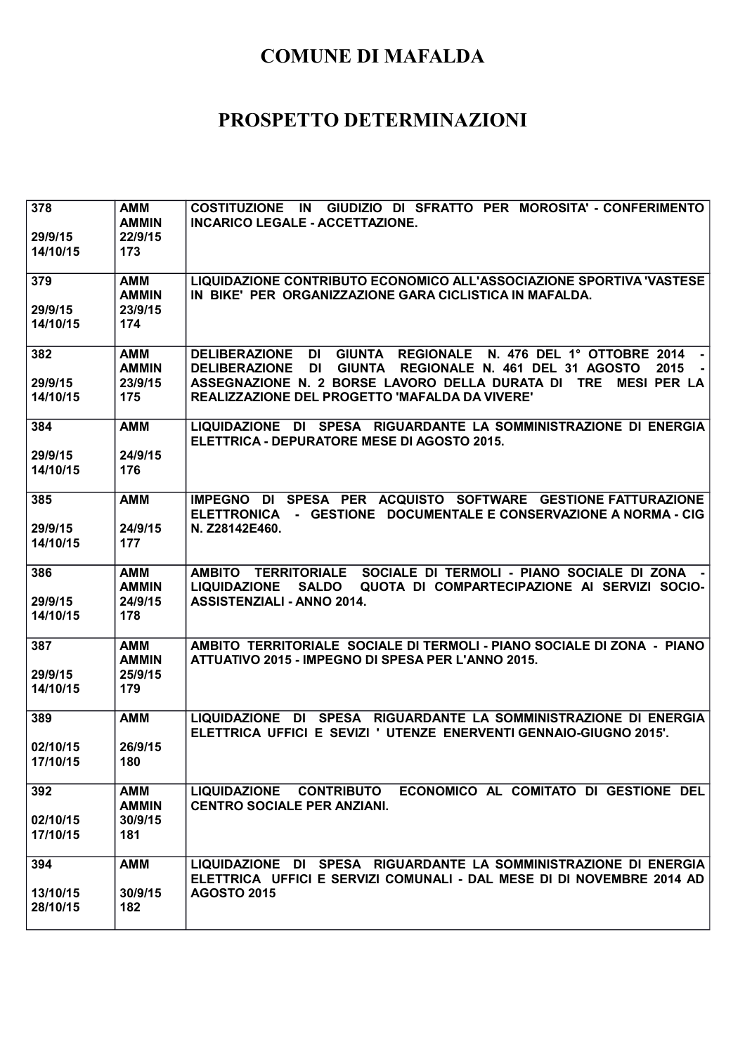# COMUNE DI MAFALDA

# PROSPETTO DETERMINAZIONI

| | | |
|---|---|---|
| 378<br><br>29/9/15<br>14/10/15 | AMM<br>AMMIN<br>22/9/15<br>173 | COSTITUZIONE IN GIUDIZIO DI SFRATTO PER MOROSITA' - CONFERIMENTO INCARICO LEGALE - ACCETTAZIONE. |
| 379<br><br>29/9/15<br>14/10/15 | AMM<br>AMMIN<br>23/9/15<br>174 | LIQUIDAZIONE CONTRIBUTO ECONOMICO ALL'ASSOCIAZIONE SPORTIVA 'VASTESE IN BIKE' PER ORGANIZZAZIONE GARA CICLISTICA IN MAFALDA. |
| 382<br><br>29/9/15<br>14/10/15 | AMM<br>AMMIN<br>23/9/15<br>175 | DELIBERAZIONE DI GIUNTA REGIONALE N. 476 DEL 1° OTTOBRE 2014 - DELIBERAZIONE DI GIUNTA REGIONALE N. 461 DEL 31 AGOSTO 2015 - ASSEGNAZIONE N. 2 BORSE LAVORO DELLA DURATA DI TRE MESI PER LA REALIZZAZIONE DEL PROGETTO 'MAFALDA DA VIVERE' |
| 384<br><br>29/9/15<br>14/10/15 | AMM<br><br>24/9/15<br>176 | LIQUIDAZIONE DI SPESA RIGUARDANTE LA SOMMINISTRAZIONE DI ENERGIA ELETTRICA - DEPURATORE MESE DI AGOSTO 2015. |
| 385<br><br>29/9/15<br>14/10/15 | AMM<br><br>24/9/15<br>177 | IMPEGNO DI SPESA PER ACQUISTO SOFTWARE GESTIONE FATTURAZIONE ELETTRONICA - GESTIONE DOCUMENTALE E CONSERVAZIONE A NORMA - CIG N. Z28142E460. |
| 386<br><br>29/9/15<br>14/10/15 | AMM<br>AMMIN<br>24/9/15<br>178 | AMBITO TERRITORIALE SOCIALE DI TERMOLI - PIANO SOCIALE DI ZONA - LIQUIDAZIONE SALDO QUOTA DI COMPARTECIPAZIONE AI SERVIZI SOCIO-ASSISTENZIALI - ANNO 2014. |
| 387<br><br>29/9/15<br>14/10/15 | AMM<br>AMMIN<br>25/9/15<br>179 | AMBITO TERRITORIALE SOCIALE DI TERMOLI - PIANO SOCIALE DI ZONA - PIANO ATTUATIVO 2015 - IMPEGNO DI SPESA PER L'ANNO 2015. |
| 389<br><br>02/10/15<br>17/10/15 | AMM<br><br>26/9/15<br>180 | LIQUIDAZIONE DI SPESA RIGUARDANTE LA SOMMINISTRAZIONE DI ENERGIA ELETTRICA UFFICI E SEVIZI ' UTENZE ENERVENTI GENNAIO-GIUGNO 2015'. |
| 392<br><br>02/10/15<br>17/10/15 | AMM<br>AMMIN<br>30/9/15<br>181 | LIQUIDAZIONE CONTRIBUTO ECONOMICO AL COMITATO DI GESTIONE DEL CENTRO SOCIALE PER ANZIANI. |
| 394<br><br>13/10/15<br>28/10/15 | AMM<br><br>30/9/15<br>182 | LIQUIDAZIONE DI SPESA RIGUARDANTE LA SOMMINISTRAZIONE DI ENERGIA ELETTRICA UFFICI E SERVIZI COMUNALI - DAL MESE DI DI NOVEMBRE 2014 AD AGOSTO 2015 |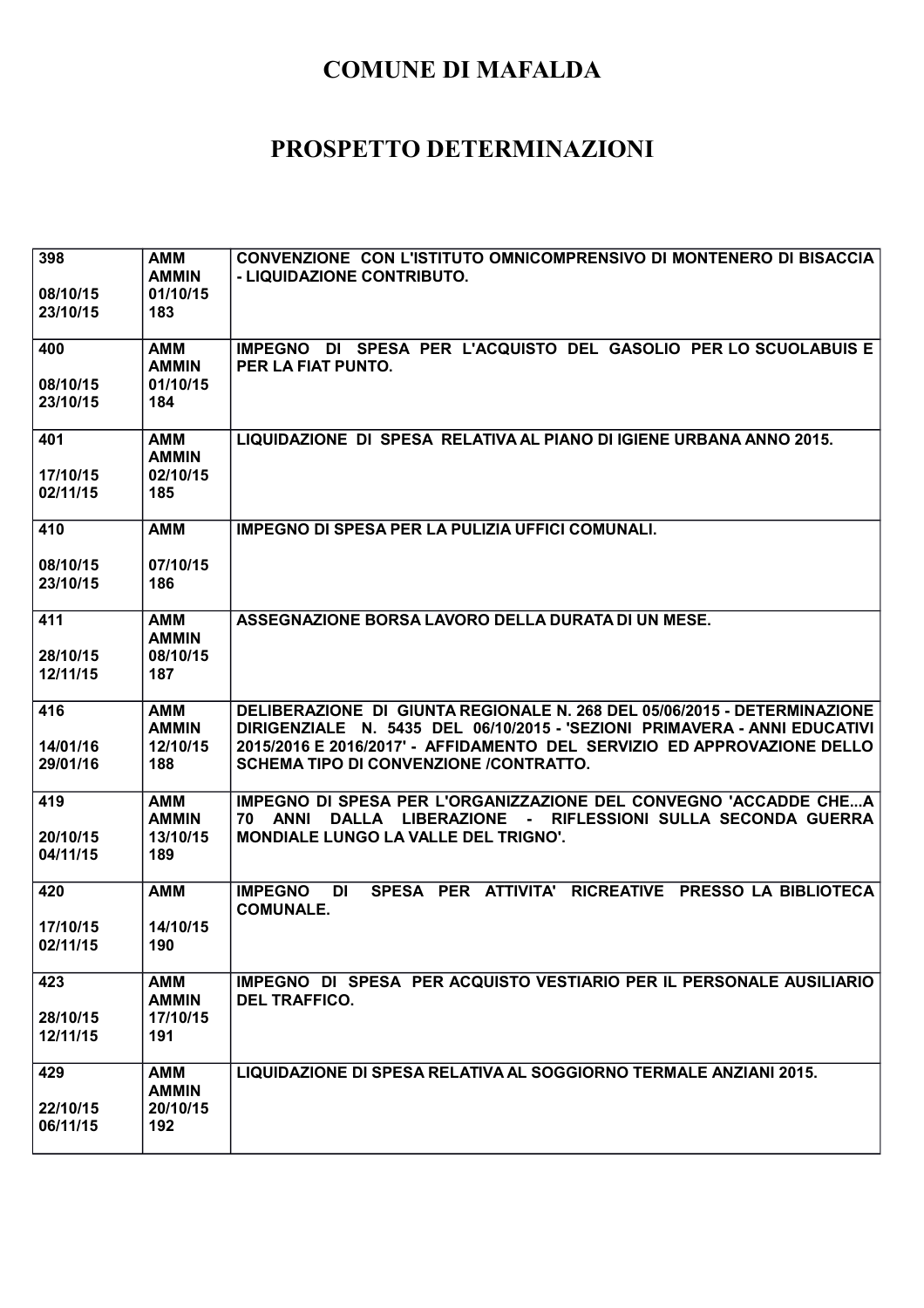# COMUNE DI MAFALDA

# PROSPETTO DETERMINAZIONI

| | | |
|---|---|---|
| 398<br><br>08/10/15<br>23/10/15 | AMM<br>AMMIN<br>01/10/15<br>183 | CONVENZIONE CON L'ISTITUTO OMNICOMPRENSIVO DI MONTENERO DI BISACCIA - LIQUIDAZIONE CONTRIBUTO. |
| 400<br><br>08/10/15<br>23/10/15 | AMM<br>AMMIN<br>01/10/15<br>184 | IMPEGNO DI SPESA PER L'ACQUISTO DEL GASOLIO PER LO SCUOLABUIS E PER LA FIAT PUNTO. |
| 401<br><br>17/10/15<br>02/11/15 | AMM<br>AMMIN<br>02/10/15<br>185 | LIQUIDAZIONE DI SPESA RELATIVA AL PIANO DI IGIENE URBANA ANNO 2015. |
| 410<br><br>08/10/15<br>23/10/15 | AMM<br><br>07/10/15<br>186 | IMPEGNO DI SPESA PER LA PULIZIA UFFICI COMUNALI. |
| 411<br><br>28/10/15<br>12/11/15 | AMM<br>AMMIN<br>08/10/15<br>187 | ASSEGNAZIONE BORSA LAVORO DELLA DURATA DI UN MESE. |
| 416<br><br>14/01/16<br>29/01/16 | AMM<br>AMMIN<br>12/10/15<br>188 | DELIBERAZIONE DI GIUNTA REGIONALE N. 268 DEL 05/06/2015 - DETERMINAZIONE DIRIGENZIALE N. 5435 DEL 06/10/2015 - 'SEZIONI PRIMAVERA - ANNI EDUCATIVI 2015/2016 E 2016/2017' - AFFIDAMENTO DEL SERVIZIO ED APPROVAZIONE DELLO SCHEMA TIPO DI CONVENZIONE /CONTRATTO. |
| 419<br><br>20/10/15<br>04/11/15 | AMM<br>AMMIN<br>13/10/15<br>189 | IMPEGNO DI SPESA PER L'ORGANIZZAZIONE DEL CONVEGNO 'ACCADDE CHE...A 70 ANNI DALLA LIBERAZIONE - RIFLESSIONI SULLA SECONDA GUERRA MONDIALE LUNGO LA VALLE DEL TRIGNO'. |
| 420<br><br>17/10/15<br>02/11/15 | AMM<br><br>14/10/15<br>190 | IMPEGNO DI SPESA PER ATTIVITA' RICREATIVE PRESSO LA BIBLIOTECA COMUNALE. |
| 423<br><br>28/10/15<br>12/11/15 | AMM<br>AMMIN<br>17/10/15<br>191 | IMPEGNO DI SPESA PER ACQUISTO VESTIARIO PER IL PERSONALE AUSILIARIO DEL TRAFFICO. |
| 429<br><br>22/10/15<br>06/11/15 | AMM<br>AMMIN<br>20/10/15<br>192 | LIQUIDAZIONE DI SPESA RELATIVA AL SOGGIORNO TERMALE ANZIANI 2015. |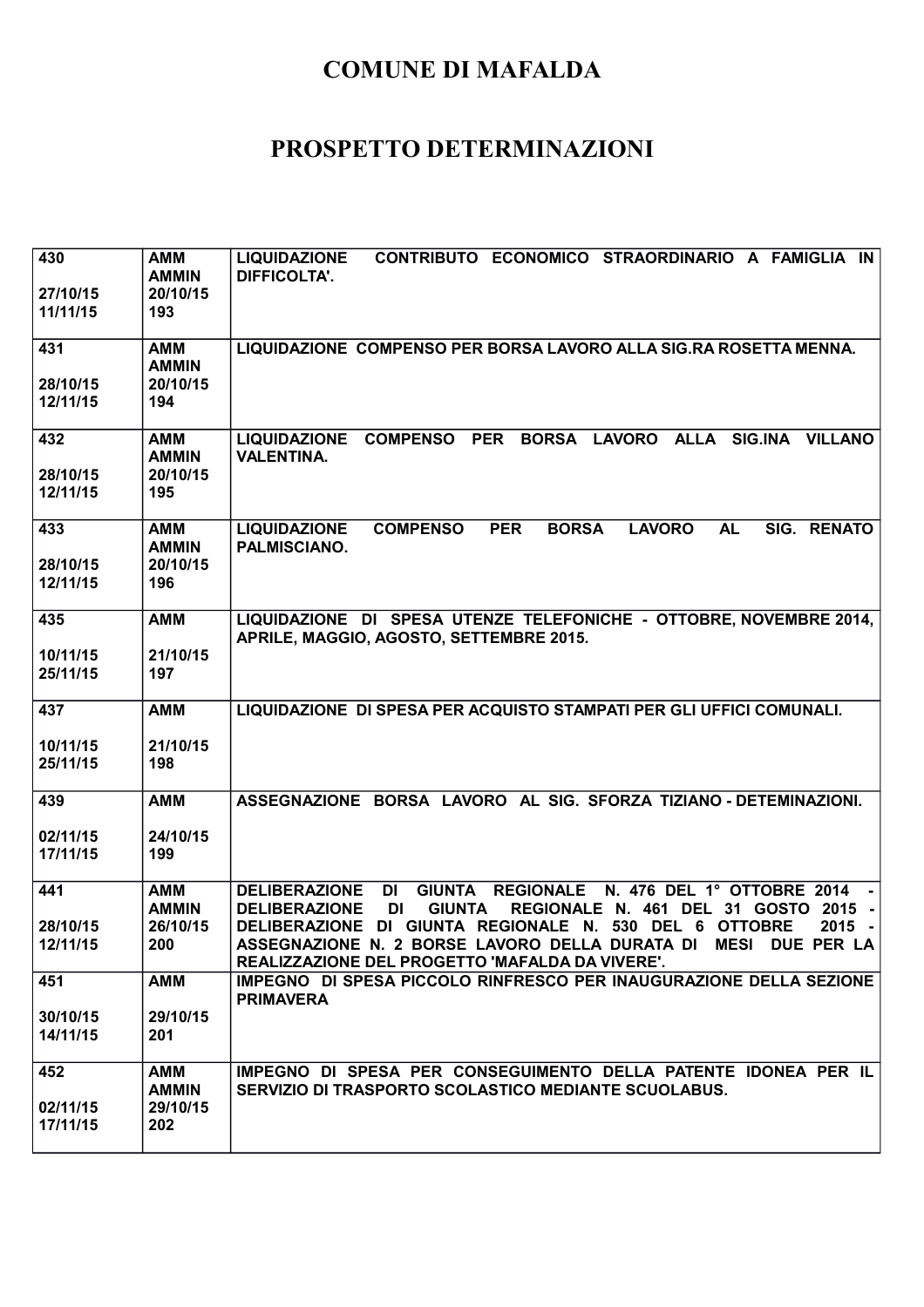# COMUNE DI MAFALDA

# PROSPETTO DETERMINAZIONI

| | | |
|---|---|---|
| 430<br><br>27/10/15<br>11/11/15 | AMM<br>AMMIN<br>20/10/15<br>193 | LIQUIDAZIONE CONTRIBUTO ECONOMICO STRAORDINARIO A FAMIGLIA IN DIFFICOLTA'. |
| 431<br><br>28/10/15<br>12/11/15 | AMM<br>AMMIN<br>20/10/15<br>194 | LIQUIDAZIONE COMPENSO PER BORSA LAVORO ALLA SIG.RA ROSETTA MENNA. |
| 432<br><br>28/10/15<br>12/11/15 | AMM<br>AMMIN<br>20/10/15<br>195 | LIQUIDAZIONE COMPENSO PER BORSA LAVORO ALLA SIG.INA VILLANO VALENTINA. |
| 433<br><br>28/10/15<br>12/11/15 | AMM<br>AMMIN<br>20/10/15<br>196 | LIQUIDAZIONE COMPENSO PER BORSA LAVORO AL SIG. RENATO PALMISCIANO. |
| 435<br><br>10/11/15<br>25/11/15 | AMM<br><br>21/10/15<br>197 | LIQUIDAZIONE DI SPESA UTENZE TELEFONICHE - OTTOBRE, NOVEMBRE 2014, APRILE, MAGGIO, AGOSTO, SETTEMBRE 2015. |
| 437<br><br>10/11/15<br>25/11/15 | AMM<br><br>21/10/15<br>198 | LIQUIDAZIONE DI SPESA PER ACQUISTO STAMPATI PER GLI UFFICI COMUNALI. |
| 439<br><br>02/11/15<br>17/11/15 | AMM<br><br>24/10/15<br>199 | ASSEGNAZIONE BORSA LAVORO AL SIG. SFORZA TIZIANO - DETEMINAZIONI. |
| 441<br><br>28/10/15<br>12/11/15 | AMM<br>AMMIN<br>26/10/15<br>200 | DELIBERAZIONE DI GIUNTA REGIONALE N. 476 DEL 1° OTTOBRE 2014 - DELIBERAZIONE DI GIUNTA REGIONALE N. 461 DEL 31 GOSTO 2015 - DELIBERAZIONE DI GIUNTA REGIONALE N. 530 DEL 6 OTTOBRE 2015 - ASSEGNAZIONE N. 2 BORSE LAVORO DELLA DURATA DI MESI DUE PER LA REALIZZAZIONE DEL PROGETTO 'MAFALDA DA VIVERE'. |
| 451<br><br>30/10/15<br>14/11/15 | AMM<br><br>29/10/15<br>201 | IMPEGNO DI SPESA PICCOLO RINFRESCO PER INAUGURAZIONE DELLA SEZIONE PRIMAVERA |
| 452<br><br>02/11/15<br>17/11/15 | AMM<br>AMMIN<br>29/10/15<br>202 | IMPEGNO DI SPESA PER CONSEGUIMENTO DELLA PATENTE IDONEA PER IL SERVIZIO DI TRASPORTO SCOLASTICO MEDIANTE SCUOLABUS. |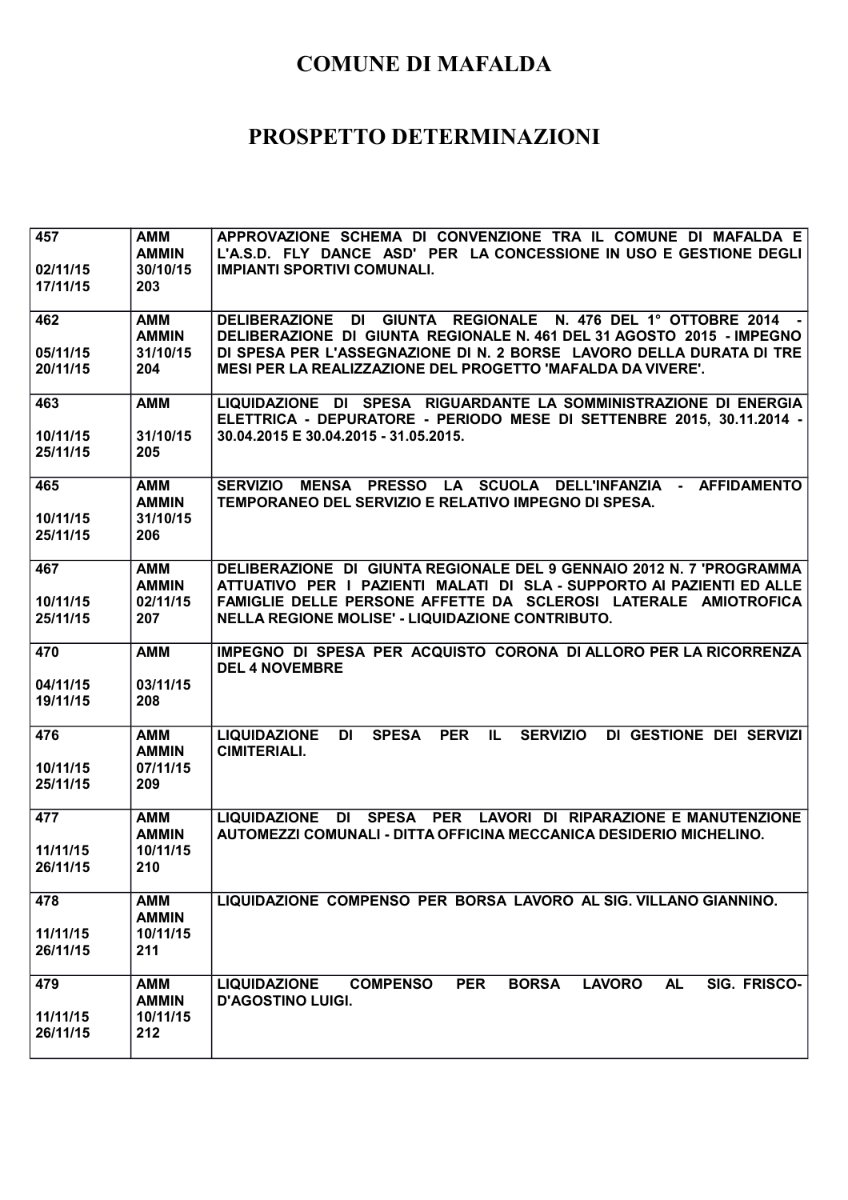# COMUNE DI MAFALDA

# PROSPETTO DETERMINAZIONI

| | | |
|---|---|---|
| 457<br><br>02/11/15<br>17/11/15 | AMM<br>AMMIN<br>30/10/15<br>203 | APPROVAZIONE SCHEMA DI CONVENZIONE TRA IL COMUNE DI MAFALDA E L'A.S.D. FLY DANCE ASD' PER LA CONCESSIONE IN USO E GESTIONE DEGLI IMPIANTI SPORTIVI COMUNALI. |
| 462<br><br>05/11/15<br>20/11/15 | AMM<br>AMMIN<br>31/10/15<br>204 | DELIBERAZIONE DI GIUNTA REGIONALE N. 476 DEL 1° OTTOBRE 2014 - DELIBERAZIONE DI GIUNTA REGIONALE N. 461 DEL 31 AGOSTO 2015 - IMPEGNO DI SPESA PER L'ASSEGNAZIONE DI N. 2 BORSE LAVORO DELLA DURATA DI TRE MESI PER LA REALIZZAZIONE DEL PROGETTO 'MAFALDA DA VIVERE'. |
| 463<br><br>10/11/15<br>25/11/15 | AMM<br><br>31/10/15<br>205 | LIQUIDAZIONE DI SPESA RIGUARDANTE LA SOMMINISTRAZIONE DI ENERGIA ELETTRICA - DEPURATORE - PERIODO MESE DI SETTENBRE 2015, 30.11.2014 - 30.04.2015 E 30.04.2015 - 31.05.2015. |
| 465<br><br>10/11/15<br>25/11/15 | AMM<br>AMMIN<br>31/10/15<br>206 | SERVIZIO MENSA PRESSO LA SCUOLA DELL'INFANZIA - AFFIDAMENTO TEMPORANEO DEL SERVIZIO E RELATIVO IMPEGNO DI SPESA. |
| 467<br><br>10/11/15<br>25/11/15 | AMM<br>AMMIN<br>02/11/15<br>207 | DELIBERAZIONE DI GIUNTA REGIONALE DEL 9 GENNAIO 2012 N. 7 'PROGRAMMA ATTUATIVO PER I PAZIENTI MALATI DI SLA - SUPPORTO AI PAZIENTI ED ALLE FAMIGLIE DELLE PERSONE AFFETTE DA SCLEROSI LATERALE AMIOTROFICA NELLA REGIONE MOLISE' - LIQUIDAZIONE CONTRIBUTO. |
| 470<br><br>04/11/15<br>19/11/15 | AMM<br><br>03/11/15<br>208 | IMPEGNO DI SPESA PER ACQUISTO CORONA DI ALLORO PER LA RICORRENZA DEL 4 NOVEMBRE |
| 476<br><br>10/11/15<br>25/11/15 | AMM<br>AMMIN<br>07/11/15<br>209 | LIQUIDAZIONE DI SPESA PER IL SERVIZIO DI GESTIONE DEI SERVIZI CIMITERIALI. |
| 477<br><br>11/11/15<br>26/11/15 | AMM<br>AMMIN<br>10/11/15<br>210 | LIQUIDAZIONE DI SPESA PER LAVORI DI RIPARAZIONE E MANUTENZIONE AUTOMEZZI COMUNALI - DITTA OFFICINA MECCANICA DESIDERIO MICHELINO. |
| 478<br><br>11/11/15<br>26/11/15 | AMM<br>AMMIN<br>10/11/15<br>211 | LIQUIDAZIONE COMPENSO PER BORSA LAVORO AL SIG. VILLANO GIANNINO. |
| 479<br><br>11/11/15<br>26/11/15 | AMM<br>AMMIN<br>10/11/15<br>212 | LIQUIDAZIONE COMPENSO PER BORSA LAVORO AL SIG. FRISCO-D'AGOSTINO LUIGI. |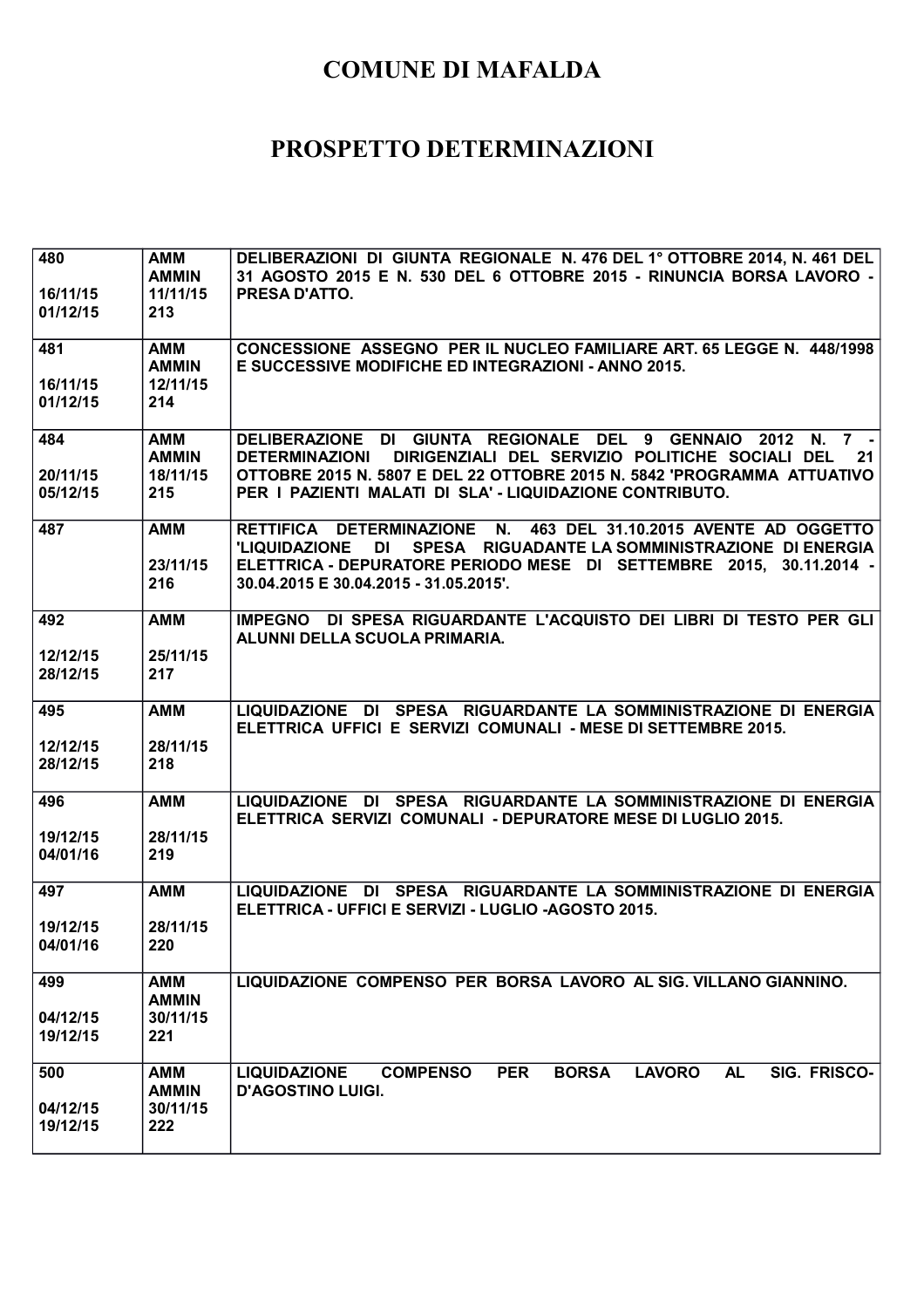# COMUNE DI MAFALDA

# PROSPETTO DETERMINAZIONI

| | | |
|---|---|---|
| 480<br><br>16/11/15<br>01/12/15 | AMM<br>AMMIN<br>11/11/15<br>213 | DELIBERAZIONI DI GIUNTA REGIONALE N. 476 DEL 1° OTTOBRE 2014, N. 461 DEL 31 AGOSTO 2015 E N. 530 DEL 6 OTTOBRE 2015 - RINUNCIA BORSA LAVORO - PRESA D'ATTO. |
| 481<br><br>16/11/15<br>01/12/15 | AMM<br>AMMIN<br>12/11/15<br>214 | CONCESSIONE ASSEGNO PER IL NUCLEO FAMILIARE ART. 65 LEGGE N. 448/1998 E SUCCESSIVE MODIFICHE ED INTEGRAZIONI - ANNO 2015. |
| 484<br><br>20/11/15<br>05/12/15 | AMM<br>AMMIN<br>18/11/15<br>215 | DELIBERAZIONE DI GIUNTA REGIONALE DEL 9 GENNAIO 2012 N. 7 - DETERMINAZIONI DIRIGENZIALI DEL SERVIZIO POLITICHE SOCIALI DEL 21 OTTOBRE 2015 N. 5807 E DEL 22 OTTOBRE 2015 N. 5842 'PROGRAMMA ATTUATIVO PER I PAZIENTI MALATI DI SLA' - LIQUIDAZIONE CONTRIBUTO. |
| 487 | AMM<br><br>23/11/15<br>216 | RETTIFICA DETERMINAZIONE N. 463 DEL 31.10.2015 AVENTE AD OGGETTO 'LIQUIDAZIONE DI SPESA RIGUADANTE LA SOMMINISTRAZIONE DI ENERGIA ELETTRICA - DEPURATORE PERIODO MESE DI SETTEMBRE 2015, 30.11.2014 - 30.04.2015 E 30.04.2015 - 31.05.2015'. |
| 492<br><br>12/12/15<br>28/12/15 | AMM<br><br>25/11/15<br>217 | IMPEGNO DI SPESA RIGUARDANTE L'ACQUISTO DEI LIBRI DI TESTO PER GLI ALUNNI DELLA SCUOLA PRIMARIA. |
| 495<br><br>12/12/15<br>28/12/15 | AMM<br><br>28/11/15<br>218 | LIQUIDAZIONE DI SPESA RIGUARDANTE LA SOMMINISTRAZIONE DI ENERGIA ELETTRICA UFFICI E SERVIZI COMUNALI - MESE DI SETTEMBRE 2015. |
| 496<br><br>19/12/15<br>04/01/16 | AMM<br><br>28/11/15<br>219 | LIQUIDAZIONE DI SPESA RIGUARDANTE LA SOMMINISTRAZIONE DI ENERGIA ELETTRICA SERVIZI COMUNALI - DEPURATORE MESE DI LUGLIO 2015. |
| 497<br><br>19/12/15<br>04/01/16 | AMM<br><br>28/11/15<br>220 | LIQUIDAZIONE DI SPESA RIGUARDANTE LA SOMMINISTRAZIONE DI ENERGIA ELETTRICA - UFFICI E SERVIZI - LUGLIO -AGOSTO 2015. |
| 499<br><br>04/12/15<br>19/12/15 | AMM<br>AMMIN<br>30/11/15<br>221 | LIQUIDAZIONE COMPENSO PER BORSA LAVORO AL SIG. VILLANO GIANNINO. |
| 500<br><br>04/12/15<br>19/12/15 | AMM<br>AMMIN<br>30/11/15<br>222 | LIQUIDAZIONE COMPENSO PER BORSA LAVORO AL SIG. FRISCO-D'AGOSTINO LUIGI. |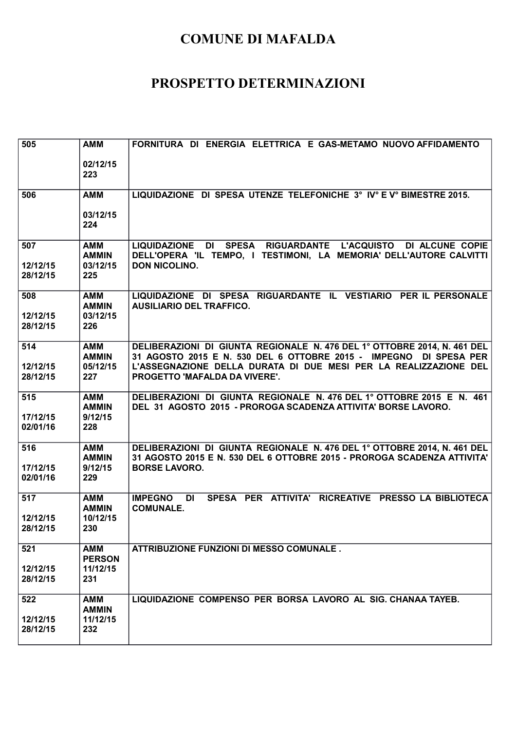# COMUNE DI MAFALDA

# PROSPETTO DETERMINAZIONI

| | | |
|---|---|---|
| 505 | AMM<br><br>02/12/15<br>223 | FORNITURA DI ENERGIA ELETTRICA E GAS-METAMO NUOVO AFFIDAMENTO |
| 506 | AMM<br><br>03/12/15<br>224 | LIQUIDAZIONE DI SPESA UTENZE TELEFONICHE 3° IV° E V° BIMESTRE 2015. |
| 507<br><br>12/12/15<br>28/12/15 | AMM<br>AMMIN<br>03/12/15<br>225 | LIQUIDAZIONE DI SPESA RIGUARDANTE L'ACQUISTO DI ALCUNE COPIE DELL'OPERA 'IL TEMPO, I TESTIMONI, LA MEMORIA' DELL'AUTORE CALVITTI DON NICOLINO. |
| 508<br><br>12/12/15<br>28/12/15 | AMM<br>AMMIN<br>03/12/15<br>226 | LIQUIDAZIONE DI SPESA RIGUARDANTE IL VESTIARIO PER IL PERSONALE AUSILIARIO DEL TRAFFICO. |
| 514<br><br>12/12/15<br>28/12/15 | AMM<br>AMMIN<br>05/12/15<br>227 | DELIBERAZIONI DI GIUNTA REGIONALE N. 476 DEL 1° OTTOBRE 2014, N. 461 DEL 31 AGOSTO 2015 E N. 530 DEL 6 OTTOBRE 2015 - IMPEGNO DI SPESA PER L'ASSEGNAZIONE DELLA DURATA DI DUE MESI PER LA REALIZZAZIONE DEL PROGETTO 'MAFALDA DA VIVERE'. |
| 515<br><br>17/12/15<br>02/01/16 | AMM<br>AMMIN<br>9/12/15<br>228 | DELIBERAZIONI DI GIUNTA REGIONALE N. 476 DEL 1° OTTOBRE 2015 E N. 461 DEL 31 AGOSTO 2015 - PROROGA SCADENZA ATTIVITA' BORSE LAVORO. |
| 516<br><br>17/12/15<br>02/01/16 | AMM<br>AMMIN<br>9/12/15<br>229 | DELIBERAZIONI DI GIUNTA REGIONALE N. 476 DEL 1° OTTOBRE 2014, N. 461 DEL 31 AGOSTO 2015 E N. 530 DEL 6 OTTOBRE 2015 - PROROGA SCADENZA ATTIVITA' BORSE LAVORO. |
| 517<br><br>12/12/15<br>28/12/15 | AMM<br>AMMIN<br>10/12/15<br>230 | IMPEGNO DI SPESA PER ATTIVITA' RICREATIVE PRESSO LA BIBLIOTECA COMUNALE. |
| 521<br><br>12/12/15<br>28/12/15 | AMM<br>PERSON<br>11/12/15<br>231 | ATTRIBUZIONE FUNZIONI DI MESSO COMUNALE . |
| 522<br><br>12/12/15<br>28/12/15 | AMM<br>AMMIN<br>11/12/15<br>232 | LIQUIDAZIONE COMPENSO PER BORSA LAVORO AL SIG. CHANAA TAYEB. |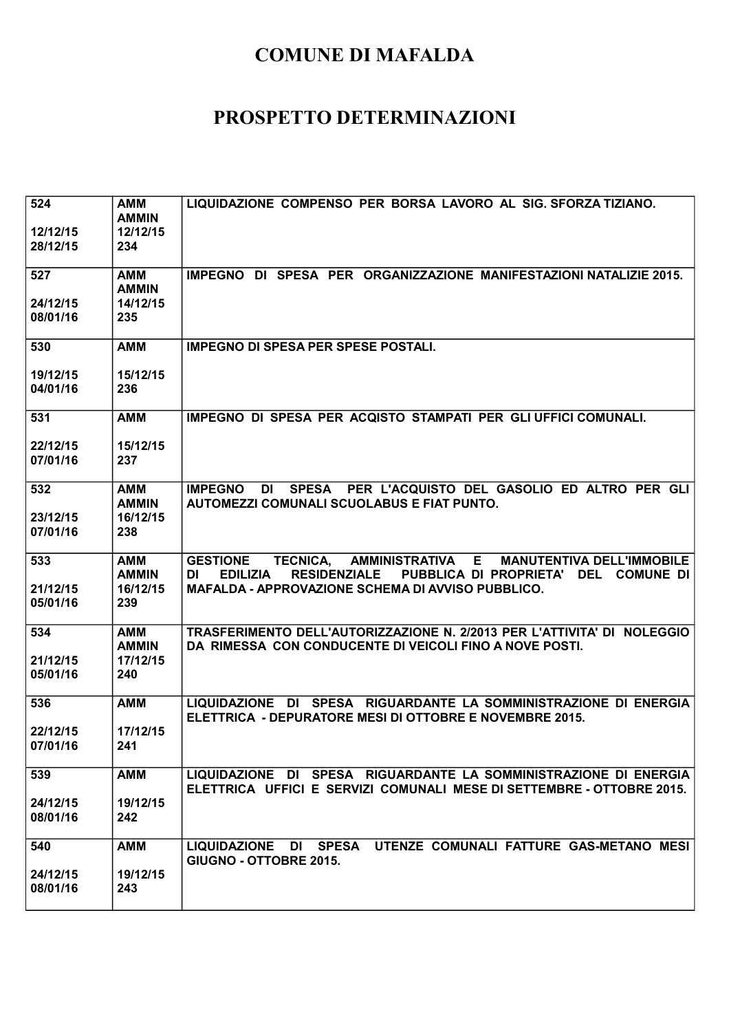# COMUNE DI MAFALDA

# PROSPETTO DETERMINAZIONI

| | | |
|---|---|---|
| 524<br><br>12/12/15<br>28/12/15 | AMM<br>AMMIN<br>12/12/15<br>234 | LIQUIDAZIONE COMPENSO PER BORSA LAVORO AL SIG. SFORZA TIZIANO. |
| 527<br><br>24/12/15<br>08/01/16 | AMM<br>AMMIN<br>14/12/15<br>235 | IMPEGNO DI SPESA PER ORGANIZZAZIONE MANIFESTAZIONI NATALIZIE 2015. |
| 530<br><br>19/12/15<br>04/01/16 | AMM<br><br>15/12/15<br>236 | IMPEGNO DI SPESA PER SPESE POSTALI. |
| 531<br><br>22/12/15<br>07/01/16 | AMM<br><br>15/12/15<br>237 | IMPEGNO DI SPESA PER ACQISTO STAMPATI PER GLI UFFICI COMUNALI. |
| 532<br><br>23/12/15<br>07/01/16 | AMM<br>AMMIN<br>16/12/15<br>238 | IMPEGNO DI SPESA PER L'ACQUISTO DEL GASOLIO ED ALTRO PER GLI AUTOMEZZI COMUNALI SCUOLABUS E FIAT PUNTO. |
| 533<br><br>21/12/15<br>05/01/16 | AMM<br>AMMIN<br>16/12/15<br>239 | GESTIONE TECNICA, AMMINISTRATIVA E MANUTENTIVA DELL'IMMOBILE DI EDILIZIA RESIDENZIALE PUBBLICA DI PROPRIETA' DEL COMUNE DI MAFALDA - APPROVAZIONE SCHEMA DI AVVISO PUBBLICO. |
| 534<br><br>21/12/15<br>05/01/16 | AMM<br>AMMIN<br>17/12/15<br>240 | TRASFERIMENTO DELL'AUTORIZZAZIONE N. 2/2013 PER L'ATTIVITA' DI NOLEGGIO DA RIMESSA CON CONDUCENTE DI VEICOLI FINO A NOVE POSTI. |
| 536<br><br>22/12/15<br>07/01/16 | AMM<br><br>17/12/15<br>241 | LIQUIDAZIONE DI SPESA RIGUARDANTE LA SOMMINISTRAZIONE DI ENERGIA ELETTRICA - DEPURATORE MESI DI OTTOBRE E NOVEMBRE 2015. |
| 539<br><br>24/12/15<br>08/01/16 | AMM<br><br>19/12/15<br>242 | LIQUIDAZIONE DI SPESA RIGUARDANTE LA SOMMINISTRAZIONE DI ENERGIA ELETTRICA UFFICI E SERVIZI COMUNALI MESE DI SETTEMBRE - OTTOBRE 2015. |
| 540<br><br>24/12/15<br>08/01/16 | AMM<br><br>19/12/15<br>243 | LIQUIDAZIONE DI SPESA UTENZE COMUNALI FATTURE GAS-METANO MESI GIUGNO - OTTOBRE 2015. |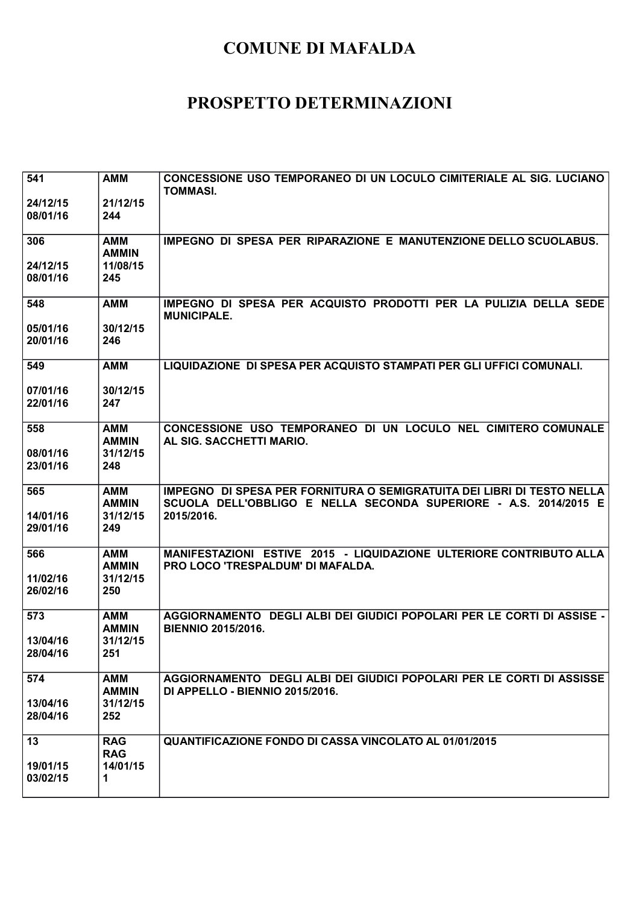# COMUNE DI MAFALDA

# PROSPETTO DETERMINAZIONI

| | | |
|---|---|---|
| 541<br><br>24/12/15<br>08/01/16 | AMM<br><br>21/12/15<br>244 | CONCESSIONE USO TEMPORANEO DI UN LOCULO CIMITERIALE AL SIG. LUCIANO TOMMASI. |
| 306<br><br>24/12/15<br>08/01/16 | AMM<br>AMMIN<br>11/08/15<br>245 | IMPEGNO DI SPESA PER RIPARAZIONE E MANUTENZIONE DELLO SCUOLABUS. |
| 548<br><br>05/01/16<br>20/01/16 | AMM<br><br>30/12/15<br>246 | IMPEGNO DI SPESA PER ACQUISTO PRODOTTI PER LA PULIZIA DELLA SEDE MUNICIPALE. |
| 549<br><br>07/01/16<br>22/01/16 | AMM<br><br>30/12/15<br>247 | LIQUIDAZIONE DI SPESA PER ACQUISTO STAMPATI PER GLI UFFICI COMUNALI. |
| 558<br><br>08/01/16<br>23/01/16 | AMM<br>AMMIN<br>31/12/15<br>248 | CONCESSIONE USO TEMPORANEO DI UN LOCULO NEL CIMITERO COMUNALE AL SIG. SACCHETTI MARIO. |
| 565<br><br>14/01/16<br>29/01/16 | AMM<br>AMMIN<br>31/12/15<br>249 | IMPEGNO DI SPESA PER FORNITURA O SEMIGRATUITA DEI LIBRI DI TESTO NELLA SCUOLA DELL'OBBLIGO E NELLA SECONDA SUPERIORE - A.S. 2014/2015 E 2015/2016. |
| 566<br><br>11/02/16<br>26/02/16 | AMM<br>AMMIN<br>31/12/15<br>250 | MANIFESTAZIONI ESTIVE 2015 - LIQUIDAZIONE ULTERIORE CONTRIBUTO ALLA PRO LOCO 'TRESPALDUM' DI MAFALDA. |
| 573<br><br>13/04/16<br>28/04/16 | AMM<br>AMMIN<br>31/12/15<br>251 | AGGIORNAMENTO DEGLI ALBI DEI GIUDICI POPOLARI PER LE CORTI DI ASSISE - BIENNIO 2015/2016. |
| 574<br><br>13/04/16<br>28/04/16 | AMM<br>AMMIN<br>31/12/15<br>252 | AGGIORNAMENTO DEGLI ALBI DEI GIUDICI POPOLARI PER LE CORTI DI ASSISSE DI APPELLO - BIENNIO 2015/2016. |
| 13<br><br>19/01/15<br>03/02/15 | RAG<br>RAG<br>14/01/15<br>1 | QUANTIFICAZIONE FONDO DI CASSA VINCOLATO AL 01/01/2015 |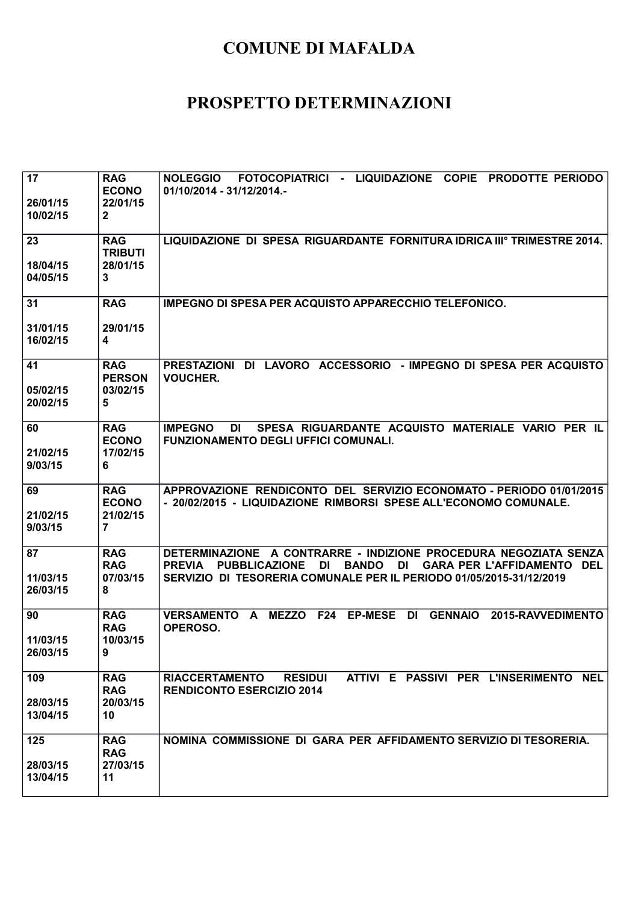# COMUNE DI MAFALDA

# PROSPETTO DETERMINAZIONI

| | | |
|---|---|---|
| 17<br><br>26/01/15<br>10/02/15 | RAG<br>ECONO<br>22/01/15<br>2 | NOLEGGIO FOTOCOPIATRICI - LIQUIDAZIONE COPIE PRODOTTE PERIODO 01/10/2014 - 31/12/2014.- |
| 23<br><br>18/04/15<br>04/05/15 | RAG<br>TRIBUTI<br>28/01/15<br>3 | LIQUIDAZIONE DI SPESA RIGUARDANTE FORNITURA IDRICA III° TRIMESTRE 2014. |
| 31<br><br>31/01/15<br>16/02/15 | RAG<br><br>29/01/15<br>4 | IMPEGNO DI SPESA PER ACQUISTO APPARECCHIO TELEFONICO. |
| 41<br><br>05/02/15<br>20/02/15 | RAG<br>PERSON<br>03/02/15<br>5 | PRESTAZIONI DI LAVORO ACCESSORIO - IMPEGNO DI SPESA PER ACQUISTO VOUCHER. |
| 60<br><br>21/02/15<br>9/03/15 | RAG<br>ECONO<br>17/02/15<br>6 | IMPEGNO DI SPESA RIGUARDANTE ACQUISTO MATERIALE VARIO PER IL FUNZIONAMENTO DEGLI UFFICI COMUNALI. |
| 69<br><br>21/02/15<br>9/03/15 | RAG<br>ECONO<br>21/02/15<br>7 | APPROVAZIONE RENDICONTO DEL SERVIZIO ECONOMATO - PERIODO 01/01/2015 - 20/02/2015 - LIQUIDAZIONE RIMBORSI SPESE ALL'ECONOMO COMUNALE. |
| 87<br><br>11/03/15<br>26/03/15 | RAG<br>RAG<br>07/03/15<br>8 | DETERMINAZIONE A CONTRARRE - INDIZIONE PROCEDURA NEGOZIATA SENZA PREVIA PUBBLICAZIONE DI BANDO DI GARA PER L'AFFIDAMENTO DEL SERVIZIO DI TESORERIA COMUNALE PER IL PERIODO 01/05/2015-31/12/2019 |
| 90<br><br>11/03/15<br>26/03/15 | RAG<br>RAG<br>10/03/15<br>9 | VERSAMENTO A MEZZO F24 EP-MESE DI GENNAIO 2015-RAVVEDIMENTO OPEROSO. |
| 109<br><br>28/03/15<br>13/04/15 | RAG<br>RAG<br>20/03/15<br>10 | RIACCERTAMENTO RESIDUI ATTIVI E PASSIVI PER L'INSERIMENTO NEL RENDICONTO ESERCIZIO 2014 |
| 125<br><br>28/03/15<br>13/04/15 | RAG<br>RAG<br>27/03/15<br>11 | NOMINA COMMISSIONE DI GARA PER AFFIDAMENTO SERVIZIO DI TESORERIA. |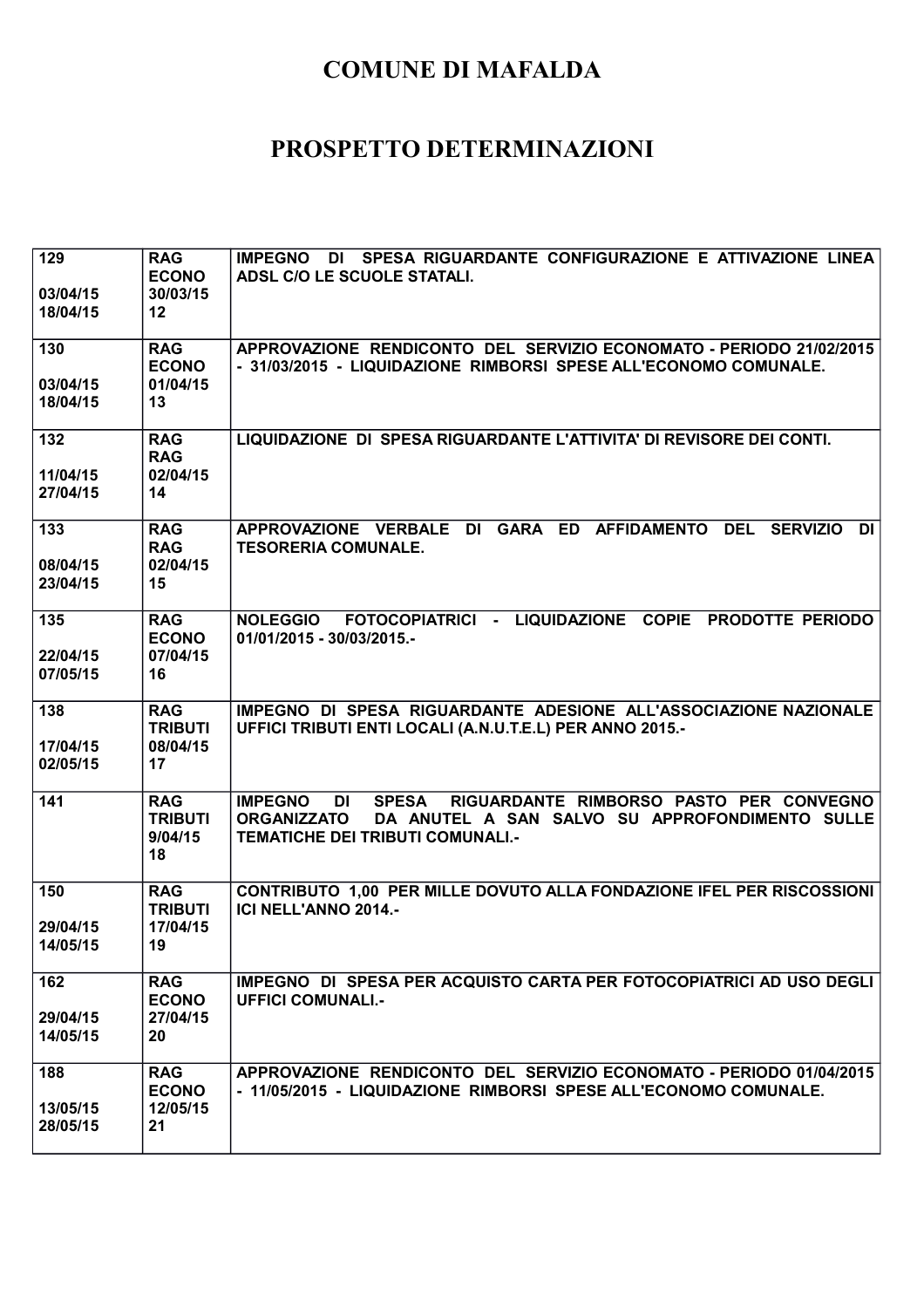# COMUNE DI MAFALDA

# PROSPETTO DETERMINAZIONI

| | | |
|---|---|---|
| 129<br><br>03/04/15<br>18/04/15 | RAG<br>ECONO<br>30/03/15<br>12 | IMPEGNO DI SPESA RIGUARDANTE CONFIGURAZIONE E ATTIVAZIONE LINEA ADSL C/O LE SCUOLE STATALI. |
| 130<br><br>03/04/15<br>18/04/15 | RAG<br>ECONO<br>01/04/15<br>13 | APPROVAZIONE RENDICONTO DEL SERVIZIO ECONOMATO - PERIODO 21/02/2015 - 31/03/2015 - LIQUIDAZIONE RIMBORSI SPESE ALL'ECONOMO COMUNALE. |
| 132<br><br>11/04/15<br>27/04/15 | RAG<br>RAG<br>02/04/15<br>14 | LIQUIDAZIONE DI SPESA RIGUARDANTE L'ATTIVITA' DI REVISORE DEI CONTI. |
| 133<br><br>08/04/15<br>23/04/15 | RAG<br>RAG<br>02/04/15<br>15 | APPROVAZIONE VERBALE DI GARA ED AFFIDAMENTO DEL SERVIZIO DI TESORERIA COMUNALE. |
| 135<br><br>22/04/15<br>07/05/15 | RAG<br>ECONO<br>07/04/15<br>16 | NOLEGGIO FOTOCOPIATRICI - LIQUIDAZIONE COPIE PRODOTTE PERIODO 01/01/2015 - 30/03/2015.- |
| 138<br><br>17/04/15<br>02/05/15 | RAG<br>TRIBUTI<br>08/04/15<br>17 | IMPEGNO DI SPESA RIGUARDANTE ADESIONE ALL'ASSOCIAZIONE NAZIONALE UFFICI TRIBUTI ENTI LOCALI (A.N.U.T.E.L) PER ANNO 2015.- |
| 141 | RAG<br>TRIBUTI<br>9/04/15<br>18 | IMPEGNO DI SPESA RIGUARDANTE RIMBORSO PASTO PER CONVEGNO ORGANIZZATO DA ANUTEL A SAN SALVO SU APPROFONDIMENTO SULLE TEMATICHE DEI TRIBUTI COMUNALI.- |
| 150<br><br>29/04/15<br>14/05/15 | RAG<br>TRIBUTI<br>17/04/15<br>19 | CONTRIBUTO 1,00 PER MILLE DOVUTO ALLA FONDAZIONE IFEL PER RISCOSSIONI ICI NELL'ANNO 2014.- |
| 162<br><br>29/04/15<br>14/05/15 | RAG<br>ECONO<br>27/04/15<br>20 | IMPEGNO DI SPESA PER ACQUISTO CARTA PER FOTOCOPIATRICI AD USO DEGLI UFFICI COMUNALI.- |
| 188<br><br>13/05/15<br>28/05/15 | RAG<br>ECONO<br>12/05/15<br>21 | APPROVAZIONE RENDICONTO DEL SERVIZIO ECONOMATO - PERIODO 01/04/2015 - 11/05/2015 - LIQUIDAZIONE RIMBORSI SPESE ALL'ECONOMO COMUNALE. |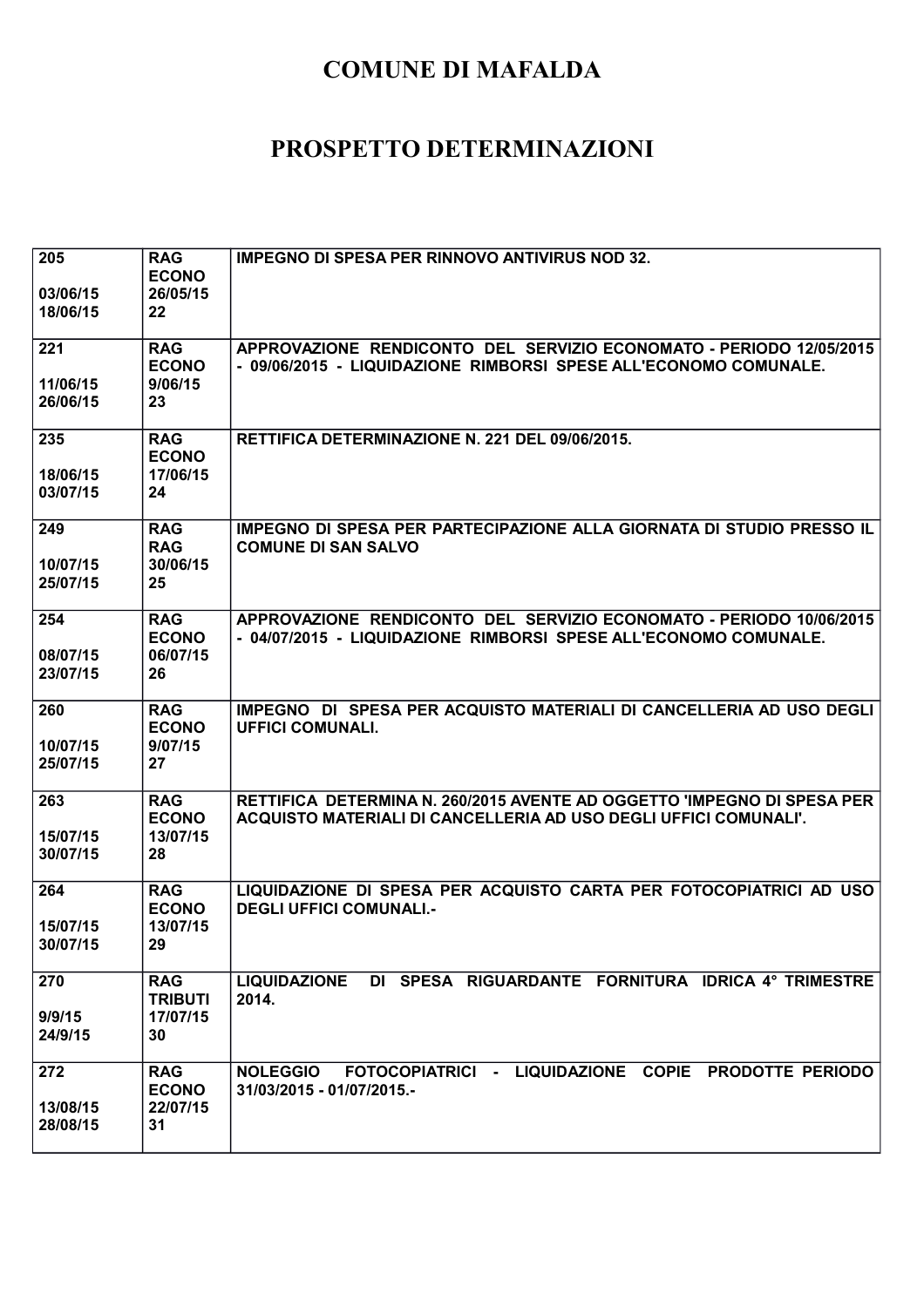# COMUNE DI MAFALDA

# PROSPETTO DETERMINAZIONI

| | | |
|---|---|---|
| **205**<br><br>**03/06/15**<br>**18/06/15** | **RAG**<br>**ECONO**<br>**26/05/15**<br>**22** | **IMPEGNO DI SPESA PER RINNOVO ANTIVIRUS NOD 32.** |
| **221**<br><br>**11/06/15**<br>**26/06/15** | **RAG**<br>**ECONO**<br>**9/06/15**<br>**23** | **APPROVAZIONE RENDICONTO DEL SERVIZIO ECONOMATO - PERIODO 12/05/2015 - 09/06/2015 - LIQUIDAZIONE RIMBORSI SPESE ALL'ECONOMO COMUNALE.** |
| **235**<br><br>**18/06/15**<br>**03/07/15** | **RAG**<br>**ECONO**<br>**17/06/15**<br>**24** | **RETTIFICA DETERMINAZIONE N. 221 DEL 09/06/2015.** |
| **249**<br><br>**10/07/15**<br>**25/07/15** | **RAG**<br>**RAG**<br>**30/06/15**<br>**25** | **IMPEGNO DI SPESA PER PARTECIPAZIONE ALLA GIORNATA DI STUDIO PRESSO IL COMUNE DI SAN SALVO** |
| **254**<br><br>**08/07/15**<br>**23/07/15** | **RAG**<br>**ECONO**<br>**06/07/15**<br>**26** | **APPROVAZIONE RENDICONTO DEL SERVIZIO ECONOMATO - PERIODO 10/06/2015 - 04/07/2015 - LIQUIDAZIONE RIMBORSI SPESE ALL'ECONOMO COMUNALE.** |
| **260**<br><br>**10/07/15**<br>**25/07/15** | **RAG**<br>**ECONO**<br>**9/07/15**<br>**27** | **IMPEGNO DI SPESA PER ACQUISTO MATERIALI DI CANCELLERIA AD USO DEGLI UFFICI COMUNALI.** |
| **263**<br><br>**15/07/15**<br>**30/07/15** | **RAG**<br>**ECONO**<br>**13/07/15**<br>**28** | **RETTIFICA DETERMINA N. 260/2015 AVENTE AD OGGETTO 'IMPEGNO DI SPESA PER ACQUISTO MATERIALI DI CANCELLERIA AD USO DEGLI UFFICI COMUNALI'.** |
| **264**<br><br>**15/07/15**<br>**30/07/15** | **RAG**<br>**ECONO**<br>**13/07/15**<br>**29** | **LIQUIDAZIONE DI SPESA PER ACQUISTO CARTA PER FOTOCOPIATRICI AD USO DEGLI UFFICI COMUNALI.-** |
| **270**<br><br>**9/9/15**<br>**24/9/15** | **RAG**<br>**TRIBUTI**<br>**17/07/15**<br>**30** | **LIQUIDAZIONE DI SPESA RIGUARDANTE FORNITURA IDRICA 4° TRIMESTRE 2014.** |
| **272**<br><br>**13/08/15**<br>**28/08/15** | **RAG**<br>**ECONO**<br>**22/07/15**<br>**31** | **NOLEGGIO FOTOCOPIATRICI - LIQUIDAZIONE COPIE PRODOTTE PERIODO 31/03/2015 - 01/07/2015.-** |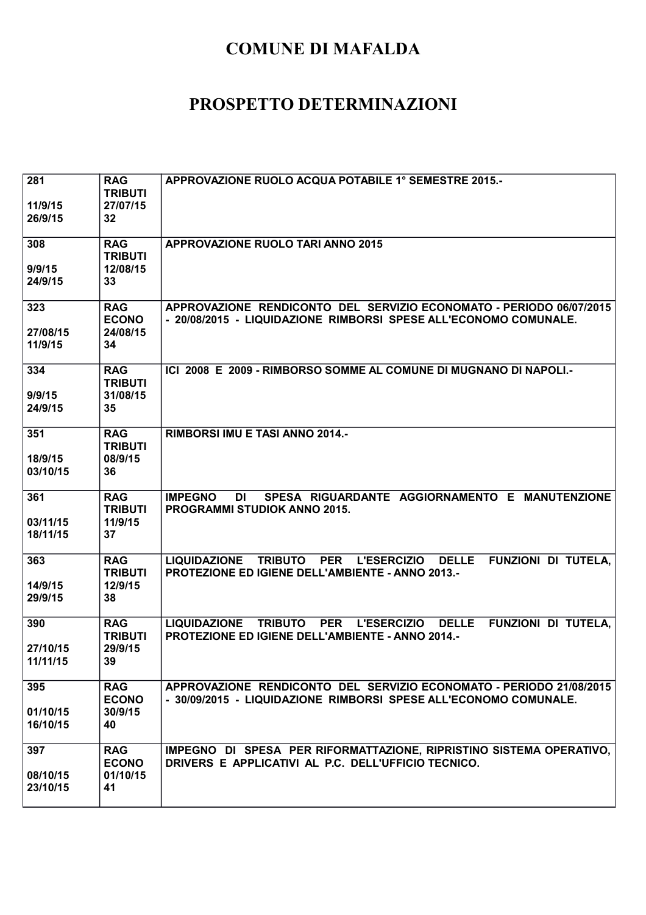# COMUNE DI MAFALDA

# PROSPETTO DETERMINAZIONI

| | | |
|---|---|---|
| **281**<br><br>**11/9/15**<br>**26/9/15** | **RAG**<br>**TRIBUTI**<br>**27/07/15**<br>**32** | **APPROVAZIONE RUOLO ACQUA POTABILE 1° SEMESTRE 2015.-** |
| **308**<br><br>**9/9/15**<br>**24/9/15** | **RAG**<br>**TRIBUTI**<br>**12/08/15**<br>**33** | **APPROVAZIONE RUOLO TARI ANNO 2015** |
| **323**<br><br>**27/08/15**<br>**11/9/15** | **RAG**<br>**ECONO**<br>**24/08/15**<br>**34** | **APPROVAZIONE RENDICONTO DEL SERVIZIO ECONOMATO - PERIODO 06/07/2015 - 20/08/2015 - LIQUIDAZIONE RIMBORSI SPESE ALL'ECONOMO COMUNALE.** |
| **334**<br><br>**9/9/15**<br>**24/9/15** | **RAG**<br>**TRIBUTI**<br>**31/08/15**<br>**35** | **ICI 2008 E 2009 - RIMBORSO SOMME AL COMUNE DI MUGNANO DI NAPOLI.-** |
| **351**<br><br>**18/9/15**<br>**03/10/15** | **RAG**<br>**TRIBUTI**<br>**08/9/15**<br>**36** | **RIMBORSI IMU E TASI ANNO 2014.-** |
| **361**<br><br>**03/11/15**<br>**18/11/15** | **RAG**<br>**TRIBUTI**<br>**11/9/15**<br>**37** | **IMPEGNO DI SPESA RIGUARDANTE AGGIORNAMENTO E MANUTENZIONE PROGRAMMI STUDIOK ANNO 2015.** |
| **363**<br><br>**14/9/15**<br>**29/9/15** | **RAG**<br>**TRIBUTI**<br>**12/9/15**<br>**38** | **LIQUIDAZIONE TRIBUTO PER L'ESERCIZIO DELLE FUNZIONI DI TUTELA, PROTEZIONE ED IGIENE DELL'AMBIENTE - ANNO 2013.-** |
| **390**<br><br>**27/10/15**<br>**11/11/15** | **RAG**<br>**TRIBUTI**<br>**29/9/15**<br>**39** | **LIQUIDAZIONE TRIBUTO PER L'ESERCIZIO DELLE FUNZIONI DI TUTELA, PROTEZIONE ED IGIENE DELL'AMBIENTE - ANNO 2014.-** |
| **395**<br><br>**01/10/15**<br>**16/10/15** | **RAG**<br>**ECONO**<br>**30/9/15**<br>**40** | **APPROVAZIONE RENDICONTO DEL SERVIZIO ECONOMATO - PERIODO 21/08/2015 - 30/09/2015 - LIQUIDAZIONE RIMBORSI SPESE ALL'ECONOMO COMUNALE.** |
| **397**<br><br>**08/10/15**<br>**23/10/15** | **RAG**<br>**ECONO**<br>**01/10/15**<br>**41** | **IMPEGNO DI SPESA PER RIFORMATTAZIONE, RIPRISTINO SISTEMA OPERATIVO, DRIVERS E APPLICATIVI AL P.C. DELL'UFFICIO TECNICO.** |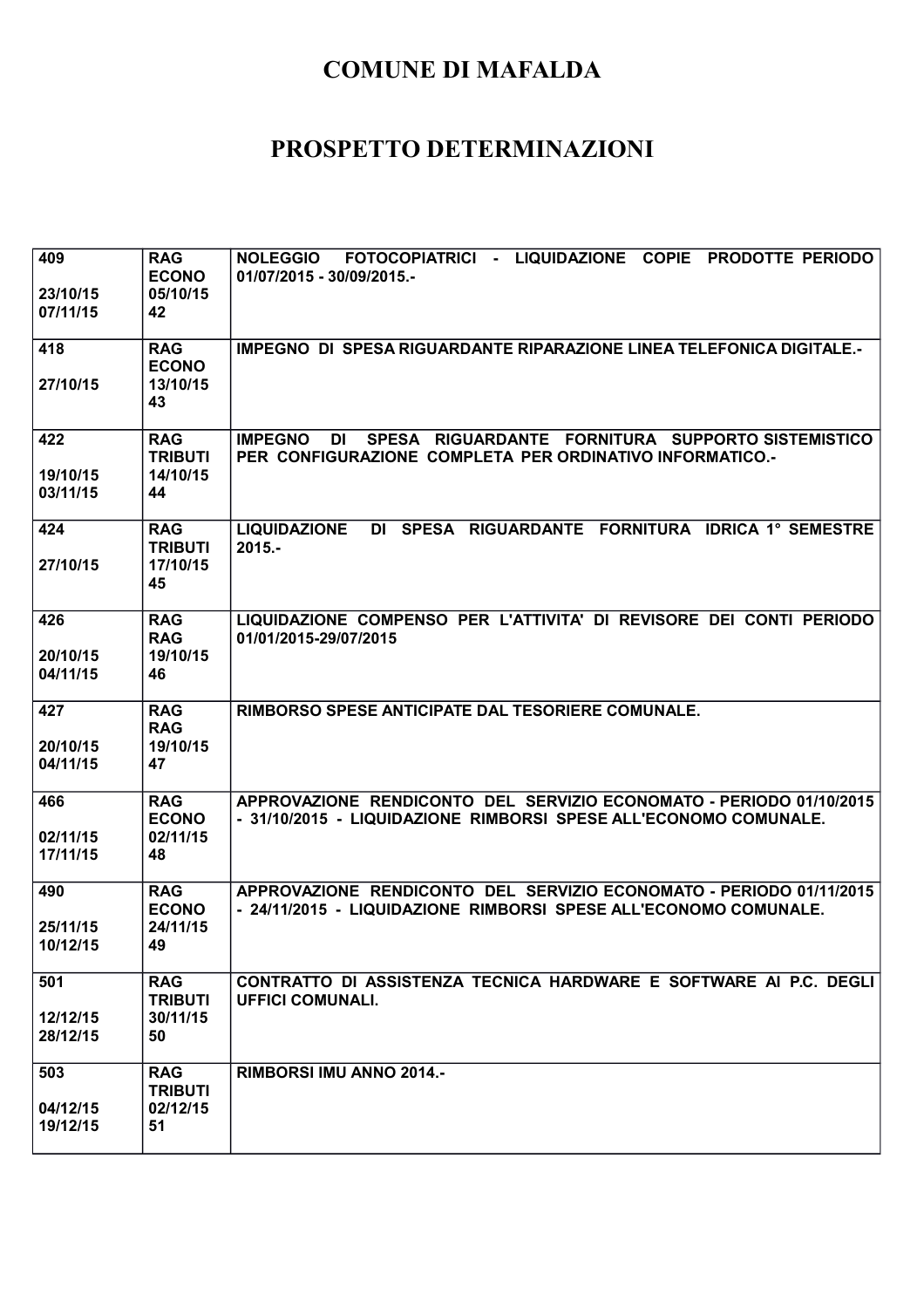# COMUNE DI MAFALDA

# PROSPETTO DETERMINAZIONI

| | | |
|---|---|---|
| 409<br><br>23/10/15<br>07/11/15 | RAG<br>ECONO<br>05/10/15<br>42 | NOLEGGIO FOTOCOPIATRICI - LIQUIDAZIONE COPIE PRODOTTE PERIODO 01/07/2015 - 30/09/2015.- |
| 418<br><br>27/10/15 | RAG<br>ECONO<br>13/10/15<br>43 | IMPEGNO DI SPESA RIGUARDANTE RIPARAZIONE LINEA TELEFONICA DIGITALE.- |
| 422<br><br>19/10/15<br>03/11/15 | RAG<br>TRIBUTI<br>14/10/15<br>44 | IMPEGNO DI SPESA RIGUARDANTE FORNITURA SUPPORTO SISTEMISTICO PER CONFIGURAZIONE COMPLETA PER ORDINATIVO INFORMATICO.- |
| 424<br><br>27/10/15 | RAG<br>TRIBUTI<br>17/10/15<br>45 | LIQUIDAZIONE DI SPESA RIGUARDANTE FORNITURA IDRICA 1° SEMESTRE 2015.- |
| 426<br><br>20/10/15<br>04/11/15 | RAG<br>RAG<br>19/10/15<br>46 | LIQUIDAZIONE COMPENSO PER L'ATTIVITA' DI REVISORE DEI CONTI PERIODO 01/01/2015-29/07/2015 |
| 427<br><br>20/10/15<br>04/11/15 | RAG<br>RAG<br>19/10/15<br>47 | RIMBORSO SPESE ANTICIPATE DAL TESORIERE COMUNALE. |
| 466<br><br>02/11/15<br>17/11/15 | RAG<br>ECONO<br>02/11/15<br>48 | APPROVAZIONE RENDICONTO DEL SERVIZIO ECONOMATO - PERIODO 01/10/2015 - 31/10/2015 - LIQUIDAZIONE RIMBORSI SPESE ALL'ECONOMO COMUNALE. |
| 490<br><br>25/11/15<br>10/12/15 | RAG<br>ECONO<br>24/11/15<br>49 | APPROVAZIONE RENDICONTO DEL SERVIZIO ECONOMATO - PERIODO 01/11/2015 - 24/11/2015 - LIQUIDAZIONE RIMBORSI SPESE ALL'ECONOMO COMUNALE. |
| 501<br><br>12/12/15<br>28/12/15 | RAG<br>TRIBUTI<br>30/11/15<br>50 | CONTRATTO DI ASSISTENZA TECNICA HARDWARE E SOFTWARE AI P.C. DEGLI UFFICI COMUNALI. |
| 503<br><br>04/12/15<br>19/12/15 | RAG<br>TRIBUTI<br>02/12/15<br>51 | RIMBORSI IMU ANNO 2014.- |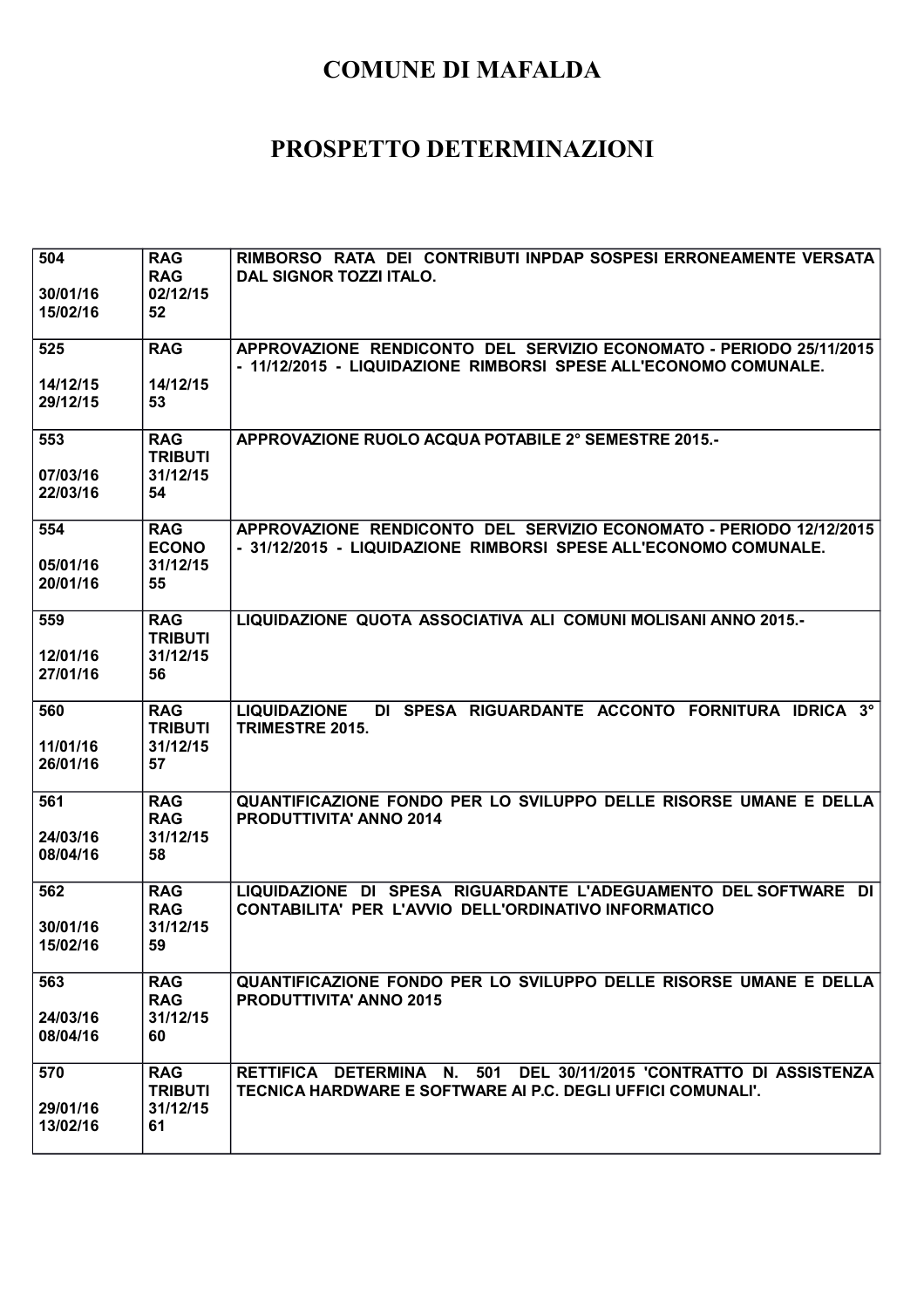# COMUNE DI MAFALDA

# PROSPETTO DETERMINAZIONI

| | | |
|---|---|---|
| 504<br><br>30/01/16<br>15/02/16 | RAG<br>RAG<br>02/12/15<br>52 | RIMBORSO RATA DEI CONTRIBUTI INPDAP SOSPESI ERRONEAMENTE VERSATA DAL SIGNOR TOZZI ITALO. |
| 525<br><br>14/12/15<br>29/12/15 | RAG<br><br>14/12/15<br>53 | APPROVAZIONE RENDICONTO DEL SERVIZIO ECONOMATO - PERIODO 25/11/2015 - 11/12/2015 - LIQUIDAZIONE RIMBORSI SPESE ALL'ECONOMO COMUNALE. |
| 553<br><br>07/03/16<br>22/03/16 | RAG<br>TRIBUTI<br>31/12/15<br>54 | APPROVAZIONE RUOLO ACQUA POTABILE 2° SEMESTRE 2015.- |
| 554<br><br>05/01/16<br>20/01/16 | RAG<br>ECONO<br>31/12/15<br>55 | APPROVAZIONE RENDICONTO DEL SERVIZIO ECONOMATO - PERIODO 12/12/2015 - 31/12/2015 - LIQUIDAZIONE RIMBORSI SPESE ALL'ECONOMO COMUNALE. |
| 559<br><br>12/01/16<br>27/01/16 | RAG<br>TRIBUTI<br>31/12/15<br>56 | LIQUIDAZIONE QUOTA ASSOCIATIVA ALI COMUNI MOLISANI ANNO 2015.- |
| 560<br><br>11/01/16<br>26/01/16 | RAG<br>TRIBUTI<br>31/12/15<br>57 | LIQUIDAZIONE DI SPESA RIGUARDANTE ACCONTO FORNITURA IDRICA 3° TRIMESTRE 2015. |
| 561<br><br>24/03/16<br>08/04/16 | RAG<br>RAG<br>31/12/15<br>58 | QUANTIFICAZIONE FONDO PER LO SVILUPPO DELLE RISORSE UMANE E DELLA PRODUTTIVITA' ANNO 2014 |
| 562<br><br>30/01/16<br>15/02/16 | RAG<br>RAG<br>31/12/15<br>59 | LIQUIDAZIONE DI SPESA RIGUARDANTE L'ADEGUAMENTO DEL SOFTWARE DI CONTABILITA' PER L'AVVIO DELL'ORDINATIVO INFORMATICO |
| 563<br><br>24/03/16<br>08/04/16 | RAG<br>RAG<br>31/12/15<br>60 | QUANTIFICAZIONE FONDO PER LO SVILUPPO DELLE RISORSE UMANE E DELLA PRODUTTIVITA' ANNO 2015 |
| 570<br><br>29/01/16<br>13/02/16 | RAG<br>TRIBUTI<br>31/12/15<br>61 | RETTIFICA DETERMINA N. 501 DEL 30/11/2015 'CONTRATTO DI ASSISTENZA TECNICA HARDWARE E SOFTWARE AI P.C. DEGLI UFFICI COMUNALI'. |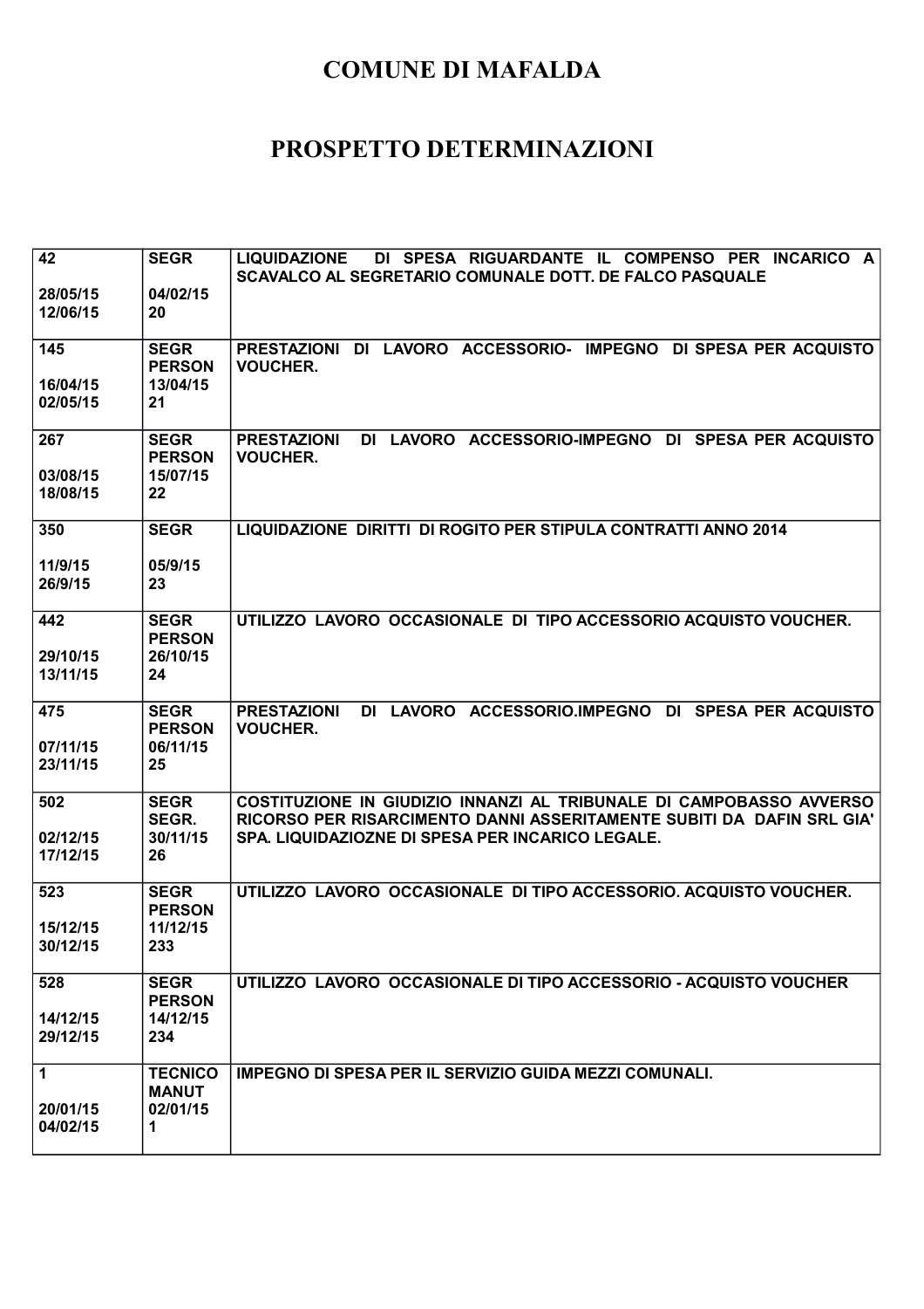# COMUNE DI MAFALDA

# PROSPETTO DETERMINAZIONI

| | | |
|---|---|---|
| **42**<br><br>**28/05/15**<br>**12/06/15** | **SEGR**<br><br>**04/02/15**<br>**20** | **LIQUIDAZIONE DI SPESA RIGUARDANTE IL COMPENSO PER INCARICO A SCAVALCO AL SEGRETARIO COMUNALE DOTT. DE FALCO PASQUALE** |
| **145**<br><br>**16/04/15**<br>**02/05/15** | **SEGR**<br>**PERSON**<br>**13/04/15**<br>**21** | **PRESTAZIONI DI LAVORO ACCESSORIO- IMPEGNO DI SPESA PER ACQUISTO VOUCHER.** |
| **267**<br><br>**03/08/15**<br>**18/08/15** | **SEGR**<br>**PERSON**<br>**15/07/15**<br>**22** | **PRESTAZIONI DI LAVORO ACCESSORIO-IMPEGNO DI SPESA PER ACQUISTO VOUCHER.** |
| **350**<br><br>**11/9/15**<br>**26/9/15** | **SEGR**<br><br>**05/9/15**<br>**23** | **LIQUIDAZIONE DIRITTI DI ROGITO PER STIPULA CONTRATTI ANNO 2014** |
| **442**<br><br>**29/10/15**<br>**13/11/15** | **SEGR**<br>**PERSON**<br>**26/10/15**<br>**24** | **UTILIZZO LAVORO OCCASIONALE DI TIPO ACCESSORIO ACQUISTO VOUCHER.** |
| **475**<br><br>**07/11/15**<br>**23/11/15** | **SEGR**<br>**PERSON**<br>**06/11/15**<br>**25** | **PRESTAZIONI DI LAVORO ACCESSORIO.IMPEGNO DI SPESA PER ACQUISTO VOUCHER.** |
| **502**<br><br>**02/12/15**<br>**17/12/15** | **SEGR**<br>**SEGR.**<br>**30/11/15**<br>**26** | **COSTITUZIONE IN GIUDIZIO INNANZI AL TRIBUNALE DI CAMPOBASSO AVVERSO RICORSO PER RISARCIMENTO DANNI ASSERITAMENTE SUBITI DA DAFIN SRL GIA' SPA. LIQUIDAZIOZNE DI SPESA PER INCARICO LEGALE.** |
| **523**<br><br>**15/12/15**<br>**30/12/15** | **SEGR**<br>**PERSON**<br>**11/12/15**<br>**233** | **UTILIZZO LAVORO OCCASIONALE DI TIPO ACCESSORIO. ACQUISTO VOUCHER.** |
| **528**<br><br>**14/12/15**<br>**29/12/15** | **SEGR**<br>**PERSON**<br>**14/12/15**<br>**234** | **UTILIZZO LAVORO OCCASIONALE DI TIPO ACCESSORIO - ACQUISTO VOUCHER** |
| **1**<br><br>**20/01/15**<br>**04/02/15** | **TECNICO**<br>**MANUT**<br>**02/01/15**<br>**1** | **IMPEGNO DI SPESA PER IL SERVIZIO GUIDA MEZZI COMUNALI.** |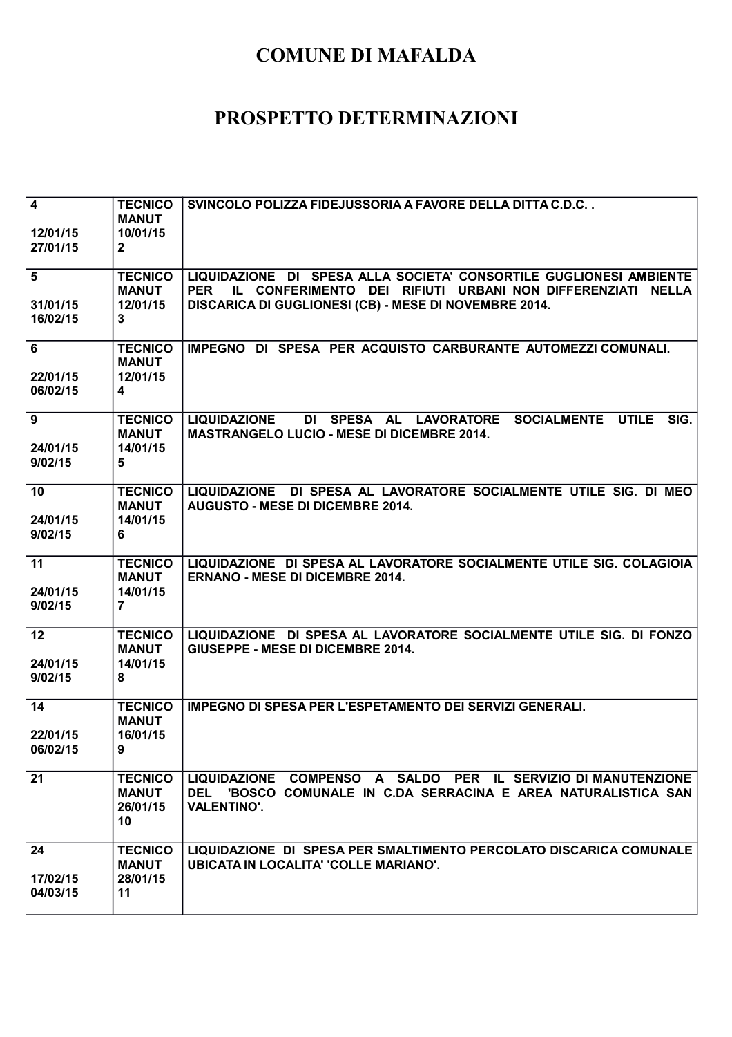# COMUNE DI MAFALDA

# PROSPETTO DETERMINAZIONI

| | | |
|---|---|---|
| 4<br><br>12/01/15<br>27/01/15 | TECNICO<br>MANUT<br>10/01/15<br>2 | SVINCOLO POLIZZA FIDEJUSSORIA A FAVORE DELLA DITTA C.D.C. . |
| 5<br><br>31/01/15<br>16/02/15 | TECNICO<br>MANUT<br>12/01/15<br>3 | LIQUIDAZIONE DI SPESA ALLA SOCIETA' CONSORTILE GUGLIONESI AMBIENTE PER IL CONFERIMENTO DEI RIFIUTI URBANI NON DIFFERENZIATI NELLA DISCARICA DI GUGLIONESI (CB) - MESE DI NOVEMBRE 2014. |
| 6<br><br>22/01/15<br>06/02/15 | TECNICO<br>MANUT<br>12/01/15<br>4 | IMPEGNO DI SPESA PER ACQUISTO CARBURANTE AUTOMEZZI COMUNALI. |
| 9<br><br>24/01/15<br>9/02/15 | TECNICO<br>MANUT<br>14/01/15<br>5 | LIQUIDAZIONE DI SPESA AL LAVORATORE SOCIALMENTE UTILE SIG. MASTRANGELO LUCIO - MESE DI DICEMBRE 2014. |
| 10<br><br>24/01/15<br>9/02/15 | TECNICO<br>MANUT<br>14/01/15<br>6 | LIQUIDAZIONE DI SPESA AL LAVORATORE SOCIALMENTE UTILE SIG. DI MEO AUGUSTO - MESE DI DICEMBRE 2014. |
| 11<br><br>24/01/15<br>9/02/15 | TECNICO<br>MANUT<br>14/01/15<br>7 | LIQUIDAZIONE DI SPESA AL LAVORATORE SOCIALMENTE UTILE SIG. COLAGIOIA ERNANO - MESE DI DICEMBRE 2014. |
| 12<br><br>24/01/15<br>9/02/15 | TECNICO<br>MANUT<br>14/01/15<br>8 | LIQUIDAZIONE DI SPESA AL LAVORATORE SOCIALMENTE UTILE SIG. DI FONZO GIUSEPPE - MESE DI DICEMBRE 2014. |
| 14<br><br>22/01/15<br>06/02/15 | TECNICO<br>MANUT<br>16/01/15<br>9 | IMPEGNO DI SPESA PER L'ESPETAMENTO DEI SERVIZI GENERALI. |
| 21 | TECNICO<br>MANUT<br>26/01/15<br>10 | LIQUIDAZIONE COMPENSO A SALDO PER IL SERVIZIO DI MANUTENZIONE DEL 'BOSCO COMUNALE IN C.DA SERRACINA E AREA NATURALISTICA SAN VALENTINO'. |
| 24<br><br>17/02/15<br>04/03/15 | TECNICO<br>MANUT<br>28/01/15<br>11 | LIQUIDAZIONE DI SPESA PER SMALTIMENTO PERCOLATO DISCARICA COMUNALE UBICATA IN LOCALITA' 'COLLE MARIANO'. |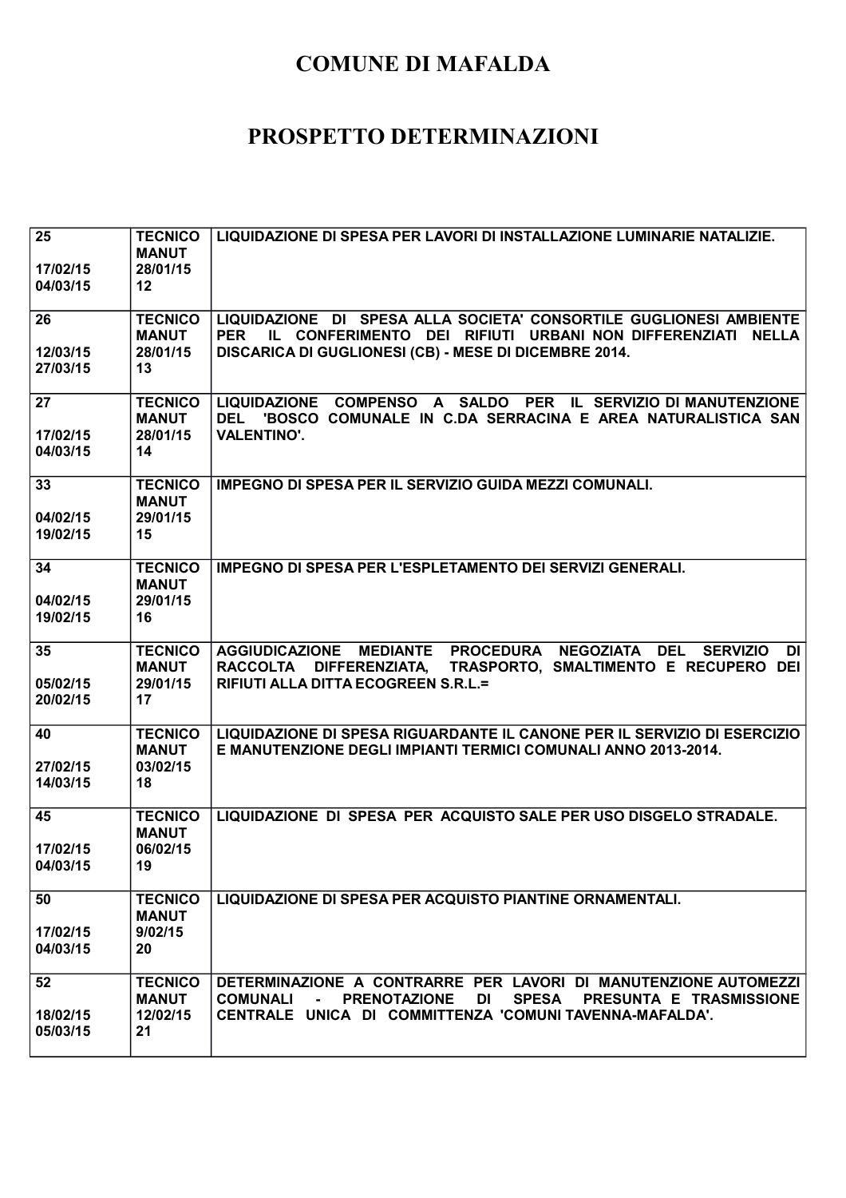# COMUNE DI MAFALDA

# PROSPETTO DETERMINAZIONI

| | | |
|---|---|---|
| **25**<br><br>**17/02/15**<br>**04/03/15** | **TECNICO MANUT**<br>**28/01/15**<br>**12** | **LIQUIDAZIONE DI SPESA PER LAVORI DI INSTALLAZIONE LUMINARIE NATALIZIE.** |
| **26**<br><br>**12/03/15**<br>**27/03/15** | **TECNICO MANUT**<br>**28/01/15**<br>**13** | **LIQUIDAZIONE DI SPESA ALLA SOCIETA' CONSORTILE GUGLIONESI AMBIENTE PER IL CONFERIMENTO DEI RIFIUTI URBANI NON DIFFERENZIATI NELLA DISCARICA DI GUGLIONESI (CB) - MESE DI DICEMBRE 2014.** |
| **27**<br><br>**17/02/15**<br>**04/03/15** | **TECNICO MANUT**<br>**28/01/15**<br>**14** | **LIQUIDAZIONE COMPENSO A SALDO PER IL SERVIZIO DI MANUTENZIONE DEL 'BOSCO COMUNALE IN C.DA SERRACINA E AREA NATURALISTICA SAN VALENTINO'.** |
| **33**<br><br>**04/02/15**<br>**19/02/15** | **TECNICO MANUT**<br>**29/01/15**<br>**15** | **IMPEGNO DI SPESA PER IL SERVIZIO GUIDA MEZZI COMUNALI.** |
| **34**<br><br>**04/02/15**<br>**19/02/15** | **TECNICO MANUT**<br>**29/01/15**<br>**16** | **IMPEGNO DI SPESA PER L'ESPLETAMENTO DEI SERVIZI GENERALI.** |
| **35**<br><br>**05/02/15**<br>**20/02/15** | **TECNICO MANUT**<br>**29/01/15**<br>**17** | **AGGIUDICAZIONE MEDIANTE PROCEDURA NEGOZIATA DEL SERVIZIO DI RACCOLTA DIFFERENZIATA, TRASPORTO, SMALTIMENTO E RECUPERO DEI RIFIUTI ALLA DITTA ECOGREEN S.R.L.=** |
| **40**<br><br>**27/02/15**<br>**14/03/15** | **TECNICO MANUT**<br>**03/02/15**<br>**18** | **LIQUIDAZIONE DI SPESA RIGUARDANTE IL CANONE PER IL SERVIZIO DI ESERCIZIO E MANUTENZIONE DEGLI IMPIANTI TERMICI COMUNALI ANNO 2013-2014.** |
| **45**<br><br>**17/02/15**<br>**04/03/15** | **TECNICO MANUT**<br>**06/02/15**<br>**19** | **LIQUIDAZIONE DI SPESA PER ACQUISTO SALE PER USO DISGELO STRADALE.** |
| **50**<br><br>**17/02/15**<br>**04/03/15** | **TECNICO MANUT**<br>**9/02/15**<br>**20** | **LIQUIDAZIONE DI SPESA PER ACQUISTO PIANTINE ORNAMENTALI.** |
| **52**<br><br>**18/02/15**<br>**05/03/15** | **TECNICO MANUT**<br>**12/02/15**<br>**21** | **DETERMINAZIONE A CONTRARRE PER LAVORI DI MANUTENZIONE AUTOMEZZI COMUNALI - PRENOTAZIONE DI SPESA PRESUNTA E TRASMISSIONE CENTRALE UNICA DI COMMITTENZA 'COMUNI TAVENNA-MAFALDA'.** |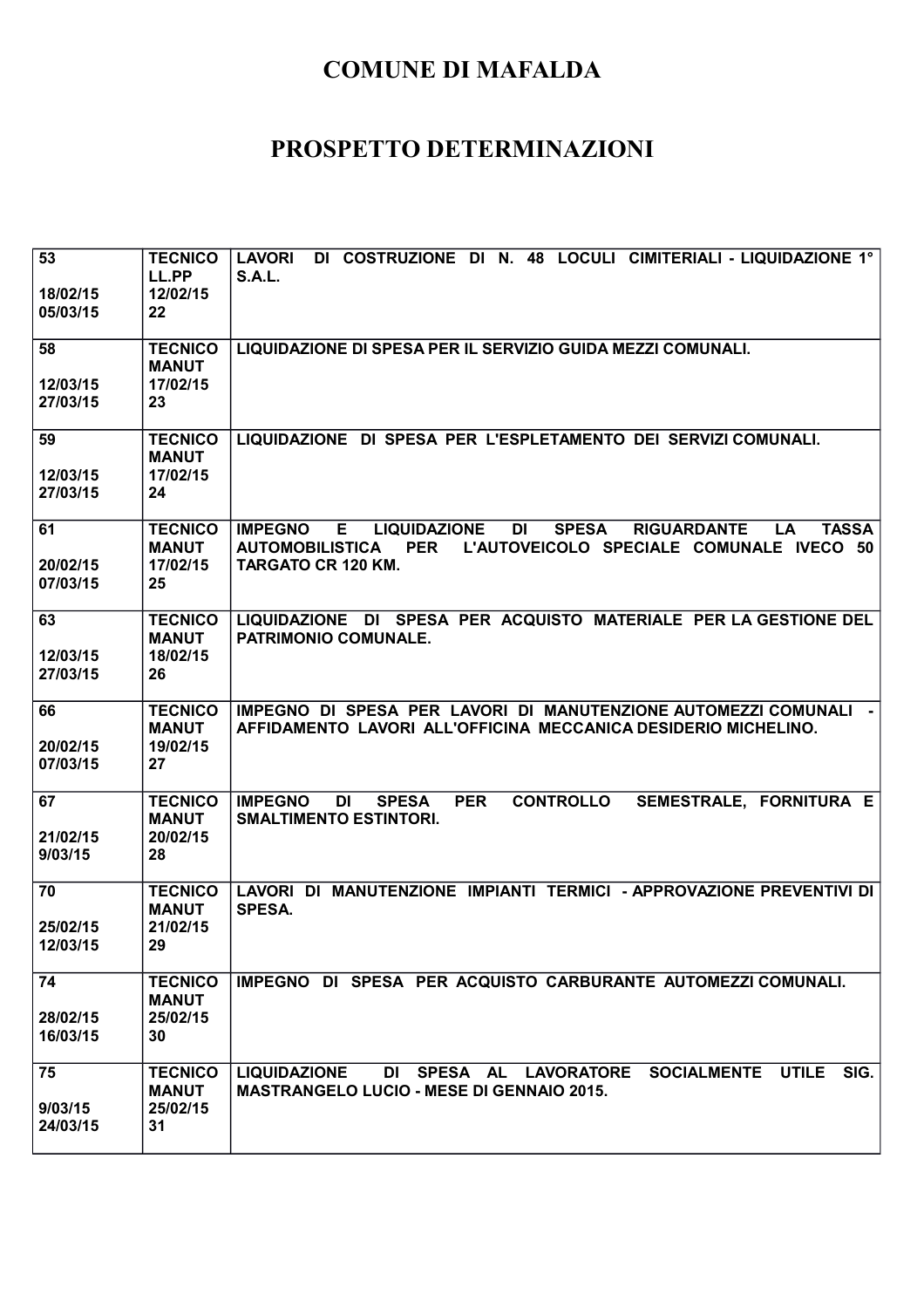# COMUNE DI MAFALDA

# PROSPETTO DETERMINAZIONI

| | | |
|---|---|---|
| 53<br><br>18/02/15<br>05/03/15 | TECNICO<br>LL.PP<br>12/02/15<br>22 | LAVORI DI COSTRUZIONE DI N. 48 LOCULI CIMITERIALI - LIQUIDAZIONE 1° S.A.L. |
| 58<br><br>12/03/15<br>27/03/15 | TECNICO<br>MANUT<br>17/02/15<br>23 | LIQUIDAZIONE DI SPESA PER IL SERVIZIO GUIDA MEZZI COMUNALI. |
| 59<br><br>12/03/15<br>27/03/15 | TECNICO<br>MANUT<br>17/02/15<br>24 | LIQUIDAZIONE DI SPESA PER L'ESPLETAMENTO DEI SERVIZI COMUNALI. |
| 61<br><br>20/02/15<br>07/03/15 | TECNICO<br>MANUT<br>17/02/15<br>25 | IMPEGNO E LIQUIDAZIONE DI SPESA RIGUARDANTE LA TASSA AUTOMOBILISTICA PER L'AUTOVEICOLO SPECIALE COMUNALE IVECO 50 TARGATO CR 120 KM. |
| 63<br><br>12/03/15<br>27/03/15 | TECNICO<br>MANUT<br>18/02/15<br>26 | LIQUIDAZIONE DI SPESA PER ACQUISTO MATERIALE PER LA GESTIONE DEL PATRIMONIO COMUNALE. |
| 66<br><br>20/02/15<br>07/03/15 | TECNICO<br>MANUT<br>19/02/15<br>27 | IMPEGNO DI SPESA PER LAVORI DI MANUTENZIONE AUTOMEZZI COMUNALI - AFFIDAMENTO LAVORI ALL'OFFICINA MECCANICA DESIDERIO MICHELINO. |
| 67<br><br>21/02/15<br>9/03/15 | TECNICO<br>MANUT<br>20/02/15<br>28 | IMPEGNO DI SPESA PER CONTROLLO SEMESTRALE, FORNITURA E SMALTIMENTO ESTINTORI. |
| 70<br><br>25/02/15<br>12/03/15 | TECNICO<br>MANUT<br>21/02/15<br>29 | LAVORI DI MANUTENZIONE IMPIANTI TERMICI - APPROVAZIONE PREVENTIVI DI SPESA. |
| 74<br><br>28/02/15<br>16/03/15 | TECNICO<br>MANUT<br>25/02/15<br>30 | IMPEGNO DI SPESA PER ACQUISTO CARBURANTE AUTOMEZZI COMUNALI. |
| 75<br><br>9/03/15<br>24/03/15 | TECNICO<br>MANUT<br>25/02/15<br>31 | LIQUIDAZIONE DI SPESA AL LAVORATORE SOCIALMENTE UTILE SIG. MASTRANGELO LUCIO - MESE DI GENNAIO 2015. |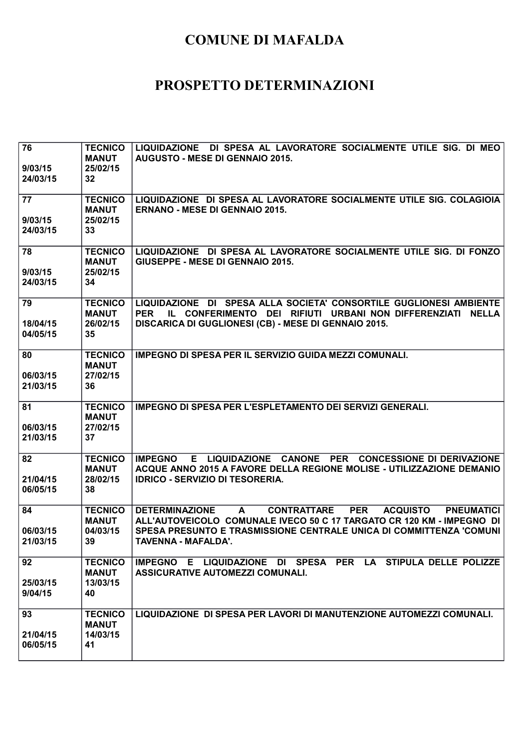# COMUNE DI MAFALDA

# PROSPETTO DETERMINAZIONI

| | | |
|---|---|---|
| 76<br><br>9/03/15<br>24/03/15 | TECNICO MANUT<br>25/02/15<br>32 | LIQUIDAZIONE DI SPESA AL LAVORATORE SOCIALMENTE UTILE SIG. DI MEO AUGUSTO - MESE DI GENNAIO 2015. |
| 77<br><br>9/03/15<br>24/03/15 | TECNICO MANUT<br>25/02/15<br>33 | LIQUIDAZIONE DI SPESA AL LAVORATORE SOCIALMENTE UTILE SIG. COLAGIOIA ERNANO - MESE DI GENNAIO 2015. |
| 78<br><br>9/03/15<br>24/03/15 | TECNICO MANUT<br>25/02/15<br>34 | LIQUIDAZIONE DI SPESA AL LAVORATORE SOCIALMENTE UTILE SIG. DI FONZO GIUSEPPE - MESE DI GENNAIO 2015. |
| 79<br><br>18/04/15<br>04/05/15 | TECNICO MANUT<br>26/02/15<br>35 | LIQUIDAZIONE DI SPESA ALLA SOCIETA' CONSORTILE GUGLIONESI AMBIENTE PER IL CONFERIMENTO DEI RIFIUTI URBANI NON DIFFERENZIATI NELLA DISCARICA DI GUGLIONESI (CB) - MESE DI GENNAIO 2015. |
| 80<br><br>06/03/15<br>21/03/15 | TECNICO MANUT<br>27/02/15<br>36 | IMPEGNO DI SPESA PER IL SERVIZIO GUIDA MEZZI COMUNALI. |
| 81<br><br>06/03/15<br>21/03/15 | TECNICO MANUT<br>27/02/15<br>37 | IMPEGNO DI SPESA PER L'ESPLETAMENTO DEI SERVIZI GENERALI. |
| 82<br><br>21/04/15<br>06/05/15 | TECNICO MANUT<br>28/02/15<br>38 | IMPEGNO E LIQUIDAZIONE CANONE PER CONCESSIONE DI DERIVAZIONE ACQUE ANNO 2015 A FAVORE DELLA REGIONE MOLISE - UTILIZZAZIONE DEMANIO IDRICO - SERVIZIO DI TESORERIA. |
| 84<br><br>06/03/15<br>21/03/15 | TECNICO MANUT<br>04/03/15<br>39 | DETERMINAZIONE A CONTRATTARE PER ACQUISTO PNEUMATICI ALL'AUTOVEICOLO COMUNALE IVECO 50 C 17 TARGATO CR 120 KM - IMPEGNO DI SPESA PRESUNTO E TRASMISSIONE CENTRALE UNICA DI COMMITTENZA 'COMUNI TAVENNA - MAFALDA'. |
| 92<br><br>25/03/15<br>9/04/15 | TECNICO MANUT<br>13/03/15<br>40 | IMPEGNO E LIQUIDAZIONE DI SPESA PER LA STIPULA DELLE POLIZZE ASSICURATIVE AUTOMEZZI COMUNALI. |
| 93<br><br>21/04/15<br>06/05/15 | TECNICO MANUT<br>14/03/15<br>41 | LIQUIDAZIONE DI SPESA PER LAVORI DI MANUTENZIONE AUTOMEZZI COMUNALI. |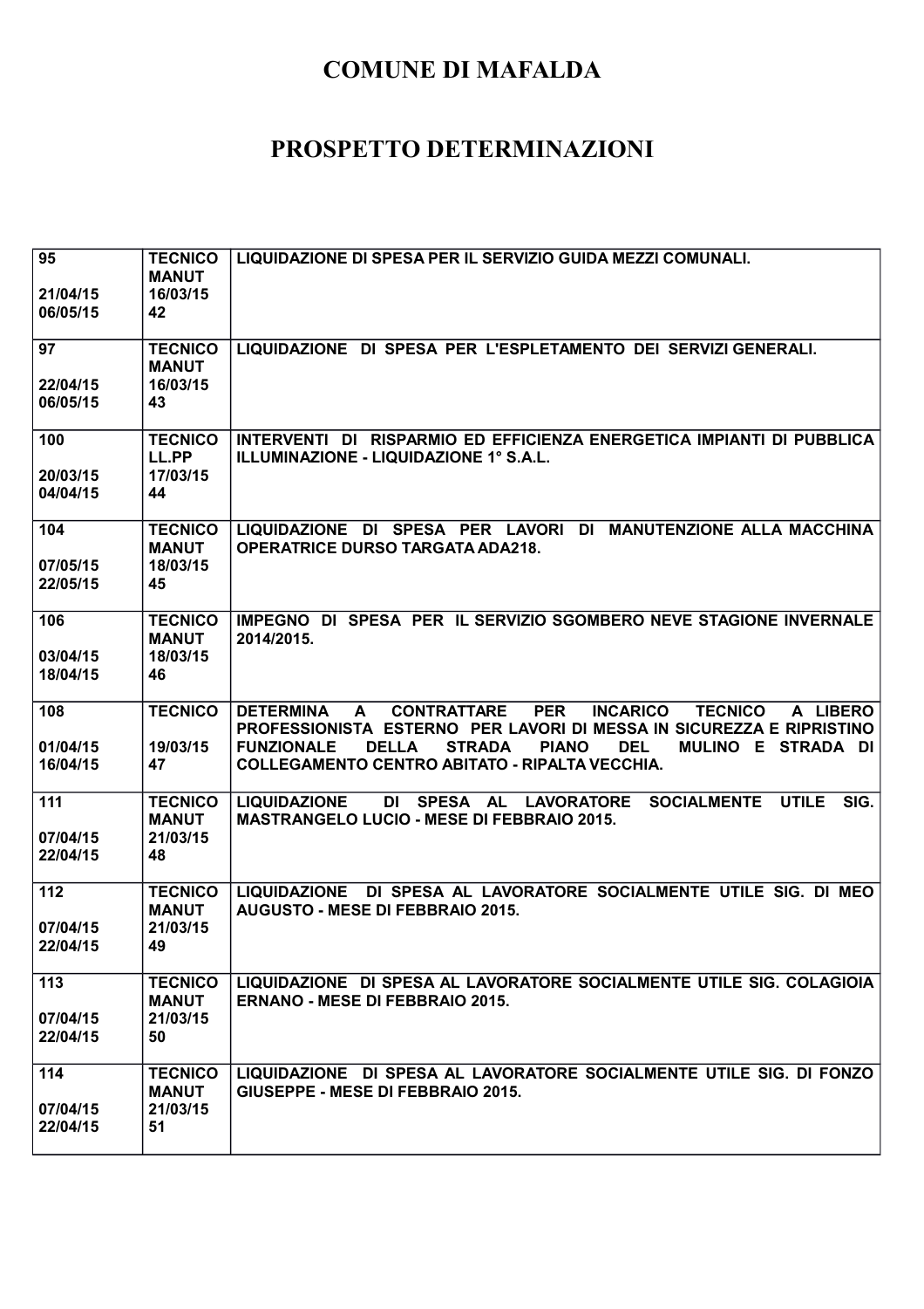# COMUNE DI MAFALDA

# PROSPETTO DETERMINAZIONI

| | | |
|---|---|---|
| 95<br><br>21/04/15<br>06/05/15 | TECNICO<br>MANUT<br>16/03/15<br>42 | LIQUIDAZIONE DI SPESA PER IL SERVIZIO GUIDA MEZZI COMUNALI. |
| 97<br><br>22/04/15<br>06/05/15 | TECNICO<br>MANUT<br>16/03/15<br>43 | LIQUIDAZIONE DI SPESA PER L'ESPLETAMENTO DEI SERVIZI GENERALI. |
| 100<br><br>20/03/15<br>04/04/15 | TECNICO<br>LL.PP<br>17/03/15<br>44 | INTERVENTI DI RISPARMIO ED EFFICIENZA ENERGETICA IMPIANTI DI PUBBLICA ILLUMINAZIONE - LIQUIDAZIONE 1° S.A.L. |
| 104<br><br>07/05/15<br>22/05/15 | TECNICO<br>MANUT<br>18/03/15<br>45 | LIQUIDAZIONE DI SPESA PER LAVORI DI MANUTENZIONE ALLA MACCHINA OPERATRICE DURSO TARGATA ADA218. |
| 106<br><br>03/04/15<br>18/04/15 | TECNICO<br>MANUT<br>18/03/15<br>46 | IMPEGNO DI SPESA PER IL SERVIZIO SGOMBERO NEVE STAGIONE INVERNALE 2014/2015. |
| 108<br><br>01/04/15<br>16/04/15 | TECNICO<br><br>19/03/15<br>47 | DETERMINA A CONTRATTARE PER INCARICO TECNICO A LIBERO PROFESSIONISTA ESTERNO PER LAVORI DI MESSA IN SICUREZZA E RIPRISTINO FUNZIONALE DELLA STRADA PIANO DEL MULINO E STRADA DI COLLEGAMENTO CENTRO ABITATO - RIPALTA VECCHIA. |
| 111<br><br>07/04/15<br>22/04/15 | TECNICO<br>MANUT<br>21/03/15<br>48 | LIQUIDAZIONE DI SPESA AL LAVORATORE SOCIALMENTE UTILE SIG. MASTRANGELO LUCIO - MESE DI FEBBRAIO 2015. |
| 112<br><br>07/04/15<br>22/04/15 | TECNICO<br>MANUT<br>21/03/15<br>49 | LIQUIDAZIONE DI SPESA AL LAVORATORE SOCIALMENTE UTILE SIG. DI MEO AUGUSTO - MESE DI FEBBRAIO 2015. |
| 113<br><br>07/04/15<br>22/04/15 | TECNICO<br>MANUT<br>21/03/15<br>50 | LIQUIDAZIONE DI SPESA AL LAVORATORE SOCIALMENTE UTILE SIG. COLAGIOIA ERNANO - MESE DI FEBBRAIO 2015. |
| 114<br><br>07/04/15<br>22/04/15 | TECNICO<br>MANUT<br>21/03/15<br>51 | LIQUIDAZIONE DI SPESA AL LAVORATORE SOCIALMENTE UTILE SIG. DI FONZO GIUSEPPE - MESE DI FEBBRAIO 2015. |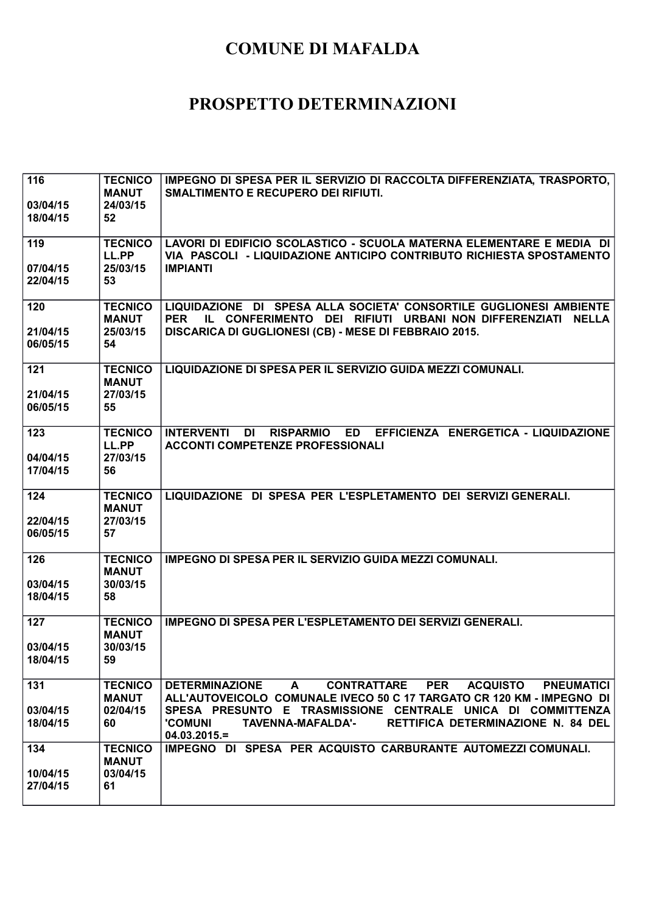# COMUNE DI MAFALDA

# PROSPETTO DETERMINAZIONI

| | | |
|---|---|---|
| 116<br><br>03/04/15<br>18/04/15 | TECNICO<br>MANUT<br>24/03/15<br>52 | IMPEGNO DI SPESA PER IL SERVIZIO DI RACCOLTA DIFFERENZIATA, TRASPORTO, SMALTIMENTO E RECUPERO DEI RIFIUTI. |
| 119<br><br>07/04/15<br>22/04/15 | TECNICO<br>LL.PP<br>25/03/15<br>53 | LAVORI DI EDIFICIO SCOLASTICO - SCUOLA MATERNA ELEMENTARE E MEDIA DI VIA PASCOLI - LIQUIDAZIONE ANTICIPO CONTRIBUTO RICHIESTA SPOSTAMENTO IMPIANTI |
| 120<br><br>21/04/15<br>06/05/15 | TECNICO<br>MANUT<br>25/03/15<br>54 | LIQUIDAZIONE DI SPESA ALLA SOCIETA' CONSORTILE GUGLIONESI AMBIENTE PER IL CONFERIMENTO DEI RIFIUTI URBANI NON DIFFERENZIATI NELLA DISCARICA DI GUGLIONESI (CB) - MESE DI FEBBRAIO 2015. |
| 121<br><br>21/04/15<br>06/05/15 | TECNICO<br>MANUT<br>27/03/15<br>55 | LIQUIDAZIONE DI SPESA PER IL SERVIZIO GUIDA MEZZI COMUNALI. |
| 123<br><br>04/04/15<br>17/04/15 | TECNICO<br>LL.PP<br>27/03/15<br>56 | INTERVENTI DI RISPARMIO ED EFFICIENZA ENERGETICA - LIQUIDAZIONE ACCONTI COMPETENZE PROFESSIONALI |
| 124<br><br>22/04/15<br>06/05/15 | TECNICO<br>MANUT<br>27/03/15<br>57 | LIQUIDAZIONE DI SPESA PER L'ESPLETAMENTO DEI SERVIZI GENERALI. |
| 126<br><br>03/04/15<br>18/04/15 | TECNICO<br>MANUT<br>30/03/15<br>58 | IMPEGNO DI SPESA PER IL SERVIZIO GUIDA MEZZI COMUNALI. |
| 127<br><br>03/04/15<br>18/04/15 | TECNICO<br>MANUT<br>30/03/15<br>59 | IMPEGNO DI SPESA PER L'ESPLETAMENTO DEI SERVIZI GENERALI. |
| 131<br><br>03/04/15<br>18/04/15 | TECNICO<br>MANUT<br>02/04/15<br>60 | DETERMINAZIONE A CONTRATTARE PER ACQUISTO PNEUMATICI ALL'AUTOVEICOLO COMUNALE IVECO 50 C 17 TARGATO CR 120 KM - IMPEGNO DI SPESA PRESUNTO E TRASMISSIONE CENTRALE UNICA DI COMMITTENZA 'COMUNI TAVENNA-MAFALDA'- RETTIFICA DETERMINAZIONE N. 84 DEL 04.03.2015.= |
| 134<br><br>10/04/15<br>27/04/15 | TECNICO<br>MANUT<br>03/04/15<br>61 | IMPEGNO DI SPESA PER ACQUISTO CARBURANTE AUTOMEZZI COMUNALI. |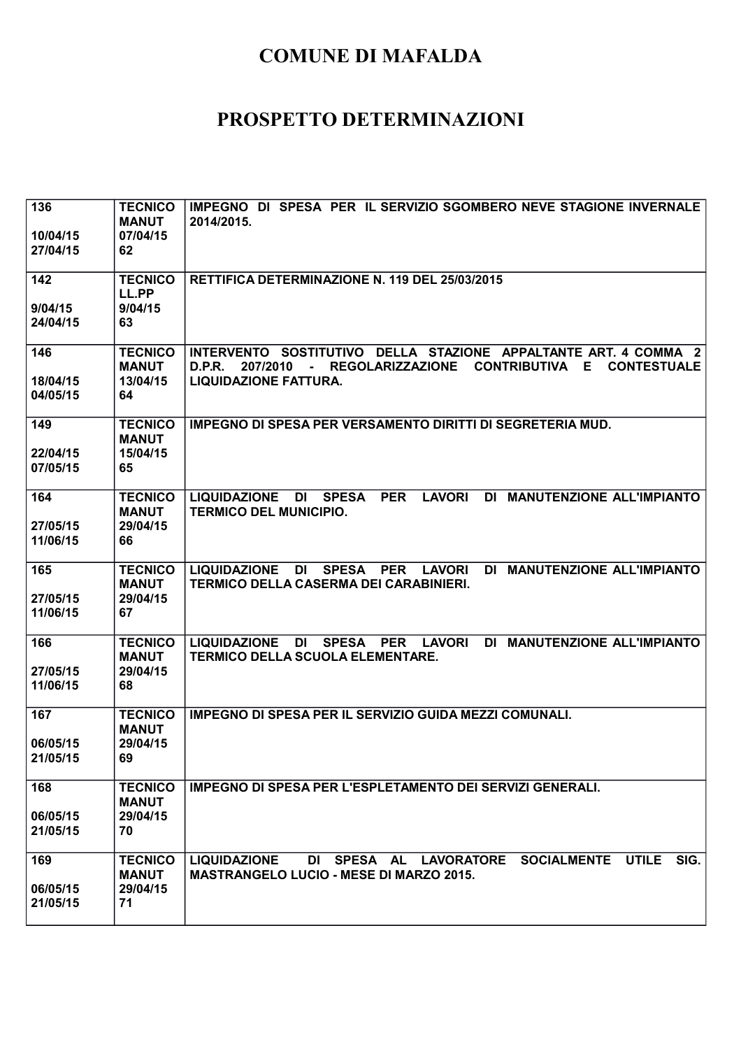# COMUNE DI MAFALDA

# PROSPETTO DETERMINAZIONI

| | | |
|---|---|---|
| 136<br><br>10/04/15<br>27/04/15 | TECNICO<br>MANUT<br>07/04/15<br>62 | IMPEGNO DI SPESA PER IL SERVIZIO SGOMBERO NEVE STAGIONE INVERNALE 2014/2015. |
| 142<br><br>9/04/15<br>24/04/15 | TECNICO<br>LL.PP<br>9/04/15<br>63 | RETTIFICA DETERMINAZIONE N. 119 DEL 25/03/2015 |
| 146<br><br>18/04/15<br>04/05/15 | TECNICO<br>MANUT<br>13/04/15<br>64 | INTERVENTO SOSTITUTIVO DELLA STAZIONE APPALTANTE ART. 4 COMMA 2 D.P.R. 207/2010 - REGOLARIZZAZIONE CONTRIBUTIVA E CONTESTUALE LIQUIDAZIONE FATTURA. |
| 149<br><br>22/04/15<br>07/05/15 | TECNICO<br>MANUT<br>15/04/15<br>65 | IMPEGNO DI SPESA PER VERSAMENTO DIRITTI DI SEGRETERIA MUD. |
| 164<br><br>27/05/15<br>11/06/15 | TECNICO<br>MANUT<br>29/04/15<br>66 | LIQUIDAZIONE DI SPESA PER LAVORI DI MANUTENZIONE ALL'IMPIANTO TERMICO DEL MUNICIPIO. |
| 165<br><br>27/05/15<br>11/06/15 | TECNICO<br>MANUT<br>29/04/15<br>67 | LIQUIDAZIONE DI SPESA PER LAVORI DI MANUTENZIONE ALL'IMPIANTO TERMICO DELLA CASERMA DEI CARABINIERI. |
| 166<br><br>27/05/15<br>11/06/15 | TECNICO<br>MANUT<br>29/04/15<br>68 | LIQUIDAZIONE DI SPESA PER LAVORI DI MANUTENZIONE ALL'IMPIANTO TERMICO DELLA SCUOLA ELEMENTARE. |
| 167<br><br>06/05/15<br>21/05/15 | TECNICO<br>MANUT<br>29/04/15<br>69 | IMPEGNO DI SPESA PER IL SERVIZIO GUIDA MEZZI COMUNALI. |
| 168<br><br>06/05/15<br>21/05/15 | TECNICO<br>MANUT<br>29/04/15<br>70 | IMPEGNO DI SPESA PER L'ESPLETAMENTO DEI SERVIZI GENERALI. |
| 169<br><br>06/05/15<br>21/05/15 | TECNICO<br>MANUT<br>29/04/15<br>71 | LIQUIDAZIONE DI SPESA AL LAVORATORE SOCIALMENTE UTILE SIG. MASTRANGELO LUCIO - MESE DI MARZO 2015. |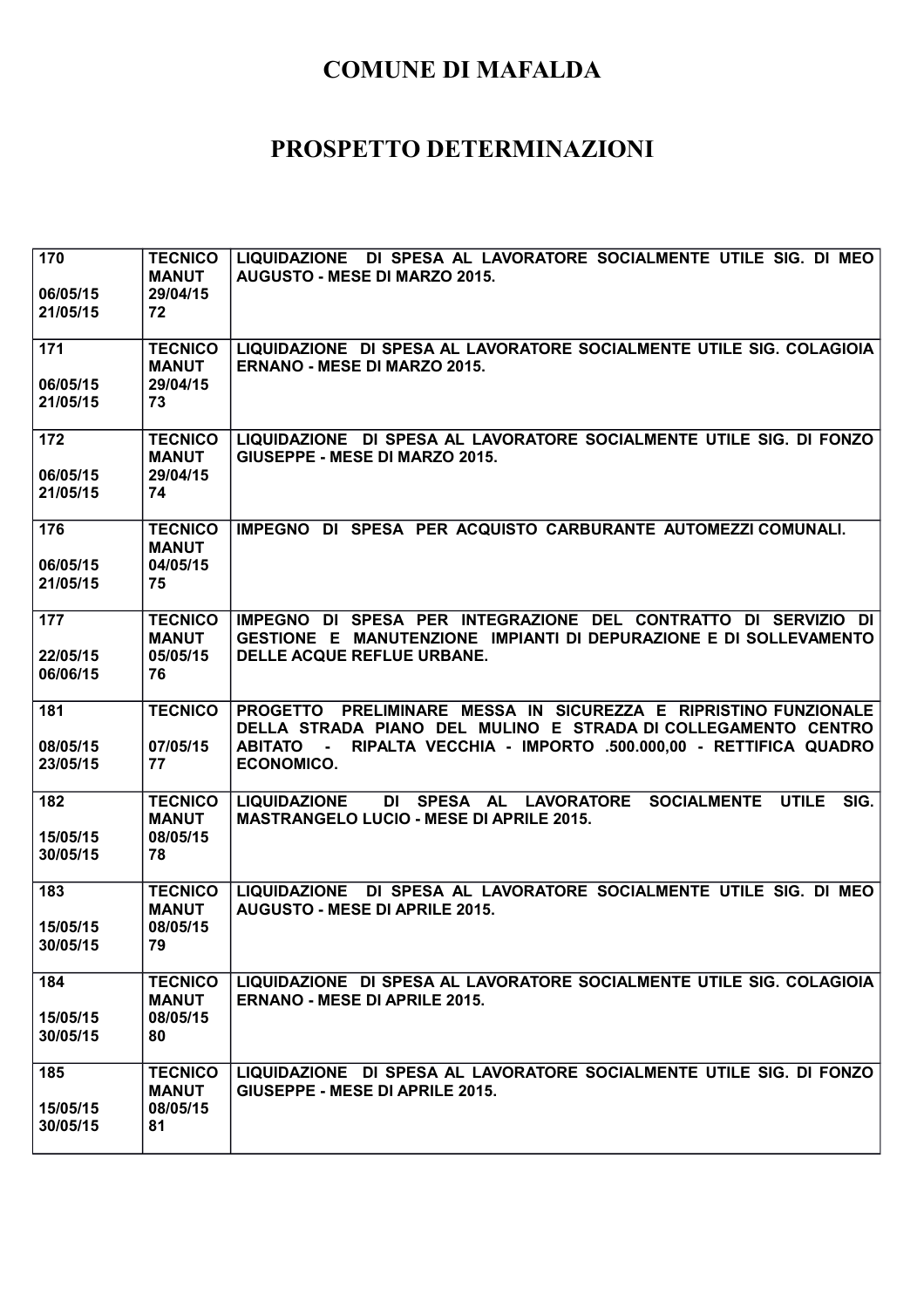# COMUNE DI MAFALDA

# PROSPETTO DETERMINAZIONI

| | | |
|---|---|---|
| 170<br><br>06/05/15<br>21/05/15 | TECNICO<br>MANUT<br>29/04/15<br>72 | LIQUIDAZIONE DI SPESA AL LAVORATORE SOCIALMENTE UTILE SIG. DI MEO AUGUSTO - MESE DI MARZO 2015. |
| 171<br><br>06/05/15<br>21/05/15 | TECNICO<br>MANUT<br>29/04/15<br>73 | LIQUIDAZIONE DI SPESA AL LAVORATORE SOCIALMENTE UTILE SIG. COLAGIOIA ERNANO - MESE DI MARZO 2015. |
| 172<br><br>06/05/15<br>21/05/15 | TECNICO<br>MANUT<br>29/04/15<br>74 | LIQUIDAZIONE DI SPESA AL LAVORATORE SOCIALMENTE UTILE SIG. DI FONZO GIUSEPPE - MESE DI MARZO 2015. |
| 176<br><br>06/05/15<br>21/05/15 | TECNICO<br>MANUT<br>04/05/15<br>75 | IMPEGNO DI SPESA PER ACQUISTO CARBURANTE AUTOMEZZI COMUNALI. |
| 177<br><br>22/05/15<br>06/06/15 | TECNICO<br>MANUT<br>05/05/15<br>76 | IMPEGNO DI SPESA PER INTEGRAZIONE DEL CONTRATTO DI SERVIZIO DI GESTIONE E MANUTENZIONE IMPIANTI DI DEPURAZIONE E DI SOLLEVAMENTO DELLE ACQUE REFLUE URBANE. |
| 181<br><br>08/05/15<br>23/05/15 | TECNICO<br><br>07/05/15<br>77 | PROGETTO PRELIMINARE MESSA IN SICUREZZA E RIPRISTINO FUNZIONALE DELLA STRADA PIANO DEL MULINO E STRADA DI COLLEGAMENTO CENTRO ABITATO - RIPALTA VECCHIA - IMPORTO .500.000,00 - RETTIFICA QUADRO ECONOMICO. |
| 182<br><br>15/05/15<br>30/05/15 | TECNICO<br>MANUT<br>08/05/15<br>78 | LIQUIDAZIONE DI SPESA AL LAVORATORE SOCIALMENTE UTILE SIG. MASTRANGELO LUCIO - MESE DI APRILE 2015. |
| 183<br><br>15/05/15<br>30/05/15 | TECNICO<br>MANUT<br>08/05/15<br>79 | LIQUIDAZIONE DI SPESA AL LAVORATORE SOCIALMENTE UTILE SIG. DI MEO AUGUSTO - MESE DI APRILE 2015. |
| 184<br><br>15/05/15<br>30/05/15 | TECNICO<br>MANUT<br>08/05/15<br>80 | LIQUIDAZIONE DI SPESA AL LAVORATORE SOCIALMENTE UTILE SIG. COLAGIOIA ERNANO - MESE DI APRILE 2015. |
| 185<br><br>15/05/15<br>30/05/15 | TECNICO<br>MANUT<br>08/05/15<br>81 | LIQUIDAZIONE DI SPESA AL LAVORATORE SOCIALMENTE UTILE SIG. DI FONZO GIUSEPPE - MESE DI APRILE 2015. |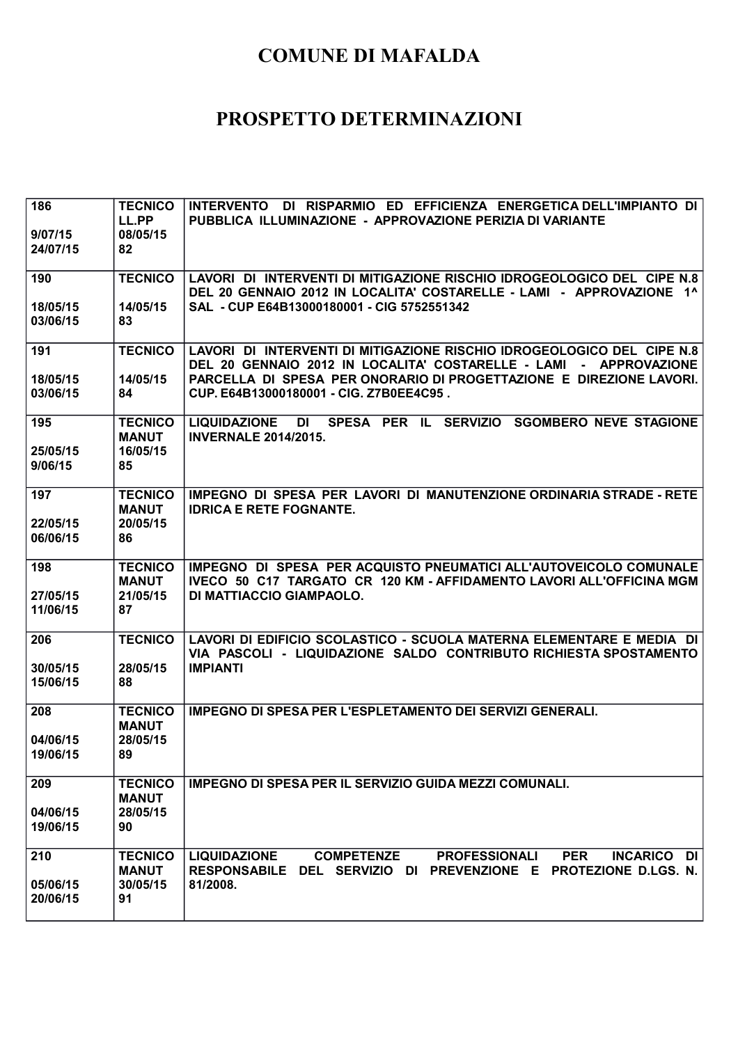# COMUNE DI MAFALDA

# PROSPETTO DETERMINAZIONI

| | | |
|---|---|---|
| 186<br><br>9/07/15<br>24/07/15 | TECNICO<br>LL.PP<br>08/05/15<br>82 | INTERVENTO DI RISPARMIO ED EFFICIENZA ENERGETICA DELL'IMPIANTO DI PUBBLICA ILLUMINAZIONE - APPROVAZIONE PERIZIA DI VARIANTE |
| 190<br><br>18/05/15<br>03/06/15 | TECNICO<br><br>14/05/15<br>83 | LAVORI DI INTERVENTI DI MITIGAZIONE RISCHIO IDROGEOLOGICO DEL CIPE N.8 DEL 20 GENNAIO 2012 IN LOCALITA' COSTARELLE - LAMI - APPROVAZIONE 1^ SAL - CUP E64B13000180001 - CIG 5752551342 |
| 191<br><br>18/05/15<br>03/06/15 | TECNICO<br><br>14/05/15<br>84 | LAVORI DI INTERVENTI DI MITIGAZIONE RISCHIO IDROGEOLOGICO DEL CIPE N.8 DEL 20 GENNAIO 2012 IN LOCALITA' COSTARELLE - LAMI - APPROVAZIONE PARCELLA DI SPESA PER ONORARIO DI PROGETTAZIONE E DIREZIONE LAVORI. CUP. E64B13000180001 - CIG. Z7B0EE4C95 . |
| 195<br><br>25/05/15<br>9/06/15 | TECNICO<br>MANUT<br>16/05/15<br>85 | LIQUIDAZIONE DI SPESA PER IL SERVIZIO SGOMBERO NEVE STAGIONE INVERNALE 2014/2015. |
| 197<br><br>22/05/15<br>06/06/15 | TECNICO<br>MANUT<br>20/05/15<br>86 | IMPEGNO DI SPESA PER LAVORI DI MANUTENZIONE ORDINARIA STRADE - RETE IDRICA E RETE FOGNANTE. |
| 198<br><br>27/05/15<br>11/06/15 | TECNICO<br>MANUT<br>21/05/15<br>87 | IMPEGNO DI SPESA PER ACQUISTO PNEUMATICI ALL'AUTOVEICOLO COMUNALE IVECO 50 C17 TARGATO CR 120 KM - AFFIDAMENTO LAVORI ALL'OFFICINA MGM DI MATTIACCIO GIAMPAOLO. |
| 206<br><br>30/05/15<br>15/06/15 | TECNICO<br><br>28/05/15<br>88 | LAVORI DI EDIFICIO SCOLASTICO - SCUOLA MATERNA ELEMENTARE E MEDIA DI VIA PASCOLI - LIQUIDAZIONE SALDO CONTRIBUTO RICHIESTA SPOSTAMENTO IMPIANTI |
| 208<br><br>04/06/15<br>19/06/15 | TECNICO<br>MANUT<br>28/05/15<br>89 | IMPEGNO DI SPESA PER L'ESPLETAMENTO DEI SERVIZI GENERALI. |
| 209<br><br>04/06/15<br>19/06/15 | TECNICO<br>MANUT<br>28/05/15<br>90 | IMPEGNO DI SPESA PER IL SERVIZIO GUIDA MEZZI COMUNALI. |
| 210<br><br>05/06/15<br>20/06/15 | TECNICO<br>MANUT<br>30/05/15<br>91 | LIQUIDAZIONE COMPETENZE PROFESSIONALI PER INCARICO DI RESPONSABILE DEL SERVIZIO DI PREVENZIONE E PROTEZIONE D.LGS. N. 81/2008. |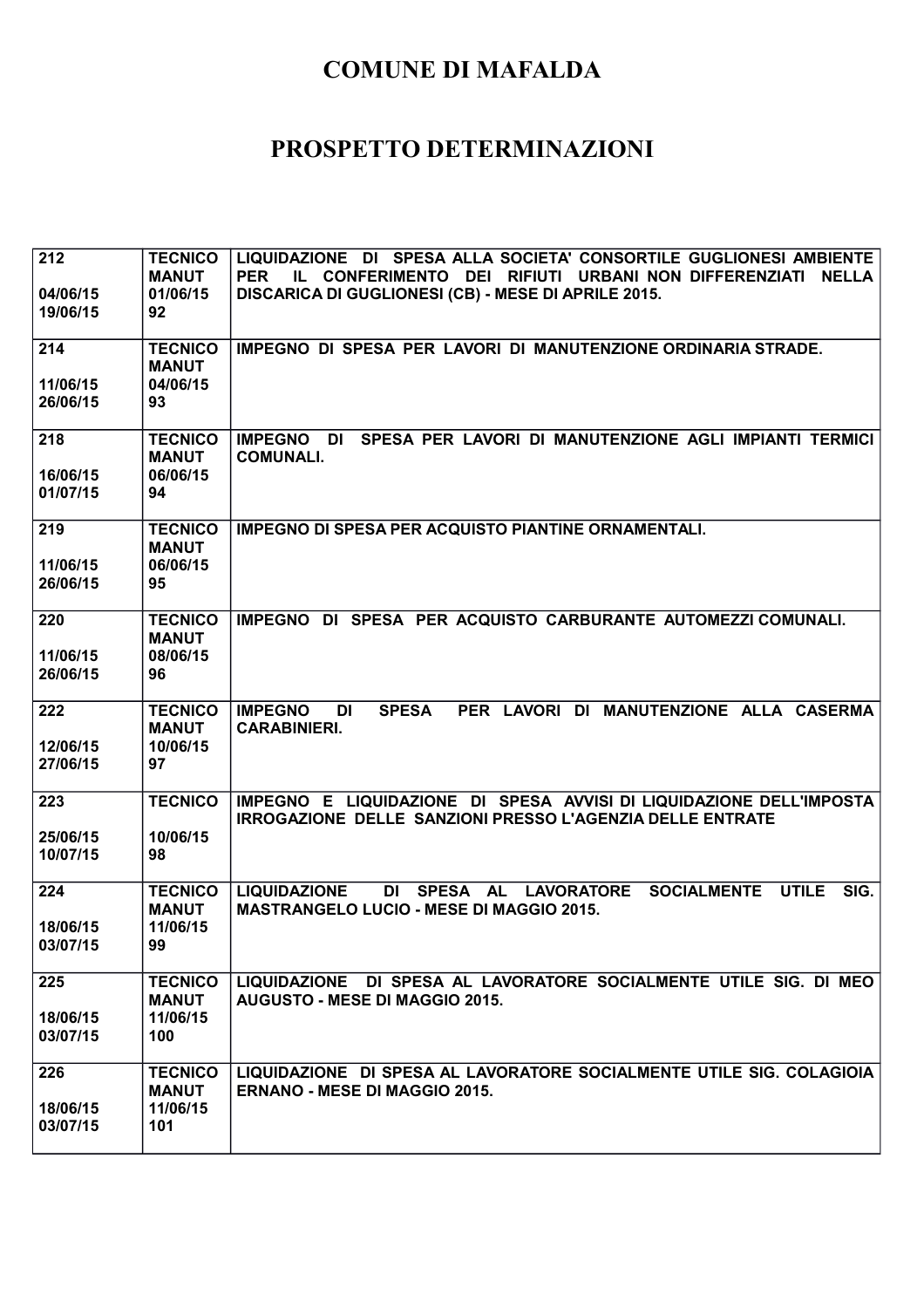# COMUNE DI MAFALDA

# PROSPETTO DETERMINAZIONI

| | | |
|---|---|---|
| 212<br><br>04/06/15<br>19/06/15 | TECNICO<br>MANUT<br>01/06/15<br>92 | LIQUIDAZIONE DI SPESA ALLA SOCIETA' CONSORTILE GUGLIONESI AMBIENTE PER IL CONFERIMENTO DEI RIFIUTI URBANI NON DIFFERENZIATI NELLA DISCARICA DI GUGLIONESI (CB) - MESE DI APRILE 2015. |
| 214<br><br>11/06/15<br>26/06/15 | TECNICO<br>MANUT<br>04/06/15<br>93 | IMPEGNO DI SPESA PER LAVORI DI MANUTENZIONE ORDINARIA STRADE. |
| 218<br><br>16/06/15<br>01/07/15 | TECNICO<br>MANUT<br>06/06/15<br>94 | IMPEGNO DI SPESA PER LAVORI DI MANUTENZIONE AGLI IMPIANTI TERMICI COMUNALI. |
| 219<br><br>11/06/15<br>26/06/15 | TECNICO<br>MANUT<br>06/06/15<br>95 | IMPEGNO DI SPESA PER ACQUISTO PIANTINE ORNAMENTALI. |
| 220<br><br>11/06/15<br>26/06/15 | TECNICO<br>MANUT<br>08/06/15<br>96 | IMPEGNO DI SPESA PER ACQUISTO CARBURANTE AUTOMEZZI COMUNALI. |
| 222<br><br>12/06/15<br>27/06/15 | TECNICO<br>MANUT<br>10/06/15<br>97 | IMPEGNO DI SPESA PER LAVORI DI MANUTENZIONE ALLA CASERMA CARABINIERI. |
| 223<br><br>25/06/15<br>10/07/15 | TECNICO<br><br>10/06/15<br>98 | IMPEGNO E LIQUIDAZIONE DI SPESA AVVISI DI LIQUIDAZIONE DELL'IMPOSTA IRROGAZIONE DELLE SANZIONI PRESSO L'AGENZIA DELLE ENTRATE |
| 224<br><br>18/06/15<br>03/07/15 | TECNICO<br>MANUT<br>11/06/15<br>99 | LIQUIDAZIONE DI SPESA AL LAVORATORE SOCIALMENTE UTILE SIG. MASTRANGELO LUCIO - MESE DI MAGGIO 2015. |
| 225<br><br>18/06/15<br>03/07/15 | TECNICO<br>MANUT<br>11/06/15<br>100 | LIQUIDAZIONE DI SPESA AL LAVORATORE SOCIALMENTE UTILE SIG. DI MEO AUGUSTO - MESE DI MAGGIO 2015. |
| 226<br><br>18/06/15<br>03/07/15 | TECNICO<br>MANUT<br>11/06/15<br>101 | LIQUIDAZIONE DI SPESA AL LAVORATORE SOCIALMENTE UTILE SIG. COLAGIOIA ERNANO - MESE DI MAGGIO 2015. |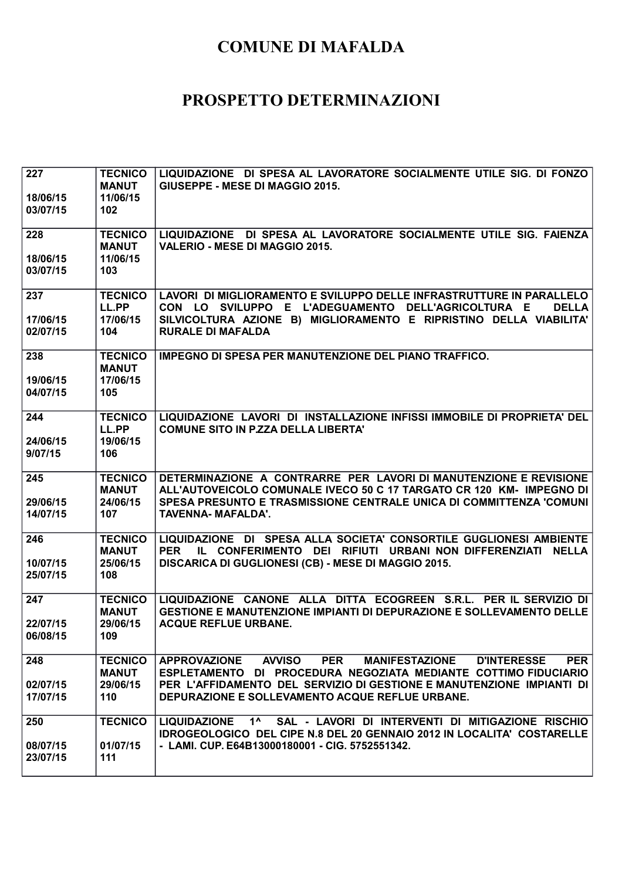# COMUNE DI MAFALDA

# PROSPETTO DETERMINAZIONI

| | | |
|---|---|---|
| 227<br><br>18/06/15<br>03/07/15 | TECNICO<br>MANUT<br>11/06/15<br>102 | LIQUIDAZIONE DI SPESA AL LAVORATORE SOCIALMENTE UTILE SIG. DI FONZO GIUSEPPE - MESE DI MAGGIO 2015. |
| 228<br><br>18/06/15<br>03/07/15 | TECNICO<br>MANUT<br>11/06/15<br>103 | LIQUIDAZIONE DI SPESA AL LAVORATORE SOCIALMENTE UTILE SIG. FAIENZA VALERIO - MESE DI MAGGIO 2015. |
| 237<br><br>17/06/15<br>02/07/15 | TECNICO<br>LL.PP<br>17/06/15<br>104 | LAVORI DI MIGLIORAMENTO E SVILUPPO DELLE INFRASTRUTTURE IN PARALLELO CON LO SVILUPPO E L'ADEGUAMENTO DELL'AGRICOLTURA E DELLA SILVICOLTURA AZIONE B) MIGLIORAMENTO E RIPRISTINO DELLA VIABILITA' RURALE DI MAFALDA |
| 238<br><br>19/06/15<br>04/07/15 | TECNICO<br>MANUT<br>17/06/15<br>105 | IMPEGNO DI SPESA PER MANUTENZIONE DEL PIANO TRAFFICO. |
| 244<br><br>24/06/15<br>9/07/15 | TECNICO<br>LL.PP<br>19/06/15<br>106 | LIQUIDAZIONE LAVORI DI INSTALLAZIONE INFISSI IMMOBILE DI PROPRIETA' DEL COMUNE SITO IN P.ZZA DELLA LIBERTA' |
| 245<br><br>29/06/15<br>14/07/15 | TECNICO<br>MANUT<br>24/06/15<br>107 | DETERMINAZIONE A CONTRARRE PER LAVORI DI MANUTENZIONE E REVISIONE ALL'AUTOVEICOLO COMUNALE IVECO 50 C 17 TARGATO CR 120 KM- IMPEGNO DI SPESA PRESUNTO E TRASMISSIONE CENTRALE UNICA DI COMMITTENZA 'COMUNI TAVENNA- MAFALDA'. |
| 246<br><br>10/07/15<br>25/07/15 | TECNICO<br>MANUT<br>25/06/15<br>108 | LIQUIDAZIONE DI SPESA ALLA SOCIETA' CONSORTILE GUGLIONESI AMBIENTE PER IL CONFERIMENTO DEI RIFIUTI URBANI NON DIFFERENZIATI NELLA DISCARICA DI GUGLIONESI (CB) - MESE DI MAGGIO 2015. |
| 247<br><br>22/07/15<br>06/08/15 | TECNICO<br>MANUT<br>29/06/15<br>109 | LIQUIDAZIONE CANONE ALLA DITTA ECOGREEN S.R.L. PER IL SERVIZIO DI GESTIONE E MANUTENZIONE IMPIANTI DI DEPURAZIONE E SOLLEVAMENTO DELLE ACQUE REFLUE URBANE. |
| 248<br><br>02/07/15<br>17/07/15 | TECNICO<br>MANUT<br>29/06/15<br>110 | APPROVAZIONE AVVISO PER MANIFESTAZIONE D'INTERESSE PER ESPLETAMENTO DI PROCEDURA NEGOZIATA MEDIANTE COTTIMO FIDUCIARIO PER L'AFFIDAMENTO DEL SERVIZIO DI GESTIONE E MANUTENZIONE IMPIANTI DI DEPURAZIONE E SOLLEVAMENTO ACQUE REFLUE URBANE. |
| 250<br><br>08/07/15<br>23/07/15 | TECNICO<br><br>01/07/15<br>111 | LIQUIDAZIONE 1^ SAL - LAVORI DI INTERVENTI DI MITIGAZIONE RISCHIO IDROGEOLOGICO DEL CIPE N.8 DEL 20 GENNAIO 2012 IN LOCALITA' COSTARELLE - LAMI. CUP. E64B13000180001 - CIG. 5752551342. |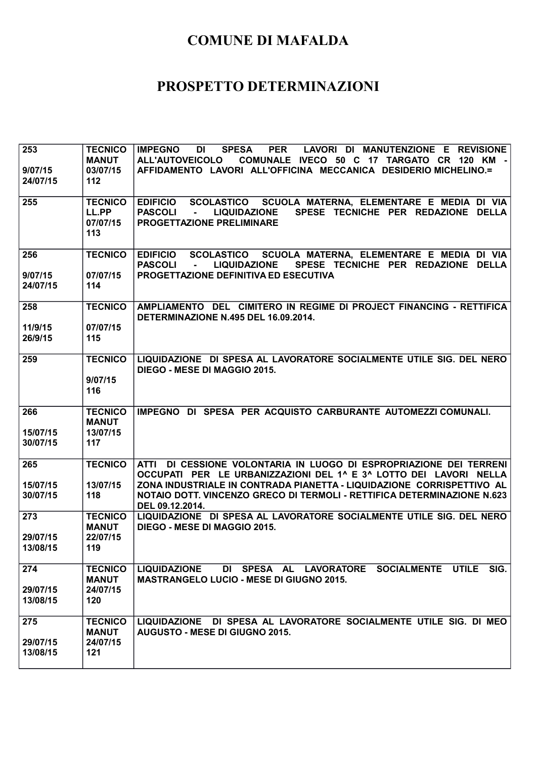# COMUNE DI MAFALDA

# PROSPETTO DETERMINAZIONI

| | | |
|---|---|---|
| 253<br><br>9/07/15<br>24/07/15 | TECNICO<br>MANUT<br>03/07/15<br>112 | IMPEGNO DI SPESA PER LAVORI DI MANUTENZIONE E REVISIONE ALL'AUTOVEICOLO COMUNALE IVECO 50 C 17 TARGATO CR 120 KM - AFFIDAMENTO LAVORI ALL'OFFICINA MECCANICA DESIDERIO MICHELINO.= |
| 255 | TECNICO<br>LL.PP<br>07/07/15<br>113 | EDIFICIO SCOLASTICO SCUOLA MATERNA, ELEMENTARE E MEDIA DI VIA PASCOLI - LIQUIDAZIONE SPESE TECNICHE PER REDAZIONE DELLA PROGETTAZIONE PRELIMINARE |
| 256<br><br>9/07/15<br>24/07/15 | TECNICO<br><br>07/07/15<br>114 | EDIFICIO SCOLASTICO SCUOLA MATERNA, ELEMENTARE E MEDIA DI VIA PASCOLI - LIQUIDAZIONE SPESE TECNICHE PER REDAZIONE DELLA PROGETTAZIONE DEFINITIVA ED ESECUTIVA |
| 258<br><br>11/9/15<br>26/9/15 | TECNICO<br><br>07/07/15<br>115 | AMPLIAMENTO DEL CIMITERO IN REGIME DI PROJECT FINANCING - RETTIFICA DETERMINAZIONE N.495 DEL 16.09.2014. |
| 259 | TECNICO<br><br>9/07/15<br>116 | LIQUIDAZIONE DI SPESA AL LAVORATORE SOCIALMENTE UTILE SIG. DEL NERO DIEGO - MESE DI MAGGIO 2015. |
| 266<br><br>15/07/15<br>30/07/15 | TECNICO<br>MANUT<br>13/07/15<br>117 | IMPEGNO DI SPESA PER ACQUISTO CARBURANTE AUTOMEZZI COMUNALI. |
| 265<br><br>15/07/15<br>30/07/15 | TECNICO<br><br>13/07/15<br>118 | ATTI DI CESSIONE VOLONTARIA IN LUOGO DI ESPROPRIAZIONE DEI TERRENI OCCUPATI PER LE URBANIZZAZIONI DEL 1^ E 3^ LOTTO DEI LAVORI NELLA ZONA INDUSTRIALE IN CONTRADA PIANETTA - LIQUIDAZIONE CORRISPETTIVO AL NOTAIO DOTT. VINCENZO GRECO DI TERMOLI - RETTIFICA DETERMINAZIONE N.623 DEL 09.12.2014. |
| 273<br><br>29/07/15<br>13/08/15 | TECNICO<br>MANUT<br>22/07/15<br>119 | LIQUIDAZIONE DI SPESA AL LAVORATORE SOCIALMENTE UTILE SIG. DEL NERO DIEGO - MESE DI MAGGIO 2015. |
| 274<br><br>29/07/15<br>13/08/15 | TECNICO<br>MANUT<br>24/07/15<br>120 | LIQUIDAZIONE DI SPESA AL LAVORATORE SOCIALMENTE UTILE SIG. MASTRANGELO LUCIO - MESE DI GIUGNO 2015. |
| 275<br><br>29/07/15<br>13/08/15 | TECNICO<br>MANUT<br>24/07/15<br>121 | LIQUIDAZIONE DI SPESA AL LAVORATORE SOCIALMENTE UTILE SIG. DI MEO AUGUSTO - MESE DI GIUGNO 2015. |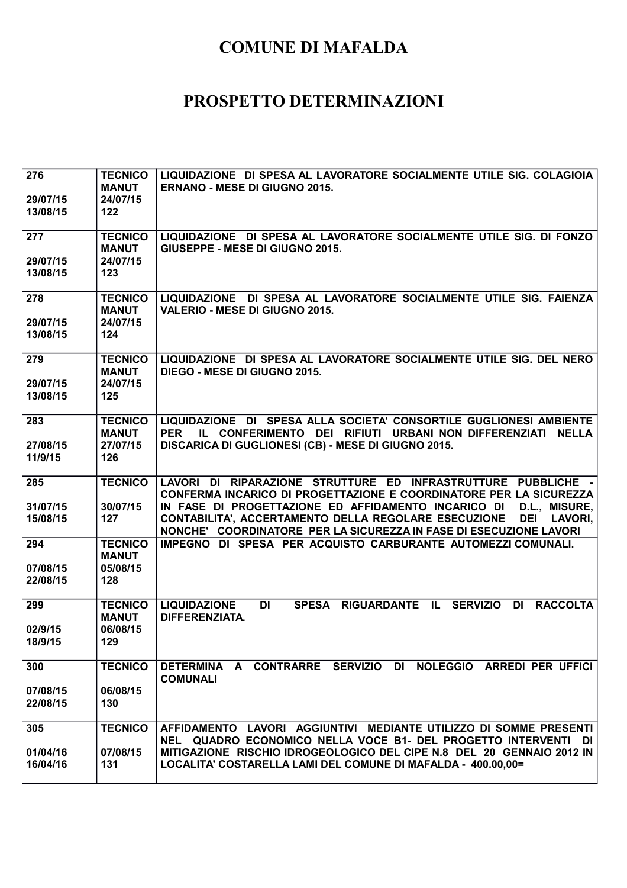# COMUNE DI MAFALDA

# PROSPETTO DETERMINAZIONI

| | | |
|---|---|---|
| 276<br><br>29/07/15<br>13/08/15 | TECNICO<br>MANUT<br>24/07/15<br>122 | LIQUIDAZIONE DI SPESA AL LAVORATORE SOCIALMENTE UTILE SIG. COLAGIOIA ERNANO - MESE DI GIUGNO 2015. |
| 277<br><br>29/07/15<br>13/08/15 | TECNICO<br>MANUT<br>24/07/15<br>123 | LIQUIDAZIONE DI SPESA AL LAVORATORE SOCIALMENTE UTILE SIG. DI FONZO GIUSEPPE - MESE DI GIUGNO 2015. |
| 278<br><br>29/07/15<br>13/08/15 | TECNICO<br>MANUT<br>24/07/15<br>124 | LIQUIDAZIONE DI SPESA AL LAVORATORE SOCIALMENTE UTILE SIG. FAIENZA VALERIO - MESE DI GIUGNO 2015. |
| 279<br><br>29/07/15<br>13/08/15 | TECNICO<br>MANUT<br>24/07/15<br>125 | LIQUIDAZIONE DI SPESA AL LAVORATORE SOCIALMENTE UTILE SIG. DEL NERO DIEGO - MESE DI GIUGNO 2015. |
| 283<br><br>27/08/15<br>11/9/15 | TECNICO<br>MANUT<br>27/07/15<br>126 | LIQUIDAZIONE DI SPESA ALLA SOCIETA' CONSORTILE GUGLIONESI AMBIENTE PER IL CONFERIMENTO DEI RIFIUTI URBANI NON DIFFERENZIATI NELLA DISCARICA DI GUGLIONESI (CB) - MESE DI GIUGNO 2015. |
| 285<br><br>31/07/15<br>15/08/15 | TECNICO<br><br>30/07/15<br>127 | LAVORI DI RIPARAZIONE STRUTTURE ED INFRASTRUTTURE PUBBLICHE - CONFERMA INCARICO DI PROGETTAZIONE E COORDINATORE PER LA SICUREZZA IN FASE DI PROGETTAZIONE ED AFFIDAMENTO INCARICO DI D.L., MISURE, CONTABILITA', ACCERTAMENTO DELLA REGOLARE ESECUZIONE DEI LAVORI, NONCHE' COORDINATORE PER LA SICUREZZA IN FASE DI ESECUZIONE LAVORI |
| 294<br><br>07/08/15<br>22/08/15 | TECNICO<br>MANUT<br>05/08/15<br>128 | IMPEGNO DI SPESA PER ACQUISTO CARBURANTE AUTOMEZZI COMUNALI. |
| 299<br><br>02/9/15<br>18/9/15 | TECNICO<br>MANUT<br>06/08/15<br>129 | LIQUIDAZIONE DI SPESA RIGUARDANTE IL SERVIZIO DI RACCOLTA DIFFERENZIATA. |
| 300<br><br>07/08/15<br>22/08/15 | TECNICO<br><br>06/08/15<br>130 | DETERMINA A CONTRARRE SERVIZIO DI NOLEGGIO ARREDI PER UFFICI COMUNALI |
| 305<br><br>01/04/16<br>16/04/16 | TECNICO<br><br>07/08/15<br>131 | AFFIDAMENTO LAVORI AGGIUNTIVI MEDIANTE UTILIZZO DI SOMME PRESENTI NEL QUADRO ECONOMICO NELLA VOCE B1- DEL PROGETTO INTERVENTI DI MITIGAZIONE RISCHIO IDROGEOLOGICO DEL CIPE N.8 DEL 20 GENNAIO 2012 IN LOCALITA' COSTARELLA LAMI DEL COMUNE DI MAFALDA - 400.00,00= |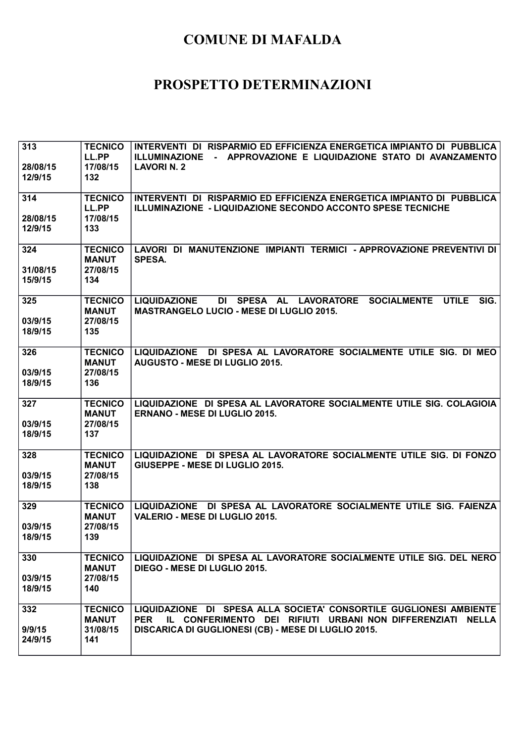# COMUNE DI MAFALDA

# PROSPETTO DETERMINAZIONI

| | | |
|---|---|---|
| 313<br><br>28/08/15<br>12/9/15 | TECNICO<br>LL.PP<br>17/08/15<br>132 | INTERVENTI DI RISPARMIO ED EFFICIENZA ENERGETICA IMPIANTO DI PUBBLICA ILLUMINAZIONE - APPROVAZIONE E LIQUIDAZIONE STATO DI AVANZAMENTO LAVORI N. 2 |
| 314<br><br>28/08/15<br>12/9/15 | TECNICO<br>LL.PP<br>17/08/15<br>133 | INTERVENTI DI RISPARMIO ED EFFICIENZA ENERGETICA IMPIANTO DI PUBBLICA ILLUMINAZIONE - LIQUIDAZIONE SECONDO ACCONTO SPESE TECNICHE |
| 324<br><br>31/08/15<br>15/9/15 | TECNICO<br>MANUT<br>27/08/15<br>134 | LAVORI DI MANUTENZIONE IMPIANTI TERMICI - APPROVAZIONE PREVENTIVI DI SPESA. |
| 325<br><br>03/9/15<br>18/9/15 | TECNICO<br>MANUT<br>27/08/15<br>135 | LIQUIDAZIONE DI SPESA AL LAVORATORE SOCIALMENTE UTILE SIG. MASTRANGELO LUCIO - MESE DI LUGLIO 2015. |
| 326<br><br>03/9/15<br>18/9/15 | TECNICO<br>MANUT<br>27/08/15<br>136 | LIQUIDAZIONE DI SPESA AL LAVORATORE SOCIALMENTE UTILE SIG. DI MEO AUGUSTO - MESE DI LUGLIO 2015. |
| 327<br><br>03/9/15<br>18/9/15 | TECNICO<br>MANUT<br>27/08/15<br>137 | LIQUIDAZIONE DI SPESA AL LAVORATORE SOCIALMENTE UTILE SIG. COLAGIOIA ERNANO - MESE DI LUGLIO 2015. |
| 328<br><br>03/9/15<br>18/9/15 | TECNICO<br>MANUT<br>27/08/15<br>138 | LIQUIDAZIONE DI SPESA AL LAVORATORE SOCIALMENTE UTILE SIG. DI FONZO GIUSEPPE - MESE DI LUGLIO 2015. |
| 329<br><br>03/9/15<br>18/9/15 | TECNICO<br>MANUT<br>27/08/15<br>139 | LIQUIDAZIONE DI SPESA AL LAVORATORE SOCIALMENTE UTILE SIG. FAIENZA VALERIO - MESE DI LUGLIO 2015. |
| 330<br><br>03/9/15<br>18/9/15 | TECNICO<br>MANUT<br>27/08/15<br>140 | LIQUIDAZIONE DI SPESA AL LAVORATORE SOCIALMENTE UTILE SIG. DEL NERO DIEGO - MESE DI LUGLIO 2015. |
| 332<br><br>9/9/15<br>24/9/15 | TECNICO<br>MANUT<br>31/08/15<br>141 | LIQUIDAZIONE DI SPESA ALLA SOCIETA' CONSORTILE GUGLIONESI AMBIENTE PER IL CONFERIMENTO DEI RIFIUTI URBANI NON DIFFERENZIATI NELLA DISCARICA DI GUGLIONESI (CB) - MESE DI LUGLIO 2015. |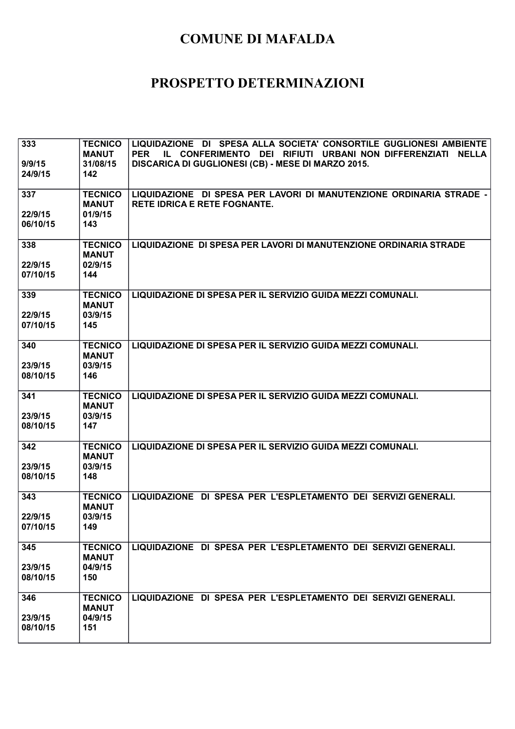# COMUNE DI MAFALDA

# PROSPETTO DETERMINAZIONI

| | | |
|---|---|---|
| 333<br><br>9/9/15<br>24/9/15 | TECNICO<br>MANUT<br>31/08/15<br>142 | LIQUIDAZIONE DI SPESA ALLA SOCIETA' CONSORTILE GUGLIONESI AMBIENTE PER IL CONFERIMENTO DEI RIFIUTI URBANI NON DIFFERENZIATI NELLA DISCARICA DI GUGLIONESI (CB) - MESE DI MARZO 2015. |
| 337<br><br>22/9/15<br>06/10/15 | TECNICO<br>MANUT<br>01/9/15<br>143 | LIQUIDAZIONE DI SPESA PER LAVORI DI MANUTENZIONE ORDINARIA STRADE - RETE IDRICA E RETE FOGNANTE. |
| 338<br><br>22/9/15<br>07/10/15 | TECNICO<br>MANUT<br>02/9/15<br>144 | LIQUIDAZIONE DI SPESA PER LAVORI DI MANUTENZIONE ORDINARIA STRADE |
| 339<br><br>22/9/15<br>07/10/15 | TECNICO<br>MANUT<br>03/9/15<br>145 | LIQUIDAZIONE DI SPESA PER IL SERVIZIO GUIDA MEZZI COMUNALI. |
| 340<br><br>23/9/15<br>08/10/15 | TECNICO<br>MANUT<br>03/9/15<br>146 | LIQUIDAZIONE DI SPESA PER IL SERVIZIO GUIDA MEZZI COMUNALI. |
| 341<br><br>23/9/15<br>08/10/15 | TECNICO<br>MANUT<br>03/9/15<br>147 | LIQUIDAZIONE DI SPESA PER IL SERVIZIO GUIDA MEZZI COMUNALI. |
| 342<br><br>23/9/15<br>08/10/15 | TECNICO<br>MANUT<br>03/9/15<br>148 | LIQUIDAZIONE DI SPESA PER IL SERVIZIO GUIDA MEZZI COMUNALI. |
| 343<br><br>22/9/15<br>07/10/15 | TECNICO<br>MANUT<br>03/9/15<br>149 | LIQUIDAZIONE DI SPESA PER L'ESPLETAMENTO DEI SERVIZI GENERALI. |
| 345<br><br>23/9/15<br>08/10/15 | TECNICO<br>MANUT<br>04/9/15<br>150 | LIQUIDAZIONE DI SPESA PER L'ESPLETAMENTO DEI SERVIZI GENERALI. |
| 346<br><br>23/9/15<br>08/10/15 | TECNICO<br>MANUT<br>04/9/15<br>151 | LIQUIDAZIONE DI SPESA PER L'ESPLETAMENTO DEI SERVIZI GENERALI. |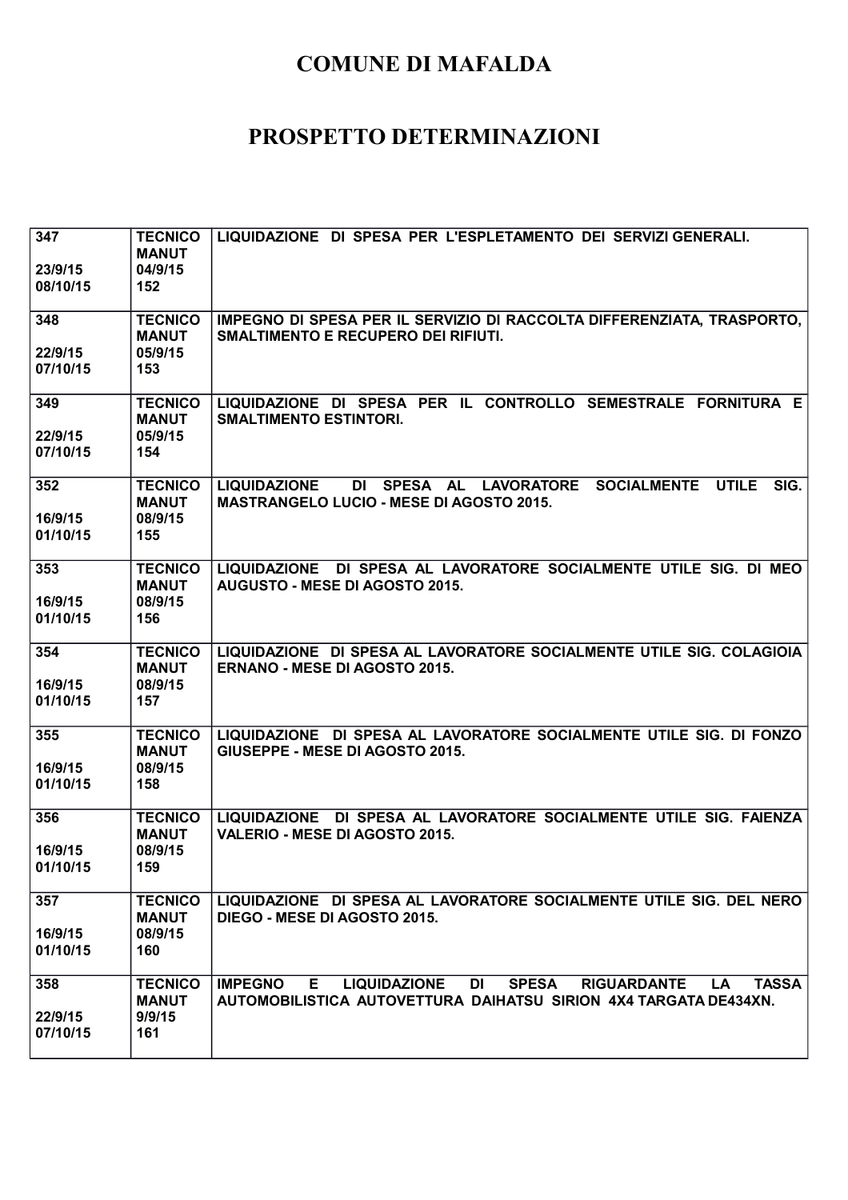# COMUNE DI MAFALDA

# PROSPETTO DETERMINAZIONI

| | | |
|---|---|---|
| 347<br><br>23/9/15<br>08/10/15 | TECNICO<br>MANUT<br>04/9/15<br>152 | LIQUIDAZIONE DI SPESA PER L'ESPLETAMENTO DEI SERVIZI GENERALI. |
| 348<br><br>22/9/15<br>07/10/15 | TECNICO<br>MANUT<br>05/9/15<br>153 | IMPEGNO DI SPESA PER IL SERVIZIO DI RACCOLTA DIFFERENZIATA, TRASPORTO, SMALTIMENTO E RECUPERO DEI RIFIUTI. |
| 349<br><br>22/9/15<br>07/10/15 | TECNICO<br>MANUT<br>05/9/15<br>154 | LIQUIDAZIONE DI SPESA PER IL CONTROLLO SEMESTRALE FORNITURA E SMALTIMENTO ESTINTORI. |
| 352<br><br>16/9/15<br>01/10/15 | TECNICO<br>MANUT<br>08/9/15<br>155 | LIQUIDAZIONE DI SPESA AL LAVORATORE SOCIALMENTE UTILE SIG. MASTRANGELO LUCIO - MESE DI AGOSTO 2015. |
| 353<br><br>16/9/15<br>01/10/15 | TECNICO<br>MANUT<br>08/9/15<br>156 | LIQUIDAZIONE DI SPESA AL LAVORATORE SOCIALMENTE UTILE SIG. DI MEO AUGUSTO - MESE DI AGOSTO 2015. |
| 354<br><br>16/9/15<br>01/10/15 | TECNICO<br>MANUT<br>08/9/15<br>157 | LIQUIDAZIONE DI SPESA AL LAVORATORE SOCIALMENTE UTILE SIG. COLAGIOIA ERNANO - MESE DI AGOSTO 2015. |
| 355<br><br>16/9/15<br>01/10/15 | TECNICO<br>MANUT<br>08/9/15<br>158 | LIQUIDAZIONE DI SPESA AL LAVORATORE SOCIALMENTE UTILE SIG. DI FONZO GIUSEPPE - MESE DI AGOSTO 2015. |
| 356<br><br>16/9/15<br>01/10/15 | TECNICO<br>MANUT<br>08/9/15<br>159 | LIQUIDAZIONE DI SPESA AL LAVORATORE SOCIALMENTE UTILE SIG. FAIENZA VALERIO - MESE DI AGOSTO 2015. |
| 357<br><br>16/9/15<br>01/10/15 | TECNICO<br>MANUT<br>08/9/15<br>160 | LIQUIDAZIONE DI SPESA AL LAVORATORE SOCIALMENTE UTILE SIG. DEL NERO DIEGO - MESE DI AGOSTO 2015. |
| 358<br><br>22/9/15<br>07/10/15 | TECNICO<br>MANUT<br>9/9/15<br>161 | IMPEGNO E LIQUIDAZIONE DI SPESA RIGUARDANTE LA TASSA AUTOMOBILISTICA AUTOVETTURA DAIHATSU SIRION 4X4 TARGATA DE434XN. |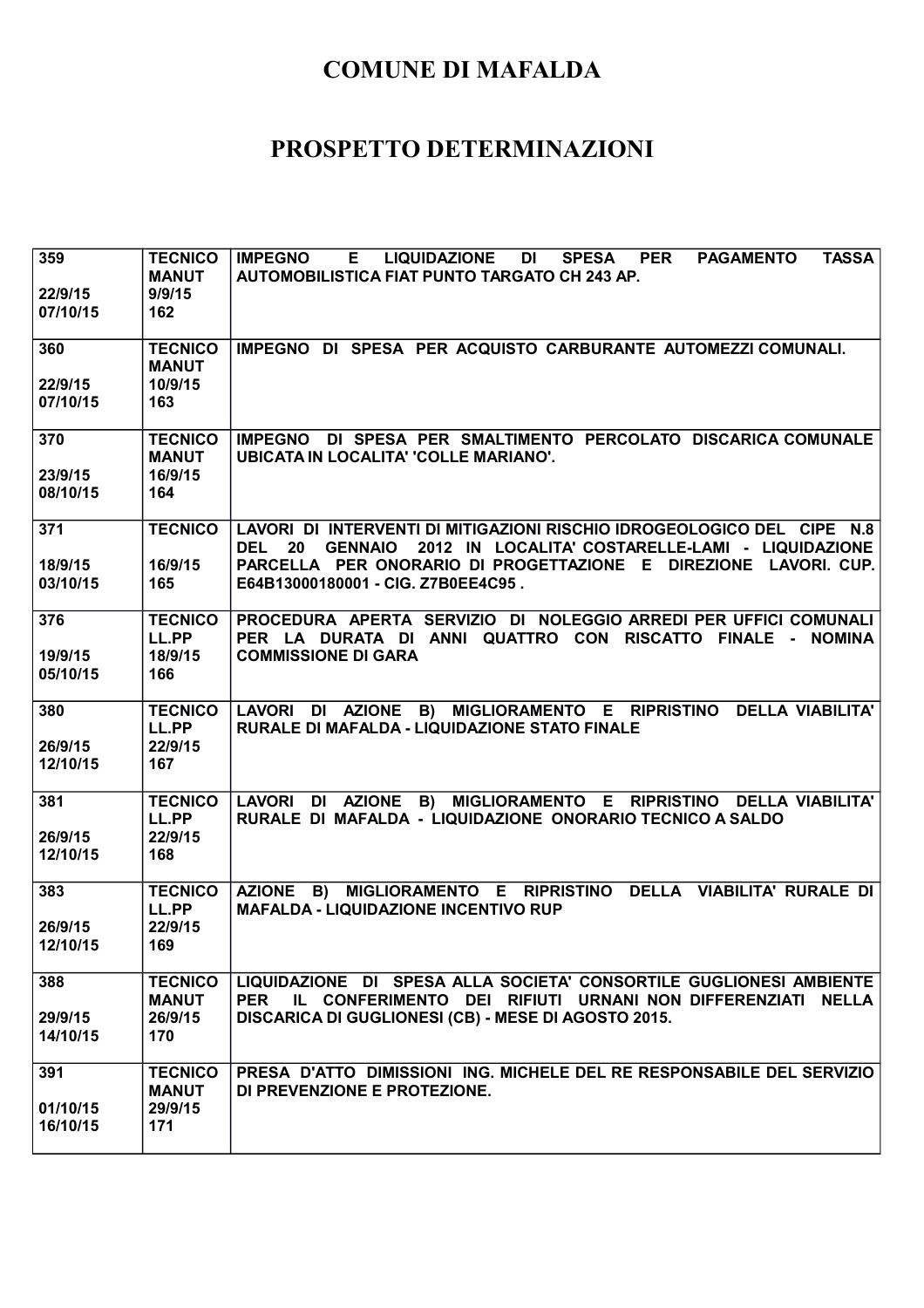# COMUNE DI MAFALDA

# PROSPETTO DETERMINAZIONI

| | | |
|---|---|---|
| 359<br><br>22/9/15<br>07/10/15 | TECNICO<br>MANUT<br>9/9/15<br>162 | IMPEGNO E LIQUIDAZIONE DI SPESA PER PAGAMENTO TASSA AUTOMOBILISTICA FIAT PUNTO TARGATO CH 243 AP. |
| 360<br><br>22/9/15<br>07/10/15 | TECNICO<br>MANUT<br>10/9/15<br>163 | IMPEGNO DI SPESA PER ACQUISTO CARBURANTE AUTOMEZZI COMUNALI. |
| 370<br><br>23/9/15<br>08/10/15 | TECNICO<br>MANUT<br>16/9/15<br>164 | IMPEGNO DI SPESA PER SMALTIMENTO PERCOLATO DISCARICA COMUNALE UBICATA IN LOCALITA' 'COLLE MARIANO'. |
| 371<br><br>18/9/15<br>03/10/15 | TECNICO<br><br>16/9/15<br>165 | LAVORI DI INTERVENTI DI MITIGAZIONI RISCHIO IDROGEOLOGICO DEL CIPE N.8 DEL 20 GENNAIO 2012 IN LOCALITA' COSTARELLE-LAMI - LIQUIDAZIONE PARCELLA PER ONORARIO DI PROGETTAZIONE E DIREZIONE LAVORI. CUP. E64B13000180001 - CIG. Z7B0EE4C95 . |
| 376<br><br>19/9/15<br>05/10/15 | TECNICO<br>LL.PP<br>18/9/15<br>166 | PROCEDURA APERTA SERVIZIO DI NOLEGGIO ARREDI PER UFFICI COMUNALI PER LA DURATA DI ANNI QUATTRO CON RISCATTO FINALE - NOMINA COMMISSIONE DI GARA |
| 380<br><br>26/9/15<br>12/10/15 | TECNICO<br>LL.PP<br>22/9/15<br>167 | LAVORI DI AZIONE B) MIGLIORAMENTO E RIPRISTINO DELLA VIABILITA' RURALE DI MAFALDA - LIQUIDAZIONE STATO FINALE |
| 381<br><br>26/9/15<br>12/10/15 | TECNICO<br>LL.PP<br>22/9/15<br>168 | LAVORI DI AZIONE B) MIGLIORAMENTO E RIPRISTINO DELLA VIABILITA' RURALE DI MAFALDA - LIQUIDAZIONE ONORARIO TECNICO A SALDO |
| 383<br><br>26/9/15<br>12/10/15 | TECNICO<br>LL.PP<br>22/9/15<br>169 | AZIONE B) MIGLIORAMENTO E RIPRISTINO DELLA VIABILITA' RURALE DI MAFALDA - LIQUIDAZIONE INCENTIVO RUP |
| 388<br><br>29/9/15<br>14/10/15 | TECNICO<br>MANUT<br>26/9/15<br>170 | LIQUIDAZIONE DI SPESA ALLA SOCIETA' CONSORTILE GUGLIONESI AMBIENTE PER IL CONFERIMENTO DEI RIFIUTI URNANI NON DIFFERENZIATI NELLA DISCARICA DI GUGLIONESI (CB) - MESE DI AGOSTO 2015. |
| 391<br><br>01/10/15<br>16/10/15 | TECNICO<br>MANUT<br>29/9/15<br>171 | PRESA D'ATTO DIMISSIONI ING. MICHELE DEL RE RESPONSABILE DEL SERVIZIO DI PREVENZIONE E PROTEZIONE. |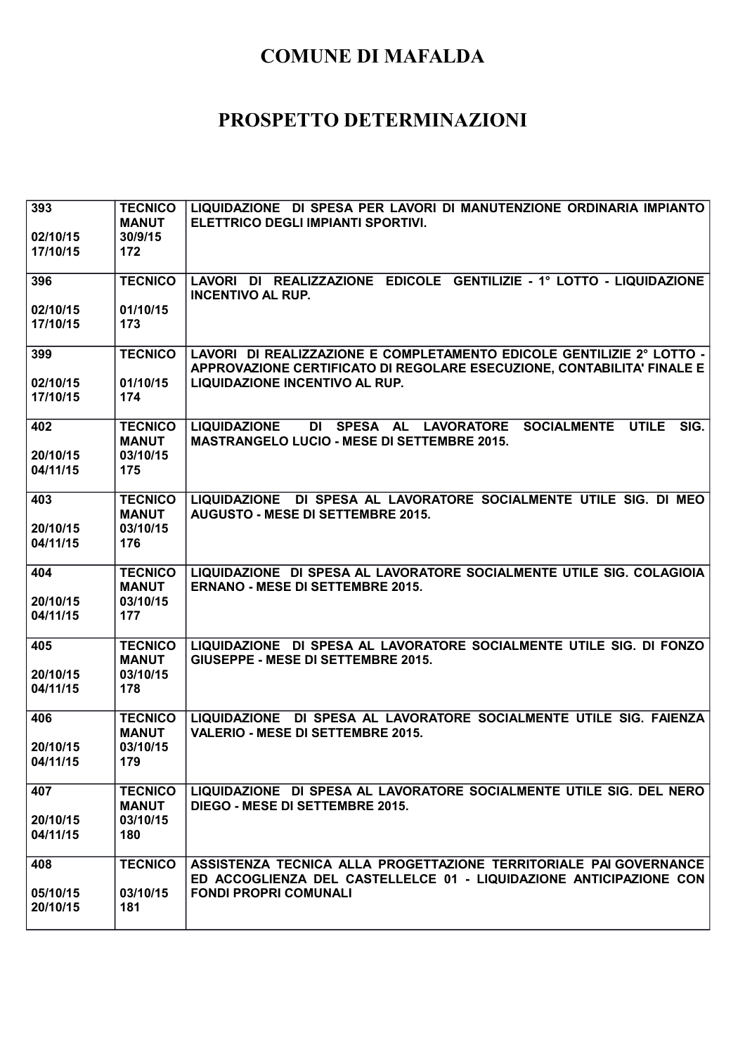# COMUNE DI MAFALDA

# PROSPETTO DETERMINAZIONI

| | | |
|---|---|---|
| 393<br><br>02/10/15<br>17/10/15 | TECNICO<br>MANUT<br>30/9/15<br>172 | LIQUIDAZIONE DI SPESA PER LAVORI DI MANUTENZIONE ORDINARIA IMPIANTO ELETTRICO DEGLI IMPIANTI SPORTIVI. |
| 396<br><br>02/10/15<br>17/10/15 | TECNICO<br><br>01/10/15<br>173 | LAVORI DI REALIZZAZIONE EDICOLE GENTILIZIE - 1° LOTTO - LIQUIDAZIONE INCENTIVO AL RUP. |
| 399<br><br>02/10/15<br>17/10/15 | TECNICO<br><br>01/10/15<br>174 | LAVORI DI REALIZZAZIONE E COMPLETAMENTO EDICOLE GENTILIZIE 2° LOTTO - APPROVAZIONE CERTIFICATO DI REGOLARE ESECUZIONE, CONTABILITA' FINALE E LIQUIDAZIONE INCENTIVO AL RUP. |
| 402<br><br>20/10/15<br>04/11/15 | TECNICO<br>MANUT<br>03/10/15<br>175 | LIQUIDAZIONE DI SPESA AL LAVORATORE SOCIALMENTE UTILE SIG. MASTRANGELO LUCIO - MESE DI SETTEMBRE 2015. |
| 403<br><br>20/10/15<br>04/11/15 | TECNICO<br>MANUT<br>03/10/15<br>176 | LIQUIDAZIONE DI SPESA AL LAVORATORE SOCIALMENTE UTILE SIG. DI MEO AUGUSTO - MESE DI SETTEMBRE 2015. |
| 404<br><br>20/10/15<br>04/11/15 | TECNICO<br>MANUT<br>03/10/15<br>177 | LIQUIDAZIONE DI SPESA AL LAVORATORE SOCIALMENTE UTILE SIG. COLAGIOIA ERNANO - MESE DI SETTEMBRE 2015. |
| 405<br><br>20/10/15<br>04/11/15 | TECNICO<br>MANUT<br>03/10/15<br>178 | LIQUIDAZIONE DI SPESA AL LAVORATORE SOCIALMENTE UTILE SIG. DI FONZO GIUSEPPE - MESE DI SETTEMBRE 2015. |
| 406<br><br>20/10/15<br>04/11/15 | TECNICO<br>MANUT<br>03/10/15<br>179 | LIQUIDAZIONE DI SPESA AL LAVORATORE SOCIALMENTE UTILE SIG. FAIENZA VALERIO - MESE DI SETTEMBRE 2015. |
| 407<br><br>20/10/15<br>04/11/15 | TECNICO<br>MANUT<br>03/10/15<br>180 | LIQUIDAZIONE DI SPESA AL LAVORATORE SOCIALMENTE UTILE SIG. DEL NERO DIEGO - MESE DI SETTEMBRE 2015. |
| 408<br><br>05/10/15<br>20/10/15 | TECNICO<br><br>03/10/15<br>181 | ASSISTENZA TECNICA ALLA PROGETTAZIONE TERRITORIALE PAI GOVERNANCE ED ACCOGLIENZA DEL CASTELLELCE 01 - LIQUIDAZIONE ANTICIPAZIONE CON FONDI PROPRI COMUNALI |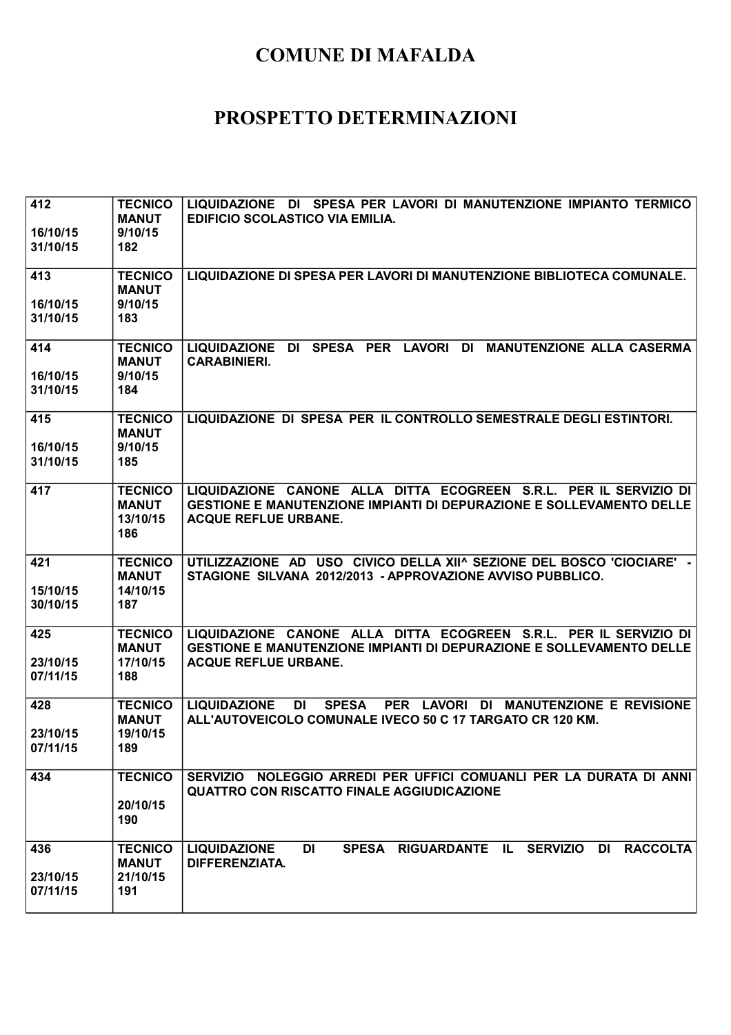# COMUNE DI MAFALDA

# PROSPETTO DETERMINAZIONI

| | | |
|---|---|---|
| 412<br><br>16/10/15<br>31/10/15 | TECNICO<br>MANUT<br>9/10/15<br>182 | LIQUIDAZIONE DI SPESA PER LAVORI DI MANUTENZIONE IMPIANTO TERMICO EDIFICIO SCOLASTICO VIA EMILIA. |
| 413<br><br>16/10/15<br>31/10/15 | TECNICO<br>MANUT<br>9/10/15<br>183 | LIQUIDAZIONE DI SPESA PER LAVORI DI MANUTENZIONE BIBLIOTECA COMUNALE. |
| 414<br><br>16/10/15<br>31/10/15 | TECNICO<br>MANUT<br>9/10/15<br>184 | LIQUIDAZIONE DI SPESA PER LAVORI DI MANUTENZIONE ALLA CASERMA CARABINIERI. |
| 415<br><br>16/10/15<br>31/10/15 | TECNICO<br>MANUT<br>9/10/15<br>185 | LIQUIDAZIONE DI SPESA PER IL CONTROLLO SEMESTRALE DEGLI ESTINTORI. |
| 417 | TECNICO<br>MANUT<br>13/10/15<br>186 | LIQUIDAZIONE CANONE ALLA DITTA ECOGREEN S.R.L. PER IL SERVIZIO DI GESTIONE E MANUTENZIONE IMPIANTI DI DEPURAZIONE E SOLLEVAMENTO DELLE ACQUE REFLUE URBANE. |
| 421<br><br>15/10/15<br>30/10/15 | TECNICO<br>MANUT<br>14/10/15<br>187 | UTILIZZAZIONE AD USO CIVICO DELLA XII^ SEZIONE DEL BOSCO 'CIOCIARE' - STAGIONE SILVANA 2012/2013 - APPROVAZIONE AVVISO PUBBLICO. |
| 425<br><br>23/10/15<br>07/11/15 | TECNICO<br>MANUT<br>17/10/15<br>188 | LIQUIDAZIONE CANONE ALLA DITTA ECOGREEN S.R.L. PER IL SERVIZIO DI GESTIONE E MANUTENZIONE IMPIANTI DI DEPURAZIONE E SOLLEVAMENTO DELLE ACQUE REFLUE URBANE. |
| 428<br><br>23/10/15<br>07/11/15 | TECNICO<br>MANUT<br>19/10/15<br>189 | LIQUIDAZIONE DI SPESA PER LAVORI DI MANUTENZIONE E REVISIONE ALL'AUTOVEICOLO COMUNALE IVECO 50 C 17 TARGATO CR 120 KM. |
| 434 | TECNICO<br><br>20/10/15<br>190 | SERVIZIO NOLEGGIO ARREDI PER UFFICI COMUANLI PER LA DURATA DI ANNI QUATTRO CON RISCATTO FINALE AGGIUDICAZIONE |
| 436<br><br>23/10/15<br>07/11/15 | TECNICO<br>MANUT<br>21/10/15<br>191 | LIQUIDAZIONE DI SPESA RIGUARDANTE IL SERVIZIO DI RACCOLTA DIFFERENZIATA. |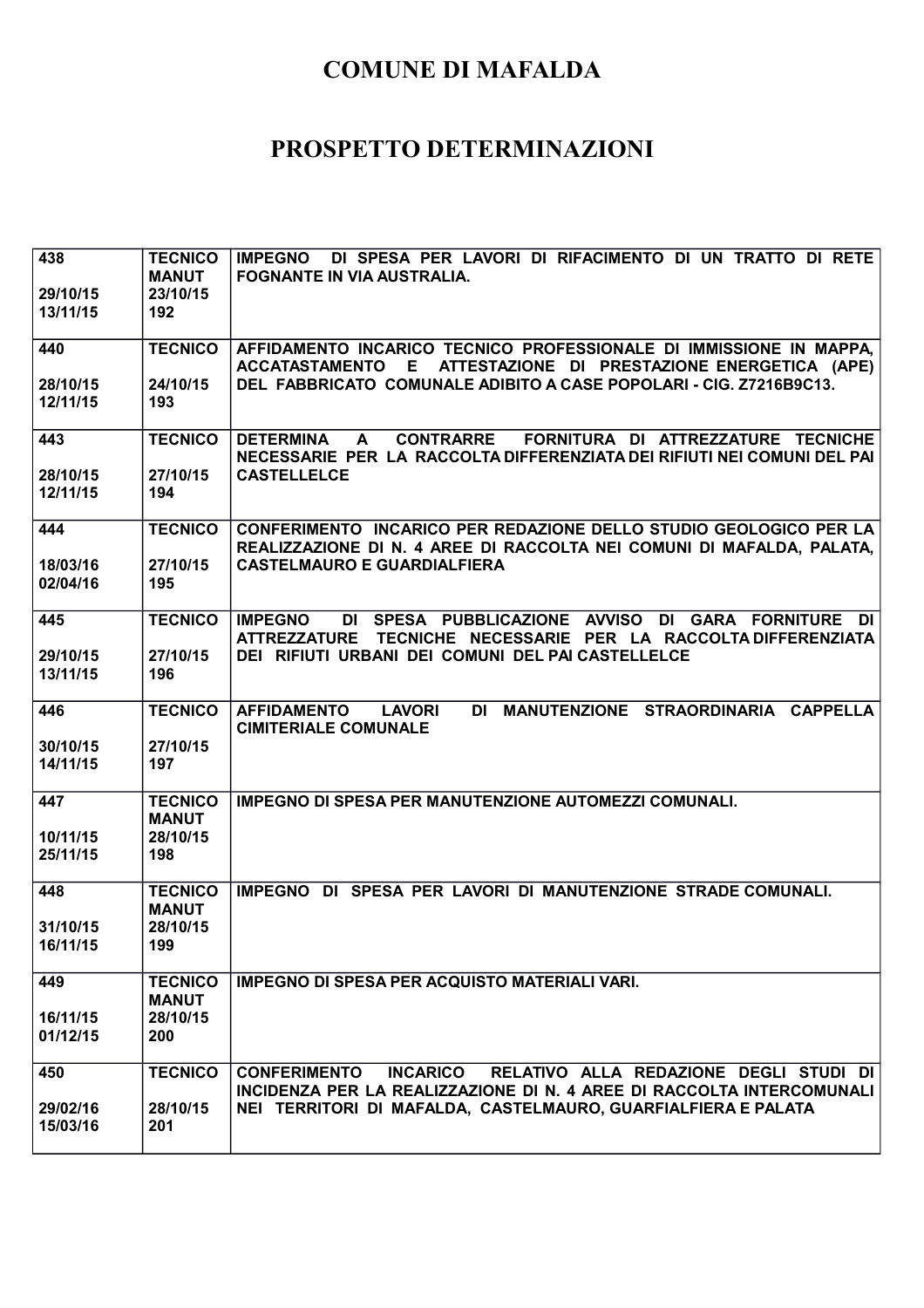# COMUNE DI MAFALDA

# PROSPETTO DETERMINAZIONI

| | | |
|---|---|---|
| 438<br><br>29/10/15<br>13/11/15 | TECNICO<br>MANUT<br>23/10/15<br>192 | IMPEGNO DI SPESA PER LAVORI DI RIFACIMENTO DI UN TRATTO DI RETE FOGNANTE IN VIA AUSTRALIA. |
| 440<br><br>28/10/15<br>12/11/15 | TECNICO<br><br>24/10/15<br>193 | AFFIDAMENTO INCARICO TECNICO PROFESSIONALE DI IMMISSIONE IN MAPPA, ACCATASTAMENTO E ATTESTAZIONE DI PRESTAZIONE ENERGETICA (APE) DEL FABBRICATO COMUNALE ADIBITO A CASE POPOLARI - CIG. Z7216B9C13. |
| 443<br><br>28/10/15<br>12/11/15 | TECNICO<br><br>27/10/15<br>194 | DETERMINA A CONTRARRE FORNITURA DI ATTREZZATURE TECNICHE NECESSARIE PER LA RACCOLTA DIFFERENZIATA DEI RIFIUTI NEI COMUNI DEL PAI CASTELLELCE |
| 444<br><br>18/03/16<br>02/04/16 | TECNICO<br><br>27/10/15<br>195 | CONFERIMENTO INCARICO PER REDAZIONE DELLO STUDIO GEOLOGICO PER LA REALIZZAZIONE DI N. 4 AREE DI RACCOLTA NEI COMUNI DI MAFALDA, PALATA, CASTELMAURO E GUARDIALFIERA |
| 445<br><br>29/10/15<br>13/11/15 | TECNICO<br><br>27/10/15<br>196 | IMPEGNO DI SPESA PUBBLICAZIONE AVVISO DI GARA FORNITURE DI ATTREZZATURE TECNICHE NECESSARIE PER LA RACCOLTA DIFFERENZIATA DEI RIFIUTI URBANI DEI COMUNI DEL PAI CASTELLELCE |
| 446<br><br>30/10/15<br>14/11/15 | TECNICO<br><br>27/10/15<br>197 | AFFIDAMENTO LAVORI DI MANUTENZIONE STRAORDINARIA CAPPELLA CIMITERIALE COMUNALE |
| 447<br><br>10/11/15<br>25/11/15 | TECNICO<br>MANUT<br>28/10/15<br>198 | IMPEGNO DI SPESA PER MANUTENZIONE AUTOMEZZI COMUNALI. |
| 448<br><br>31/10/15<br>16/11/15 | TECNICO<br>MANUT<br>28/10/15<br>199 | IMPEGNO DI SPESA PER LAVORI DI MANUTENZIONE STRADE COMUNALI. |
| 449<br><br>16/11/15<br>01/12/15 | TECNICO<br>MANUT<br>28/10/15<br>200 | IMPEGNO DI SPESA PER ACQUISTO MATERIALI VARI. |
| 450<br><br>29/02/16<br>15/03/16 | TECNICO<br><br>28/10/15<br>201 | CONFERIMENTO INCARICO RELATIVO ALLA REDAZIONE DEGLI STUDI DI INCIDENZA PER LA REALIZZAZIONE DI N. 4 AREE DI RACCOLTA INTERCOMUNALI NEI TERRITORI DI MAFALDA, CASTELMAURO, GUARFIALFIERA E PALATA |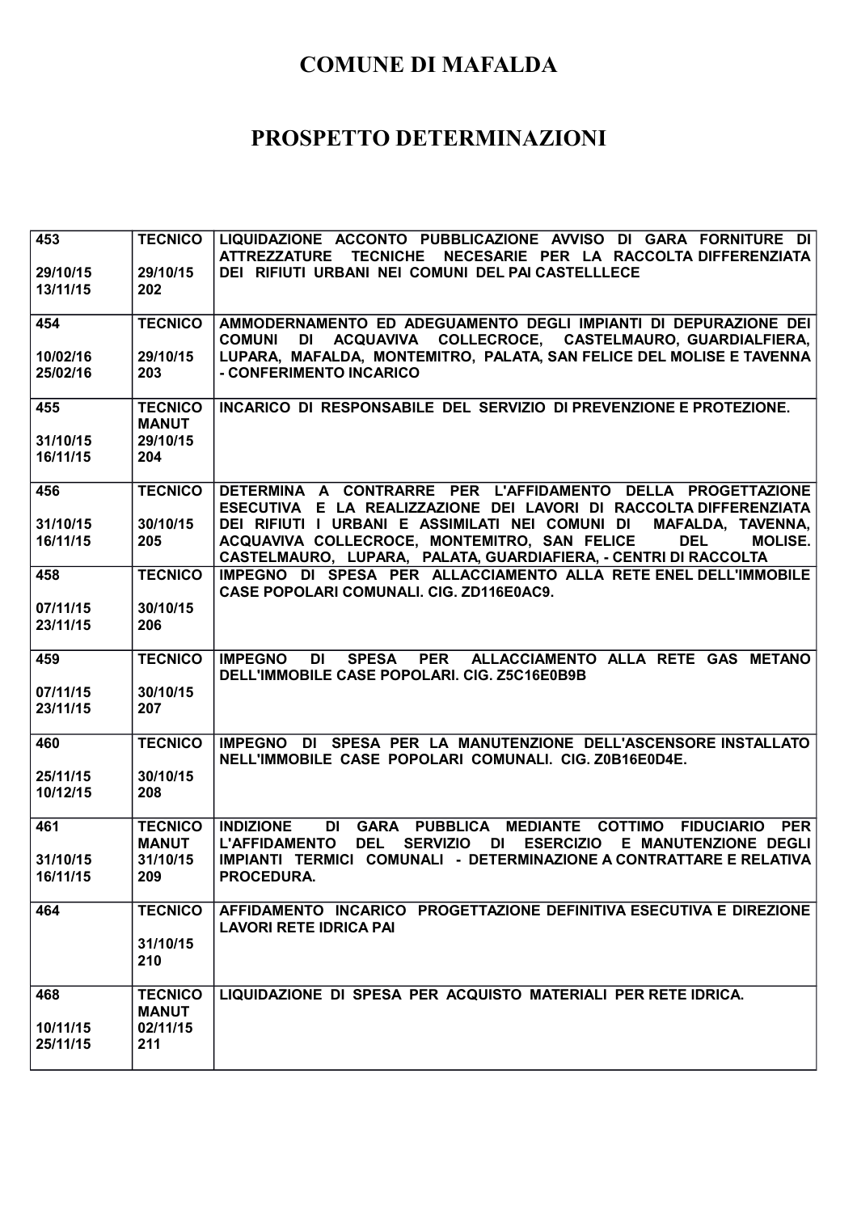# COMUNE DI MAFALDA

# PROSPETTO DETERMINAZIONI

| | | |
|---|---|---|
| 453<br><br>29/10/15<br>13/11/15 | TECNICO<br><br>29/10/15<br>202 | LIQUIDAZIONE ACCONTO PUBBLICAZIONE AVVISO DI GARA FORNITURE DI ATTREZZATURE TECNICHE NECESARIE PER LA RACCOLTA DIFFERENZIATA DEI RIFIUTI URBANI NEI COMUNI DEL PAI CASTELLLECE |
| 454<br><br>10/02/16<br>25/02/16 | TECNICO<br><br>29/10/15<br>203 | AMMODERNAMENTO ED ADEGUAMENTO DEGLI IMPIANTI DI DEPURAZIONE DEI COMUNI DI ACQUAVIVA COLLECROCE, CASTELMAURO, GUARDIALFIERA, LUPARA, MAFALDA, MONTEMITRO, PALATA, SAN FELICE DEL MOLISE E TAVENNA - CONFERIMENTO INCARICO |
| 455<br><br>31/10/15<br>16/11/15 | TECNICO<br>MANUT<br>29/10/15<br>204 | INCARICO DI RESPONSABILE DEL SERVIZIO DI PREVENZIONE E PROTEZIONE. |
| 456<br><br>31/10/15<br>16/11/15 | TECNICO<br><br>30/10/15<br>205 | DETERMINA A CONTRARRE PER L'AFFIDAMENTO DELLA PROGETTAZIONE ESECUTIVA E LA REALIZZAZIONE DEI LAVORI DI RACCOLTA DIFFERENZIATA DEI RIFIUTI I URBANI E ASSIMILATI NEI COMUNI DI MAFALDA, TAVENNA, ACQUAVIVA COLLECROCE, MONTEMITRO, SAN FELICE DEL MOLISE. CASTELMAURO, LUPARA, PALATA, GUARDIAFIERA, - CENTRI DI RACCOLTA |
| 458<br><br>07/11/15<br>23/11/15 | TECNICO<br><br>30/10/15<br>206 | IMPEGNO DI SPESA PER ALLACCIAMENTO ALLA RETE ENEL DELL'IMMOBILE CASE POPOLARI COMUNALI. CIG. ZD116E0AC9. |
| 459<br><br>07/11/15<br>23/11/15 | TECNICO<br><br>30/10/15<br>207 | IMPEGNO DI SPESA PER ALLACCIAMENTO ALLA RETE GAS METANO DELL'IMMOBILE CASE POPOLARI. CIG. Z5C16E0B9B |
| 460<br><br>25/11/15<br>10/12/15 | TECNICO<br><br>30/10/15<br>208 | IMPEGNO DI SPESA PER LA MANUTENZIONE DELL'ASCENSORE INSTALLATO NELL'IMMOBILE CASE POPOLARI COMUNALI. CIG. Z0B16E0D4E. |
| 461<br><br>31/10/15<br>16/11/15 | TECNICO<br>MANUT<br>31/10/15<br>209 | INDIZIONE DI GARA PUBBLICA MEDIANTE COTTIMO FIDUCIARIO PER L'AFFIDAMENTO DEL SERVIZIO DI ESERCIZIO E MANUTENZIONE DEGLI IMPIANTI TERMICI COMUNALI - DETERMINAZIONE A CONTRATTARE E RELATIVA PROCEDURA. |
| 464 | TECNICO<br><br>31/10/15<br>210 | AFFIDAMENTO INCARICO PROGETTAZIONE DEFINITIVA ESECUTIVA E DIREZIONE LAVORI RETE IDRICA PAI |
| 468<br><br>10/11/15<br>25/11/15 | TECNICO<br>MANUT<br>02/11/15<br>211 | LIQUIDAZIONE DI SPESA PER ACQUISTO MATERIALI PER RETE IDRICA. |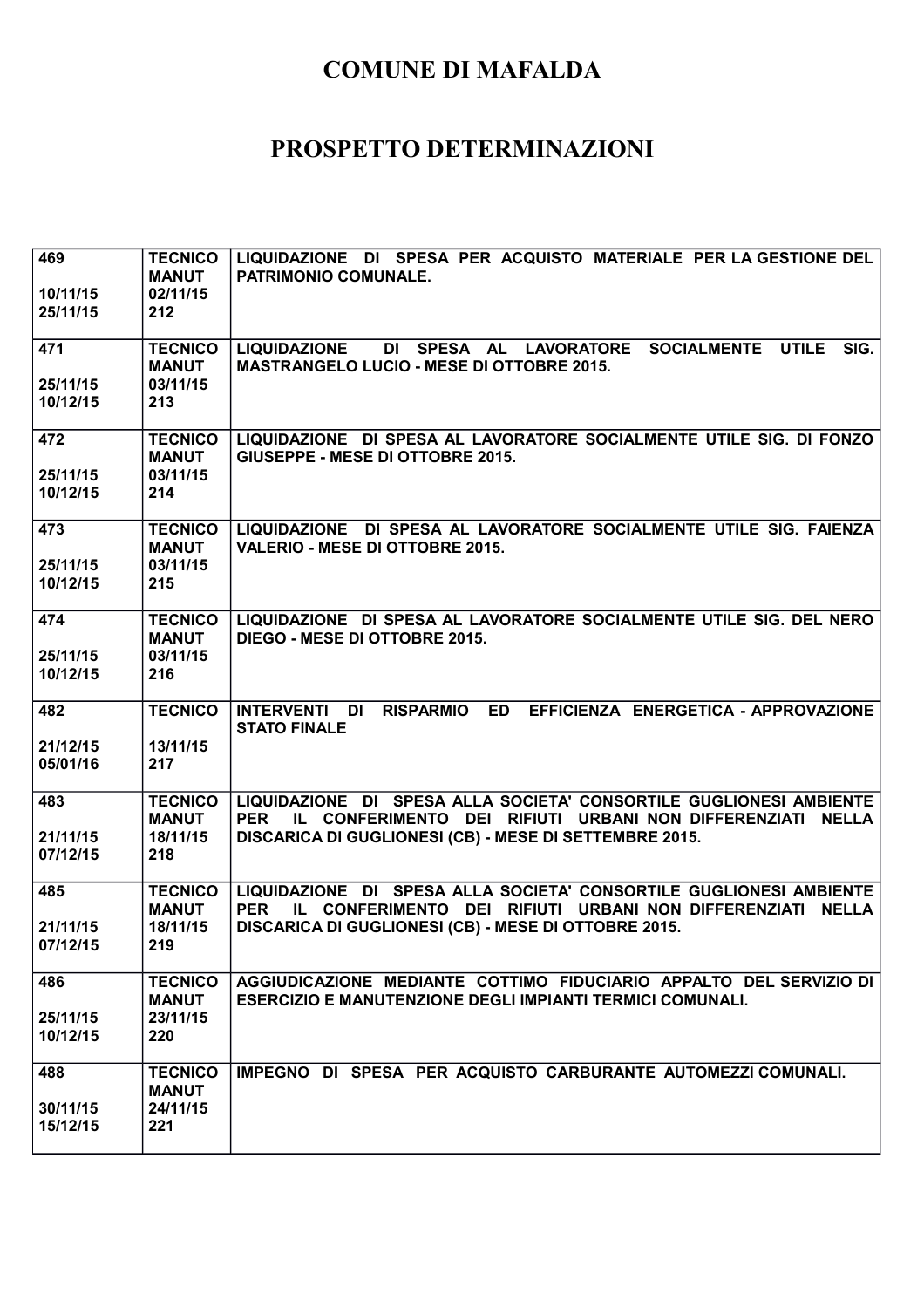# COMUNE DI MAFALDA

# PROSPETTO DETERMINAZIONI

| | | |
|---|---|---|
| 469<br><br>10/11/15<br>25/11/15 | TECNICO<br>MANUT<br>02/11/15<br>212 | LIQUIDAZIONE DI SPESA PER ACQUISTO MATERIALE PER LA GESTIONE DEL PATRIMONIO COMUNALE. |
| 471<br><br>25/11/15<br>10/12/15 | TECNICO<br>MANUT<br>03/11/15<br>213 | LIQUIDAZIONE DI SPESA AL LAVORATORE SOCIALMENTE UTILE SIG. MASTRANGELO LUCIO - MESE DI OTTOBRE 2015. |
| 472<br><br>25/11/15<br>10/12/15 | TECNICO<br>MANUT<br>03/11/15<br>214 | LIQUIDAZIONE DI SPESA AL LAVORATORE SOCIALMENTE UTILE SIG. DI FONZO GIUSEPPE - MESE DI OTTOBRE 2015. |
| 473<br><br>25/11/15<br>10/12/15 | TECNICO<br>MANUT<br>03/11/15<br>215 | LIQUIDAZIONE DI SPESA AL LAVORATORE SOCIALMENTE UTILE SIG. FAIENZA VALERIO - MESE DI OTTOBRE 2015. |
| 474<br><br>25/11/15<br>10/12/15 | TECNICO<br>MANUT<br>03/11/15<br>216 | LIQUIDAZIONE DI SPESA AL LAVORATORE SOCIALMENTE UTILE SIG. DEL NERO DIEGO - MESE DI OTTOBRE 2015. |
| 482<br><br>21/12/15<br>05/01/16 | TECNICO<br><br>13/11/15<br>217 | INTERVENTI DI RISPARMIO ED EFFICIENZA ENERGETICA - APPROVAZIONE STATO FINALE |
| 483<br><br>21/11/15<br>07/12/15 | TECNICO<br>MANUT<br>18/11/15<br>218 | LIQUIDAZIONE DI SPESA ALLA SOCIETA' CONSORTILE GUGLIONESI AMBIENTE PER IL CONFERIMENTO DEI RIFIUTI URBANI NON DIFFERENZIATI NELLA DISCARICA DI GUGLIONESI (CB) - MESE DI SETTEMBRE 2015. |
| 485<br><br>21/11/15<br>07/12/15 | TECNICO<br>MANUT<br>18/11/15<br>219 | LIQUIDAZIONE DI SPESA ALLA SOCIETA' CONSORTILE GUGLIONESI AMBIENTE PER IL CONFERIMENTO DEI RIFIUTI URBANI NON DIFFERENZIATI NELLA DISCARICA DI GUGLIONESI (CB) - MESE DI OTTOBRE 2015. |
| 486<br><br>25/11/15<br>10/12/15 | TECNICO<br>MANUT<br>23/11/15<br>220 | AGGIUDICAZIONE MEDIANTE COTTIMO FIDUCIARIO APPALTO DEL SERVIZIO DI ESERCIZIO E MANUTENZIONE DEGLI IMPIANTI TERMICI COMUNALI. |
| 488<br><br>30/11/15<br>15/12/15 | TECNICO<br>MANUT<br>24/11/15<br>221 | IMPEGNO DI SPESA PER ACQUISTO CARBURANTE AUTOMEZZI COMUNALI. |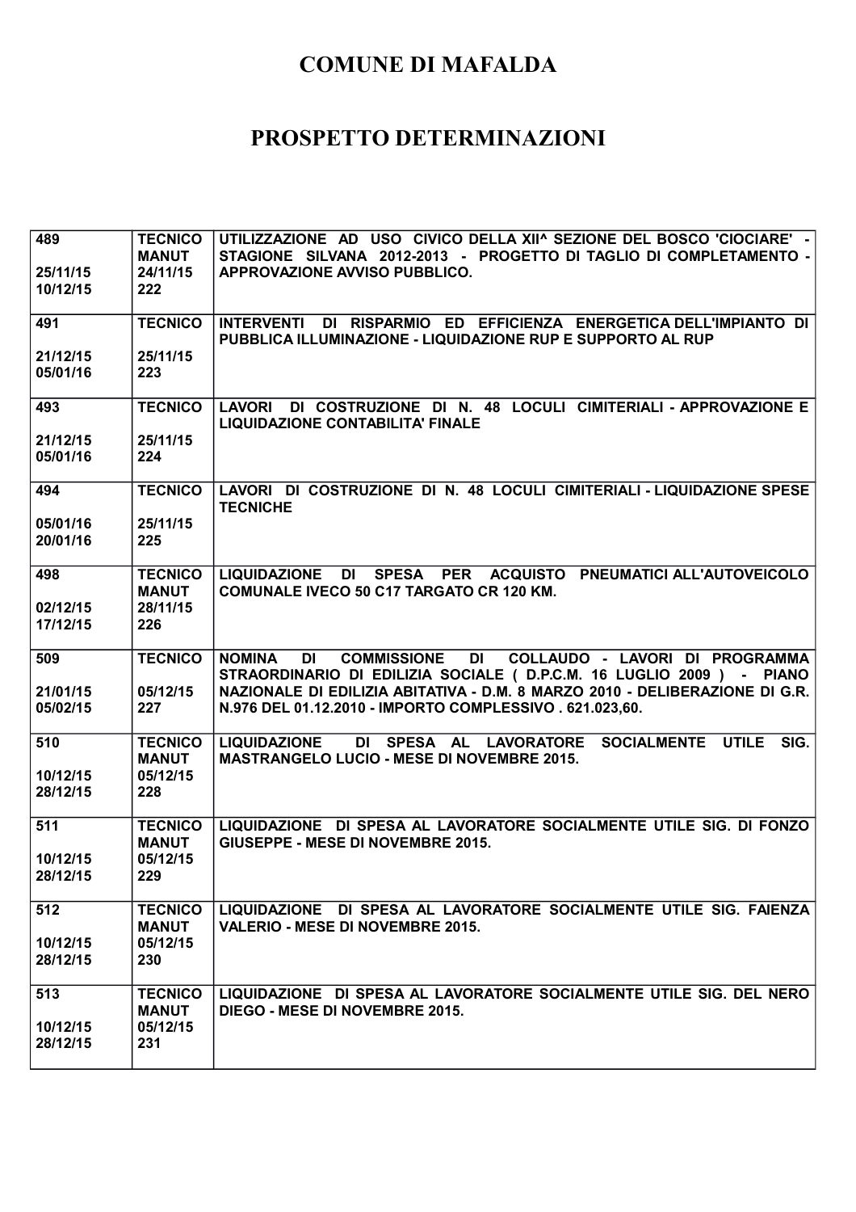# COMUNE DI MAFALDA

# PROSPETTO DETERMINAZIONI

| | | |
|---|---|---|
| 489<br><br>25/11/15<br>10/12/15 | TECNICO<br>MANUT<br>24/11/15<br>222 | UTILIZZAZIONE AD USO CIVICO DELLA XII^ SEZIONE DEL BOSCO 'CIOCIARE' - STAGIONE SILVANA 2012-2013 - PROGETTO DI TAGLIO DI COMPLETAMENTO - APPROVAZIONE AVVISO PUBBLICO. |
| 491<br><br>21/12/15<br>05/01/16 | TECNICO<br><br>25/11/15<br>223 | INTERVENTI DI RISPARMIO ED EFFICIENZA ENERGETICA DELL'IMPIANTO DI PUBBLICA ILLUMINAZIONE - LIQUIDAZIONE RUP E SUPPORTO AL RUP |
| 493<br><br>21/12/15<br>05/01/16 | TECNICO<br><br>25/11/15<br>224 | LAVORI DI COSTRUZIONE DI N. 48 LOCULI CIMITERIALI - APPROVAZIONE E LIQUIDAZIONE CONTABILITA' FINALE |
| 494<br><br>05/01/16<br>20/01/16 | TECNICO<br><br>25/11/15<br>225 | LAVORI DI COSTRUZIONE DI N. 48 LOCULI CIMITERIALI - LIQUIDAZIONE SPESE TECNICHE |
| 498<br><br>02/12/15<br>17/12/15 | TECNICO<br>MANUT<br>28/11/15<br>226 | LIQUIDAZIONE DI SPESA PER ACQUISTO PNEUMATICI ALL'AUTOVEICOLO COMUNALE IVECO 50 C17 TARGATO CR 120 KM. |
| 509<br><br>21/01/15<br>05/02/15 | TECNICO<br><br>05/12/15<br>227 | NOMINA DI COMMISSIONE DI COLLAUDO - LAVORI DI PROGRAMMA STRAORDINARIO DI EDILIZIA SOCIALE ( D.P.C.M. 16 LUGLIO 2009 ) - PIANO NAZIONALE DI EDILIZIA ABITATIVA - D.M. 8 MARZO 2010 - DELIBERAZIONE DI G.R. N.976 DEL 01.12.2010 - IMPORTO COMPLESSIVO . 621.023,60. |
| 510<br><br>10/12/15<br>28/12/15 | TECNICO<br>MANUT<br>05/12/15<br>228 | LIQUIDAZIONE DI SPESA AL LAVORATORE SOCIALMENTE UTILE SIG. MASTRANGELO LUCIO - MESE DI NOVEMBRE 2015. |
| 511<br><br>10/12/15<br>28/12/15 | TECNICO<br>MANUT<br>05/12/15<br>229 | LIQUIDAZIONE DI SPESA AL LAVORATORE SOCIALMENTE UTILE SIG. DI FONZO GIUSEPPE - MESE DI NOVEMBRE 2015. |
| 512<br><br>10/12/15<br>28/12/15 | TECNICO<br>MANUT<br>05/12/15<br>230 | LIQUIDAZIONE DI SPESA AL LAVORATORE SOCIALMENTE UTILE SIG. FAIENZA VALERIO - MESE DI NOVEMBRE 2015. |
| 513<br><br>10/12/15<br>28/12/15 | TECNICO<br>MANUT<br>05/12/15<br>231 | LIQUIDAZIONE DI SPESA AL LAVORATORE SOCIALMENTE UTILE SIG. DEL NERO DIEGO - MESE DI NOVEMBRE 2015. |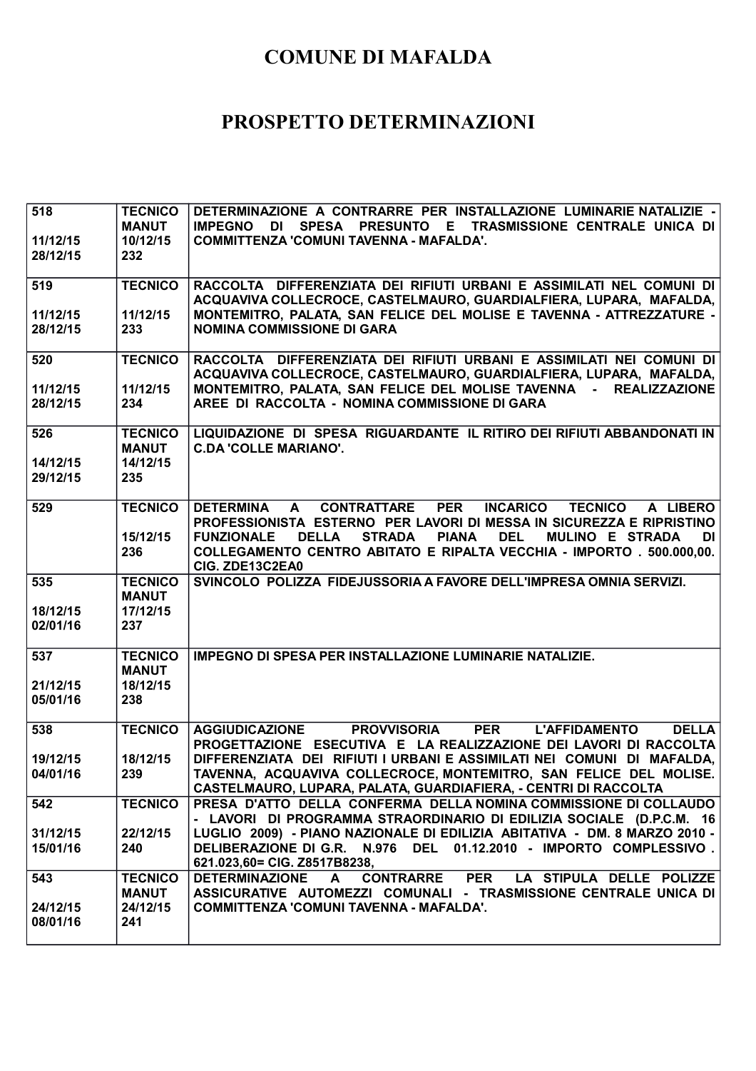# COMUNE DI MAFALDA

# PROSPETTO DETERMINAZIONI

| | | |
|---|---|---|
| 518<br><br>11/12/15<br>28/12/15 | TECNICO MANUT<br>10/12/15<br>232 | DETERMINAZIONE A CONTRARRE PER INSTALLAZIONE LUMINARIE NATALIZIE - IMPEGNO DI SPESA PRESUNTO E TRASMISSIONE CENTRALE UNICA DI COMMITTENZA 'COMUNI TAVENNA - MAFALDA'. |
| 519<br><br>11/12/15<br>28/12/15 | TECNICO<br><br>11/12/15<br>233 | RACCOLTA DIFFERENZIATA DEI RIFIUTI URBANI E ASSIMILATI NEL COMUNI DI ACQUAVIVA COLLECROCE, CASTELMAURO, GUARDIALFIERA, LUPARA, MAFALDA, MONTEMITRO, PALATA, SAN FELICE DEL MOLISE E TAVENNA - ATTREZZATURE - NOMINA COMMISSIONE DI GARA |
| 520<br><br>11/12/15<br>28/12/15 | TECNICO<br><br>11/12/15<br>234 | RACCOLTA DIFFERENZIATA DEI RIFIUTI URBANI E ASSIMILATI NEI COMUNI DI ACQUAVIVA COLLECROCE, CASTELMAURO, GUARDIALFIERA, LUPARA, MAFALDA, MONTEMITRO, PALATA, SAN FELICE DEL MOLISE TAVENNA - REALIZZAZIONE AREE DI RACCOLTA - NOMINA COMMISSIONE DI GARA |
| 526<br><br>14/12/15<br>29/12/15 | TECNICO MANUT<br>14/12/15<br>235 | LIQUIDAZIONE DI SPESA RIGUARDANTE IL RITIRO DEI RIFIUTI ABBANDONATI IN C.DA 'COLLE MARIANO'. |
| 529 | TECNICO<br><br>15/12/15<br>236 | DETERMINA A CONTRATTARE PER INCARICO TECNICO A LIBERO PROFESSIONISTA ESTERNO PER LAVORI DI MESSA IN SICUREZZA E RIPRISTINO FUNZIONALE DELLA STRADA PIANA DEL MULINO E STRADA DI COLLEGAMENTO CENTRO ABITATO E RIPALTA VECCHIA - IMPORTO . 500.000,00. CIG. ZDE13C2EA0 |
| 535<br><br>18/12/15<br>02/01/16 | TECNICO MANUT<br>17/12/15<br>237 | SVINCOLO POLIZZA FIDEJUSSORIA A FAVORE DELL'IMPRESA OMNIA SERVIZI. |
| 537<br><br>21/12/15<br>05/01/16 | TECNICO MANUT<br>18/12/15<br>238 | IMPEGNO DI SPESA PER INSTALLAZIONE LUMINARIE NATALIZIE. |
| 538<br><br>19/12/15<br>04/01/16 | TECNICO<br><br>18/12/15<br>239 | AGGIUDICAZIONE PROVVISORIA PER L'AFFIDAMENTO DELLA PROGETTAZIONE ESECUTIVA E LA REALIZZAZIONE DEI LAVORI DI RACCOLTA DIFFERENZIATA DEI RIFIUTI I URBANI E ASSIMILATI NEI COMUNI DI MAFALDA, TAVENNA, ACQUAVIVA COLLECROCE, MONTEMITRO, SAN FELICE DEL MOLISE. CASTELMAURO, LUPARA, PALATA, GUARDIAFIERA, - CENTRI DI RACCOLTA |
| 542<br><br>31/12/15<br>15/01/16 | TECNICO<br><br>22/12/15<br>240 | PRESA D'ATTO DELLA CONFERMA DELLA NOMINA COMMISSIONE DI COLLAUDO - LAVORI DI PROGRAMMA STRAORDINARIO DI EDILIZIA SOCIALE (D.P.C.M. 16 LUGLIO 2009) - PIANO NAZIONALE DI EDILIZIA ABITATIVA - DM. 8 MARZO 2010 - DELIBERAZIONE DI G.R. N.976 DEL 01.12.2010 - IMPORTO COMPLESSIVO . 621.023,60= CIG. Z8517B8238, |
| 543<br><br>24/12/15<br>08/01/16 | TECNICO MANUT<br>24/12/15<br>241 | DETERMINAZIONE A CONTRARRE PER LA STIPULA DELLE POLIZZE ASSICURATIVE AUTOMEZZI COMUNALI - TRASMISSIONE CENTRALE UNICA DI COMMITTENZA 'COMUNI TAVENNA - MAFALDA'. |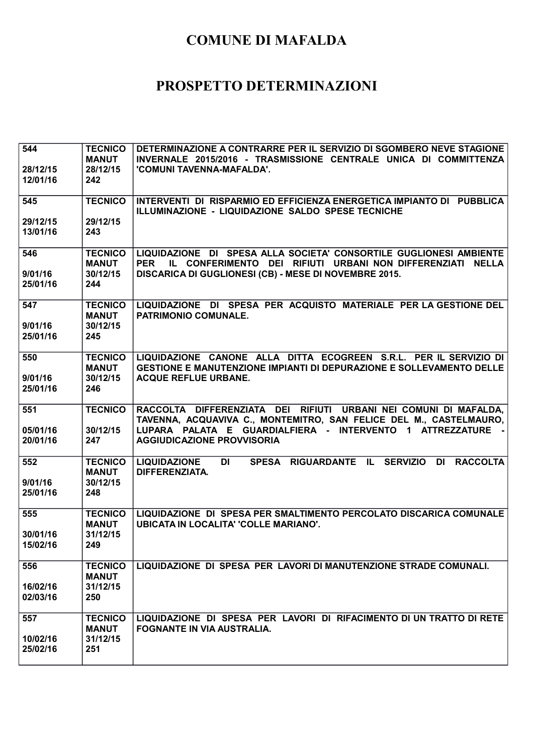# COMUNE DI MAFALDA

# PROSPETTO DETERMINAZIONI

| | | |
|---|---|---|
| 544<br><br>28/12/15<br>12/01/16 | TECNICO<br>MANUT<br>28/12/15<br>242 | DETERMINAZIONE A CONTRARRE PER IL SERVIZIO DI SGOMBERO NEVE STAGIONE INVERNALE 2015/2016 - TRASMISSIONE CENTRALE UNICA DI COMMITTENZA 'COMUNI TAVENNA-MAFALDA'. |
| 545<br><br>29/12/15<br>13/01/16 | TECNICO<br><br>29/12/15<br>243 | INTERVENTI DI RISPARMIO ED EFFICIENZA ENERGETICA IMPIANTO DI PUBBLICA ILLUMINAZIONE - LIQUIDAZIONE SALDO SPESE TECNICHE |
| 546<br><br>9/01/16<br>25/01/16 | TECNICO<br>MANUT<br>30/12/15<br>244 | LIQUIDAZIONE DI SPESA ALLA SOCIETA' CONSORTILE GUGLIONESI AMBIENTE PER IL CONFERIMENTO DEI RIFIUTI URBANI NON DIFFERENZIATI NELLA DISCARICA DI GUGLIONESI (CB) - MESE DI NOVEMBRE 2015. |
| 547<br><br>9/01/16<br>25/01/16 | TECNICO<br>MANUT<br>30/12/15<br>245 | LIQUIDAZIONE DI SPESA PER ACQUISTO MATERIALE PER LA GESTIONE DEL PATRIMONIO COMUNALE. |
| 550<br><br>9/01/16<br>25/01/16 | TECNICO<br>MANUT<br>30/12/15<br>246 | LIQUIDAZIONE CANONE ALLA DITTA ECOGREEN S.R.L. PER IL SERVIZIO DI GESTIONE E MANUTENZIONE IMPIANTI DI DEPURAZIONE E SOLLEVAMENTO DELLE ACQUE REFLUE URBANE. |
| 551<br><br>05/01/16<br>20/01/16 | TECNICO<br><br>30/12/15<br>247 | RACCOLTA DIFFERENZIATA DEI RIFIUTI URBANI NEI COMUNI DI MAFALDA, TAVENNA, ACQUAVIVA C., MONTEMITRO, SAN FELICE DEL M., CASTELMAURO, LUPARA PALATA E GUARDIALFIERA - INTERVENTO 1 ATTREZZATURE - AGGIUDICAZIONE PROVVISORIA |
| 552<br><br>9/01/16<br>25/01/16 | TECNICO<br>MANUT<br>30/12/15<br>248 | LIQUIDAZIONE DI SPESA RIGUARDANTE IL SERVIZIO DI RACCOLTA DIFFERENZIATA. |
| 555<br><br>30/01/16<br>15/02/16 | TECNICO<br>MANUT<br>31/12/15<br>249 | LIQUIDAZIONE DI SPESA PER SMALTIMENTO PERCOLATO DISCARICA COMUNALE UBICATA IN LOCALITA' 'COLLE MARIANO'. |
| 556<br><br>16/02/16<br>02/03/16 | TECNICO<br>MANUT<br>31/12/15<br>250 | LIQUIDAZIONE DI SPESA PER LAVORI DI MANUTENZIONE STRADE COMUNALI. |
| 557<br><br>10/02/16<br>25/02/16 | TECNICO<br>MANUT<br>31/12/15<br>251 | LIQUIDAZIONE DI SPESA PER LAVORI DI RIFACIMENTO DI UN TRATTO DI RETE FOGNANTE IN VIA AUSTRALIA. |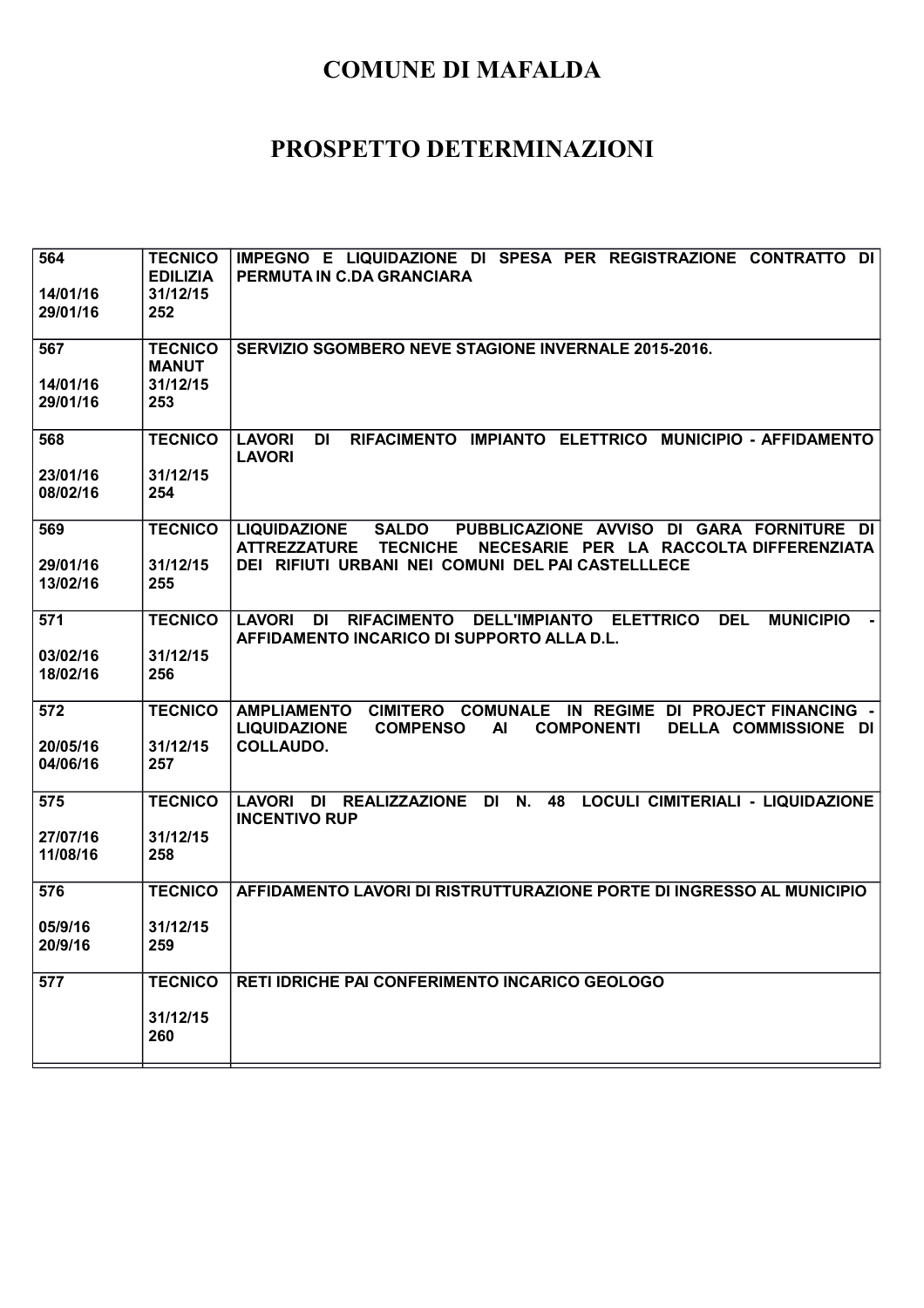# COMUNE DI MAFALDA

# PROSPETTO DETERMINAZIONI

| | | |
|---|---|---|
| 564<br><br>14/01/16<br>29/01/16 | TECNICO EDILIZIA<br>31/12/15<br>252 | IMPEGNO E LIQUIDAZIONE DI SPESA PER REGISTRAZIONE CONTRATTO DI PERMUTA IN C.DA GRANCIARA |
| 567<br><br>14/01/16<br>29/01/16 | TECNICO MANUT<br>31/12/15<br>253 | SERVIZIO SGOMBERO NEVE STAGIONE INVERNALE 2015-2016. |
| 568<br><br>23/01/16<br>08/02/16 | TECNICO<br><br>31/12/15<br>254 | LAVORI DI RIFACIMENTO IMPIANTO ELETTRICO MUNICIPIO - AFFIDAMENTO LAVORI |
| 569<br><br>29/01/16<br>13/02/16 | TECNICO<br><br>31/12/15<br>255 | LIQUIDAZIONE SALDO PUBBLICAZIONE AVVISO DI GARA FORNITURE DI ATTREZZATURE TECNICHE NECESARIE PER LA RACCOLTA DIFFERENZIATA DEI RIFIUTI URBANI NEI COMUNI DEL PAI CASTELLLECE |
| 571<br><br>03/02/16<br>18/02/16 | TECNICO<br><br>31/12/15<br>256 | LAVORI DI RIFACIMENTO DELL'IMPIANTO ELETTRICO DEL MUNICIPIO - AFFIDAMENTO INCARICO DI SUPPORTO ALLA D.L. |
| 572<br><br>20/05/16<br>04/06/16 | TECNICO<br><br>31/12/15<br>257 | AMPLIAMENTO CIMITERO COMUNALE IN REGIME DI PROJECT FINANCING - LIQUIDAZIONE COMPENSO AI COMPONENTI DELLA COMMISSIONE DI COLLAUDO. |
| 575<br><br>27/07/16<br>11/08/16 | TECNICO<br><br>31/12/15<br>258 | LAVORI DI REALIZZAZIONE DI N. 48 LOCULI CIMITERIALI - LIQUIDAZIONE INCENTIVO RUP |
| 576<br><br>05/9/16<br>20/9/16 | TECNICO<br><br>31/12/15<br>259 | AFFIDAMENTO LAVORI DI RISTRUTTURAZIONE PORTE DI INGRESSO AL MUNICIPIO |
| 577 | TECNICO<br><br>31/12/15<br>260 | RETI IDRICHE PAI CONFERIMENTO INCARICO GEOLOGO |